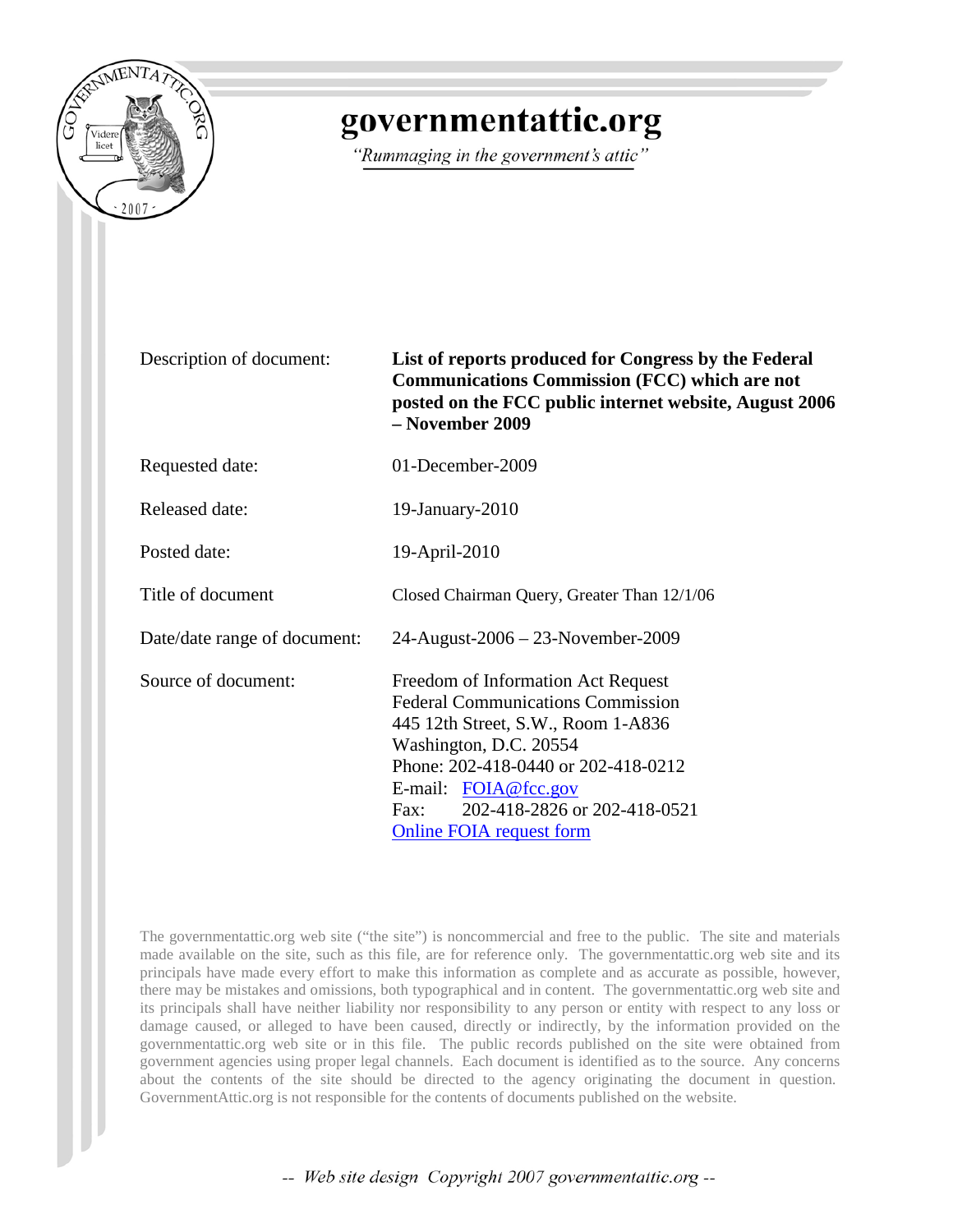# governmentattic.org

*"Rummaging in the government's attic"*

| | |
|---|---|
| Description of document: | **List of reports produced for Congress by the Federal Communications Commission (FCC) which are not posted on the FCC public internet website, August 2006 – November 2009** |
| Requested date: | 01-December-2009 |
| Released date: | 19-January-2010 |
| Posted date: | 19-April-2010 |
| Title of document | Closed Chairman Query, Greater Than 12/1/06 |
| Date/date range of document: | 24-August-2006 – 23-November-2009 |
| Source of document: | Freedom of Information Act Request<br>Federal Communications Commission<br>445 12th Street, S.W., Room 1-A836<br>Washington, D.C. 20554<br>Phone: 202-418-0440 or 202-418-0212<br>E-mail: FOIA@fcc.gov<br>Fax: 202-418-2826 or 202-418-0521<br>Online FOIA request form |

The governmentattic.org web site ("the site") is noncommercial and free to the public. The site and materials made available on the site, such as this file, are for reference only. The governmentattic.org web site and its principals have made every effort to make this information as complete and as accurate as possible, however, there may be mistakes and omissions, both typographical and in content. The governmentattic.org web site and its principals shall have neither liability nor responsibility to any person or entity with respect to any loss or damage caused, or alleged to have been caused, directly or indirectly, by the information provided on the governmentattic.org web site or in this file. The public records published on the site were obtained from government agencies using proper legal channels. Each document is identified as to the source. Any concerns about the contents of the site should be directed to the agency originating the document in question. GovernmentAttic.org is not responsible for the contents of documents published on the website.

-- Web site design Copyright 2007 governmentattic.org --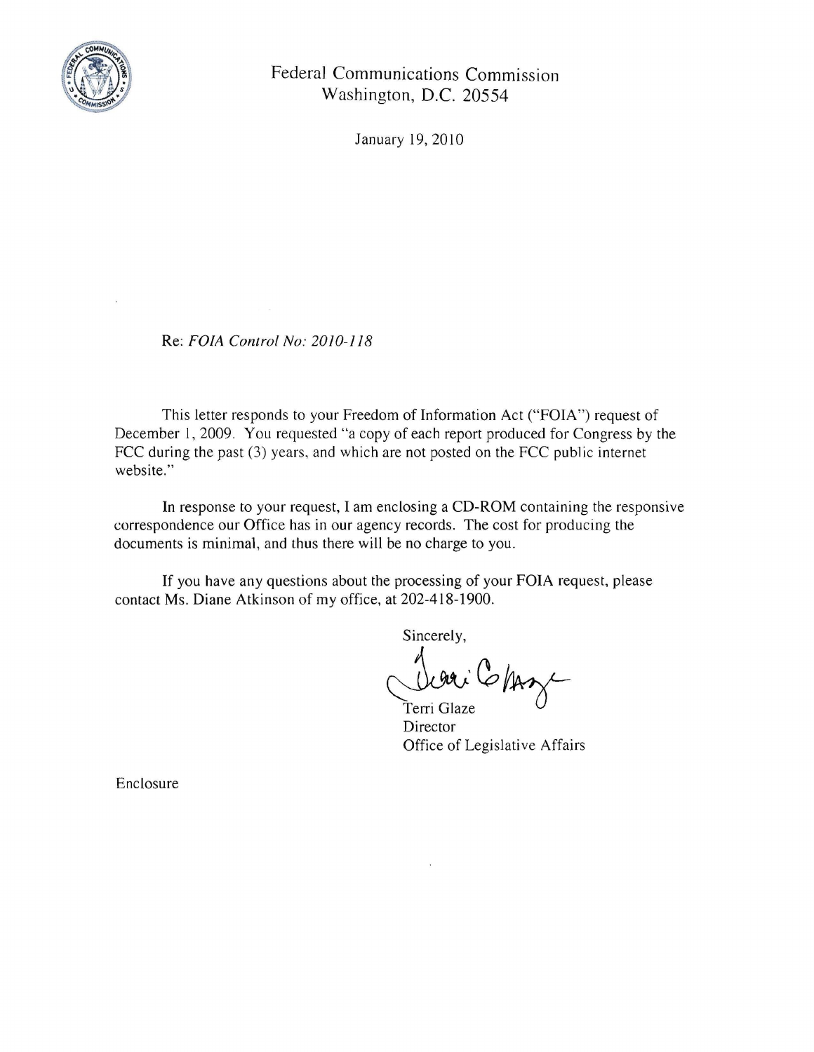Federal Communications Commission
Washington, D.C. 20554

January 19, 2010

Re: *FOIA Control No: 2010-118*

This letter responds to your Freedom of Information Act ("FOIA") request of December 1, 2009. You requested "a copy of each report produced for Congress by the FCC during the past (3) years, and which are not posted on the FCC public internet website."

In response to your request, I am enclosing a CD-ROM containing the responsive correspondence our Office has in our agency records. The cost for producing the documents is minimal, and thus there will be no charge to you.

If you have any questions about the processing of your FOIA request, please contact Ms. Diane Atkinson of my office, at 202-418-1900.

Sincerely,

Terri Glaze
Director
Office of Legislative Affairs

Enclosure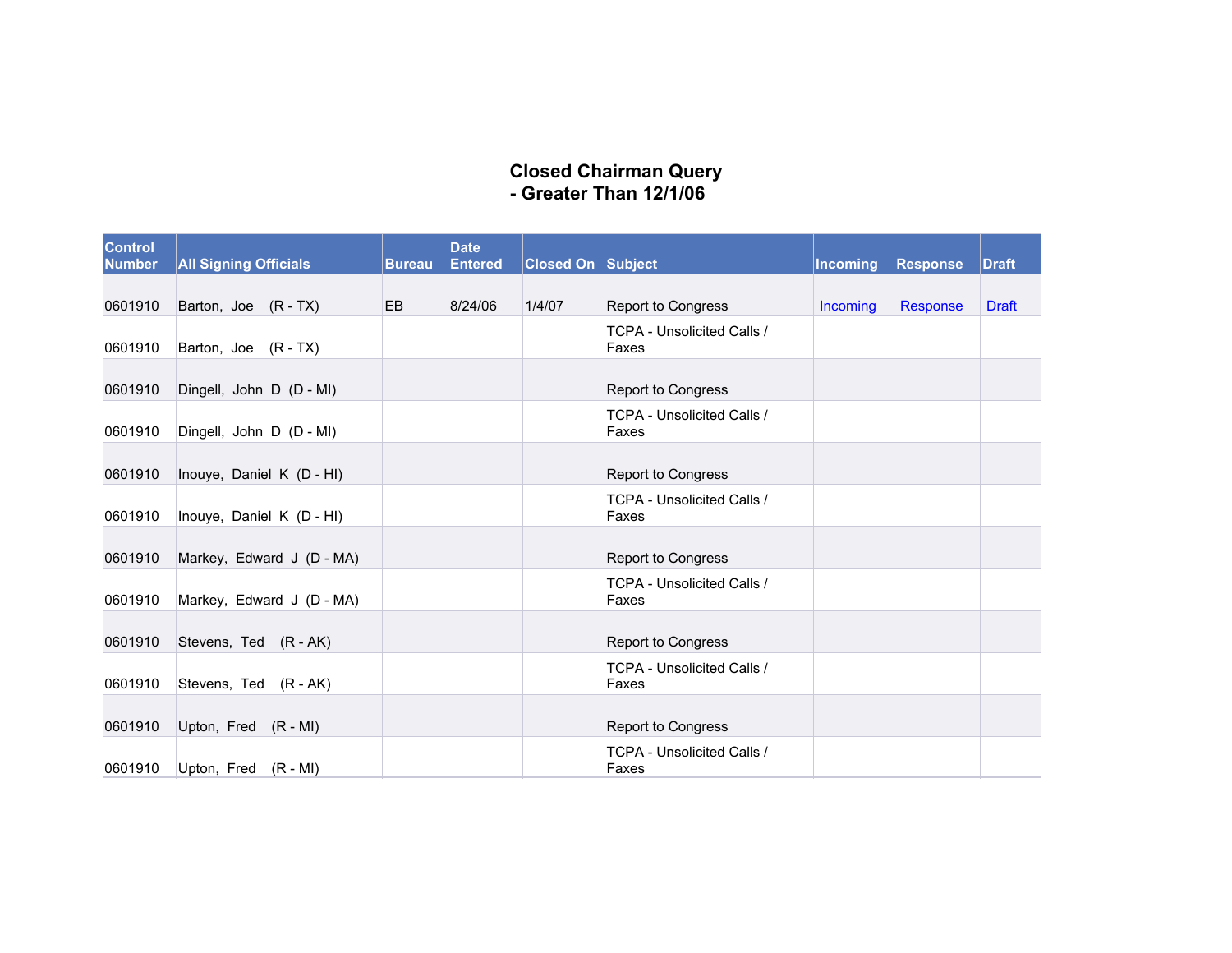# Closed Chairman Query
# - Greater Than 12/1/06

| Control Number | All Signing Officials | Bureau | Date Entered | Closed On | Subject | Incoming | Response | Draft |
|---|---|---|---|---|---|---|---|---|
| 0601910 | Barton, Joe (R - TX) | EB | 8/24/06 | 1/4/07 | Report to Congress | Incoming | Response | Draft |
| 0601910 | Barton, Joe (R - TX) | | | | TCPA - Unsolicited Calls / Faxes | | | |
| 0601910 | Dingell, John D (D - MI) | | | | Report to Congress | | | |
| 0601910 | Dingell, John D (D - MI) | | | | TCPA - Unsolicited Calls / Faxes | | | |
| 0601910 | Inouye, Daniel K (D - HI) | | | | Report to Congress | | | |
| 0601910 | Inouye, Daniel K (D - HI) | | | | TCPA - Unsolicited Calls / Faxes | | | |
| 0601910 | Markey, Edward J (D - MA) | | | | Report to Congress | | | |
| 0601910 | Markey, Edward J (D - MA) | | | | TCPA - Unsolicited Calls / Faxes | | | |
| 0601910 | Stevens, Ted (R - AK) | | | | Report to Congress | | | |
| 0601910 | Stevens, Ted (R - AK) | | | | TCPA - Unsolicited Calls / Faxes | | | |
| 0601910 | Upton, Fred (R - MI) | | | | Report to Congress | | | |
| 0601910 | Upton, Fred (R - MI) | | | | TCPA - Unsolicited Calls / Faxes | | | |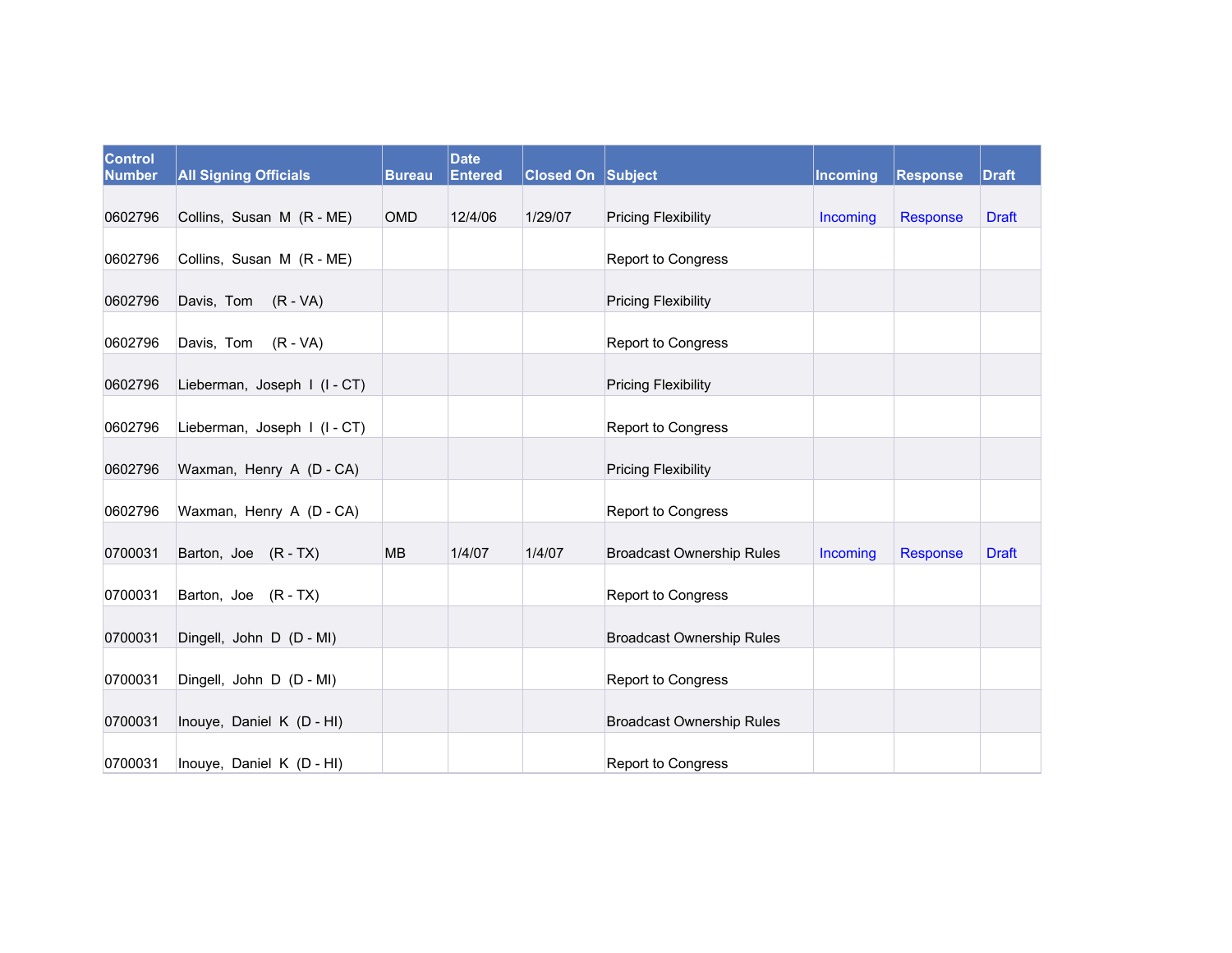| Control Number | All Signing Officials | Bureau | Date Entered | Closed On | Subject | Incoming | Response | Draft |
|---|---|---|---|---|---|---|---|---|
| 0602796 | Collins, Susan M (R - ME) | OMD | 12/4/06 | 1/29/07 | Pricing Flexibility | Incoming | Response | Draft |
| 0602796 | Collins, Susan M (R - ME) | | | | Report to Congress | | | |
| 0602796 | Davis, Tom (R - VA) | | | | Pricing Flexibility | | | |
| 0602796 | Davis, Tom (R - VA) | | | | Report to Congress | | | |
| 0602796 | Lieberman, Joseph I (I - CT) | | | | Pricing Flexibility | | | |
| 0602796 | Lieberman, Joseph I (I - CT) | | | | Report to Congress | | | |
| 0602796 | Waxman, Henry A (D - CA) | | | | Pricing Flexibility | | | |
| 0602796 | Waxman, Henry A (D - CA) | | | | Report to Congress | | | |
| 0700031 | Barton, Joe (R - TX) | MB | 1/4/07 | 1/4/07 | Broadcast Ownership Rules | Incoming | Response | Draft |
| 0700031 | Barton, Joe (R - TX) | | | | Report to Congress | | | |
| 0700031 | Dingell, John D (D - MI) | | | | Broadcast Ownership Rules | | | |
| 0700031 | Dingell, John D (D - MI) | | | | Report to Congress | | | |
| 0700031 | Inouye, Daniel K (D - HI) | | | | Broadcast Ownership Rules | | | |
| 0700031 | Inouye, Daniel K (D - HI) | | | | Report to Congress | | | |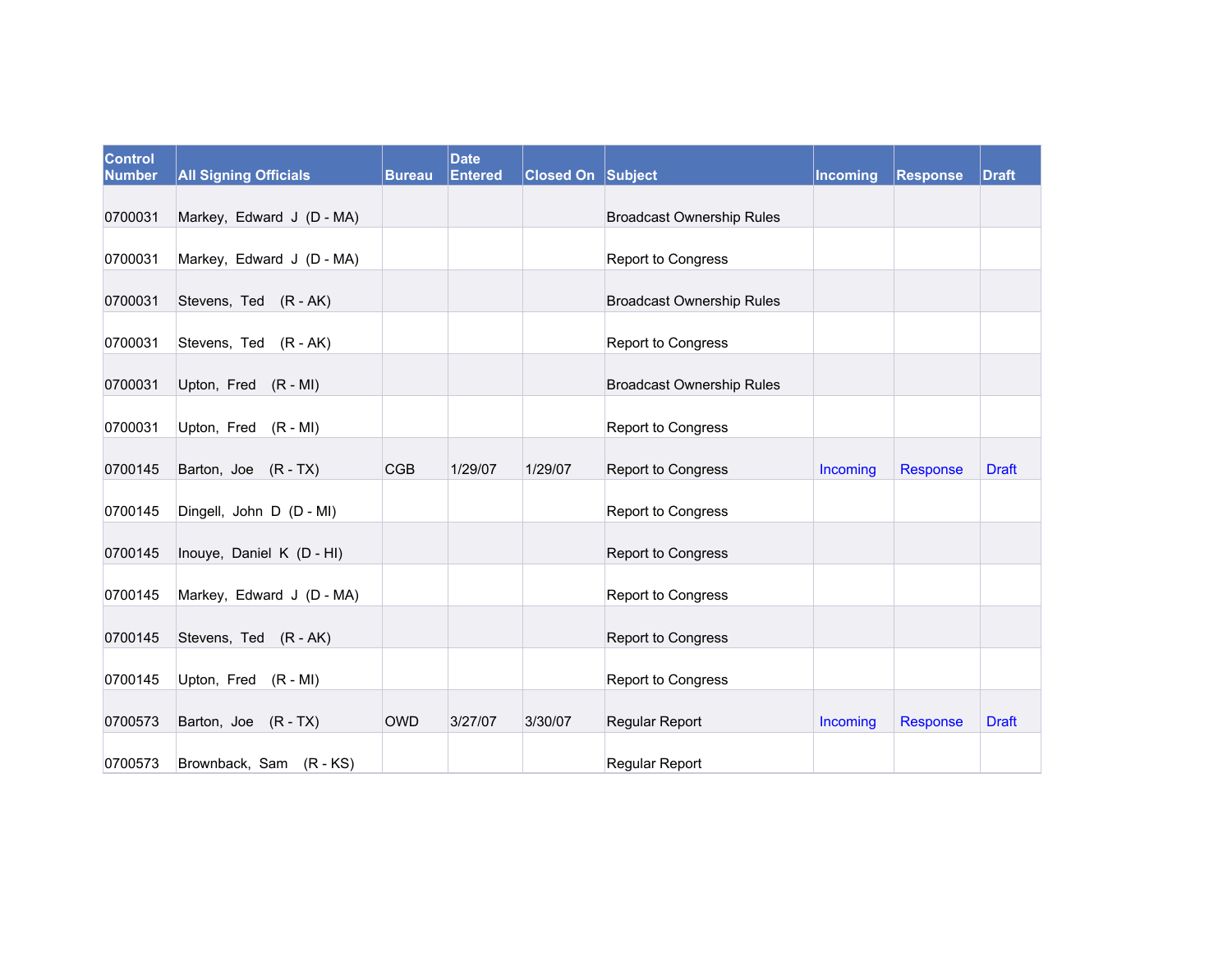| Control Number | All Signing Officials | Bureau | Date Entered | Closed On | Subject | Incoming | Response | Draft |
|---|---|---|---|---|---|---|---|---|
| 0700031 | Markey, Edward J (D - MA) | | | | Broadcast Ownership Rules | | | |
| 0700031 | Markey, Edward J (D - MA) | | | | Report to Congress | | | |
| 0700031 | Stevens, Ted (R - AK) | | | | Broadcast Ownership Rules | | | |
| 0700031 | Stevens, Ted (R - AK) | | | | Report to Congress | | | |
| 0700031 | Upton, Fred (R - MI) | | | | Broadcast Ownership Rules | | | |
| 0700031 | Upton, Fred (R - MI) | | | | Report to Congress | | | |
| 0700145 | Barton, Joe (R - TX) | CGB | 1/29/07 | 1/29/07 | Report to Congress | Incoming | Response | Draft |
| 0700145 | Dingell, John D (D - MI) | | | | Report to Congress | | | |
| 0700145 | Inouye, Daniel K (D - HI) | | | | Report to Congress | | | |
| 0700145 | Markey, Edward J (D - MA) | | | | Report to Congress | | | |
| 0700145 | Stevens, Ted (R - AK) | | | | Report to Congress | | | |
| 0700145 | Upton, Fred (R - MI) | | | | Report to Congress | | | |
| 0700573 | Barton, Joe (R - TX) | OWD | 3/27/07 | 3/30/07 | Regular Report | Incoming | Response | Draft |
| 0700573 | Brownback, Sam (R - KS) | | | | Regular Report | | | |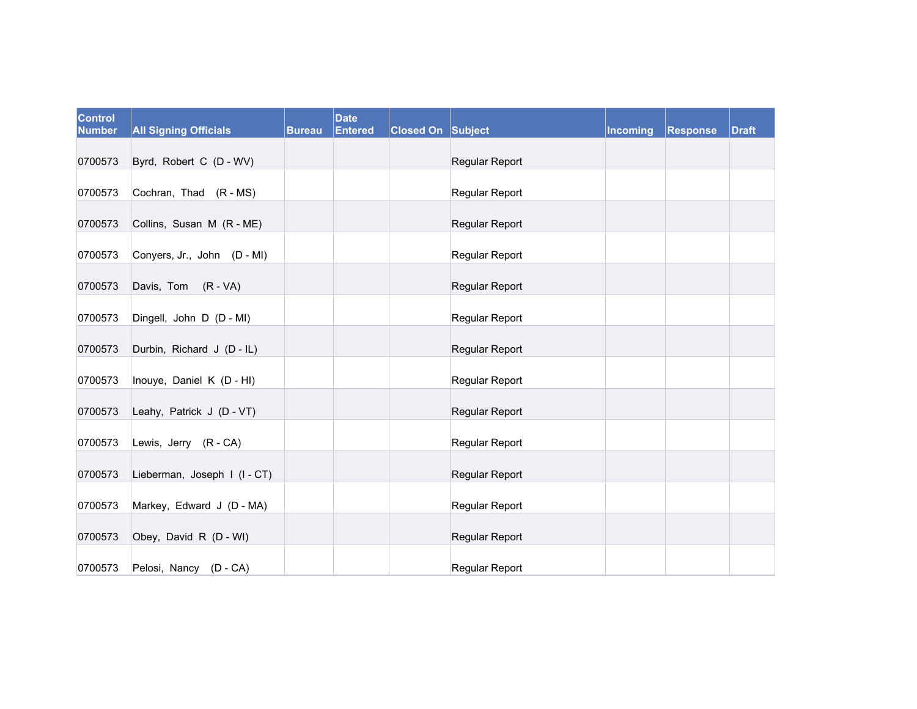| Control Number | All Signing Officials | Bureau | Date Entered | Closed On | Subject | Incoming | Response | Draft |
|---|---|---|---|---|---|---|---|---|
| 0700573 | Byrd, Robert C (D - WV) | | | | Regular Report | | | |
| 0700573 | Cochran, Thad (R - MS) | | | | Regular Report | | | |
| 0700573 | Collins, Susan M (R - ME) | | | | Regular Report | | | |
| 0700573 | Conyers, Jr., John (D - MI) | | | | Regular Report | | | |
| 0700573 | Davis, Tom (R - VA) | | | | Regular Report | | | |
| 0700573 | Dingell, John D (D - MI) | | | | Regular Report | | | |
| 0700573 | Durbin, Richard J (D - IL) | | | | Regular Report | | | |
| 0700573 | Inouye, Daniel K (D - HI) | | | | Regular Report | | | |
| 0700573 | Leahy, Patrick J (D - VT) | | | | Regular Report | | | |
| 0700573 | Lewis, Jerry (R - CA) | | | | Regular Report | | | |
| 0700573 | Lieberman, Joseph I (I - CT) | | | | Regular Report | | | |
| 0700573 | Markey, Edward J (D - MA) | | | | Regular Report | | | |
| 0700573 | Obey, David R (D - WI) | | | | Regular Report | | | |
| 0700573 | Pelosi, Nancy (D - CA) | | | | Regular Report | | | |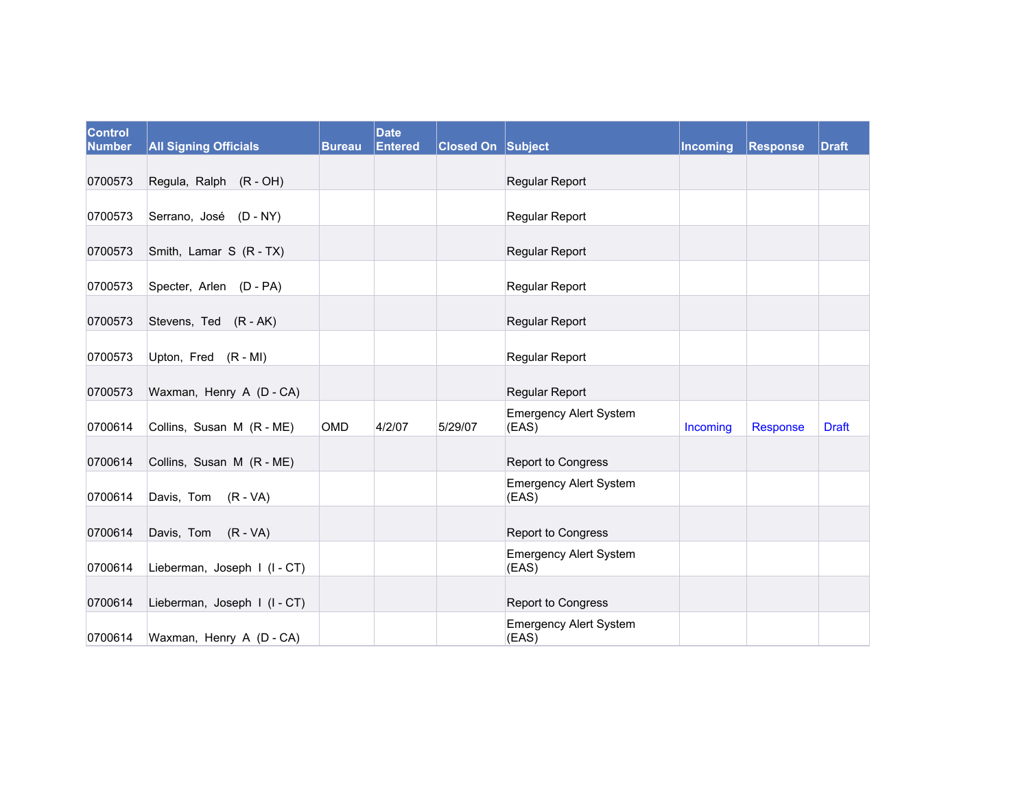| Control Number | All Signing Officials | Bureau | Date Entered | Closed On | Subject | Incoming | Response | Draft |
|---|---|---|---|---|---|---|---|---|
| 0700573 | Regula, Ralph (R - OH) | | | | Regular Report | | | |
| 0700573 | Serrano, José (D - NY) | | | | Regular Report | | | |
| 0700573 | Smith, Lamar S (R - TX) | | | | Regular Report | | | |
| 0700573 | Specter, Arlen (D - PA) | | | | Regular Report | | | |
| 0700573 | Stevens, Ted (R - AK) | | | | Regular Report | | | |
| 0700573 | Upton, Fred (R - MI) | | | | Regular Report | | | |
| 0700573 | Waxman, Henry A (D - CA) | | | | Regular Report | | | |
| 0700614 | Collins, Susan M (R - ME) | OMD | 4/2/07 | 5/29/07 | Emergency Alert System (EAS) | Incoming | Response | Draft |
| 0700614 | Collins, Susan M (R - ME) | | | | Report to Congress | | | |
| 0700614 | Davis, Tom (R - VA) | | | | Emergency Alert System (EAS) | | | |
| 0700614 | Davis, Tom (R - VA) | | | | Report to Congress | | | |
| 0700614 | Lieberman, Joseph I (I - CT) | | | | Emergency Alert System (EAS) | | | |
| 0700614 | Lieberman, Joseph I (I - CT) | | | | Report to Congress | | | |
| 0700614 | Waxman, Henry A (D - CA) | | | | Emergency Alert System (EAS) | | | |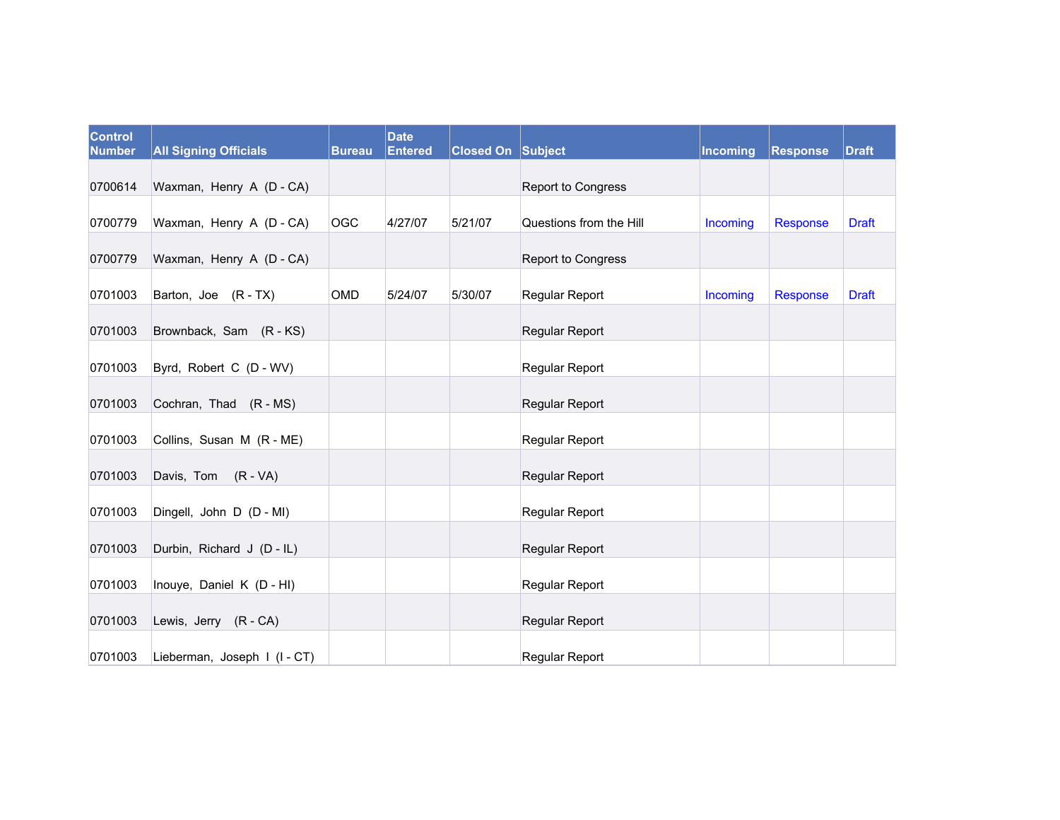| Control Number | All Signing Officials | Bureau | Date Entered | Closed On | Subject | Incoming | Response | Draft |
|---|---|---|---|---|---|---|---|---|
| 0700614 | Waxman, Henry A (D - CA) | | | | Report to Congress | | | |
| 0700779 | Waxman, Henry A (D - CA) | OGC | 4/27/07 | 5/21/07 | Questions from the Hill | Incoming | Response | Draft |
| 0700779 | Waxman, Henry A (D - CA) | | | | Report to Congress | | | |
| 0701003 | Barton, Joe (R - TX) | OMD | 5/24/07 | 5/30/07 | Regular Report | Incoming | Response | Draft |
| 0701003 | Brownback, Sam (R - KS) | | | | Regular Report | | | |
| 0701003 | Byrd, Robert C (D - WV) | | | | Regular Report | | | |
| 0701003 | Cochran, Thad (R - MS) | | | | Regular Report | | | |
| 0701003 | Collins, Susan M (R - ME) | | | | Regular Report | | | |
| 0701003 | Davis, Tom (R - VA) | | | | Regular Report | | | |
| 0701003 | Dingell, John D (D - MI) | | | | Regular Report | | | |
| 0701003 | Durbin, Richard J (D - IL) | | | | Regular Report | | | |
| 0701003 | Inouye, Daniel K (D - HI) | | | | Regular Report | | | |
| 0701003 | Lewis, Jerry (R - CA) | | | | Regular Report | | | |
| 0701003 | Lieberman, Joseph I (I - CT) | | | | Regular Report | | | |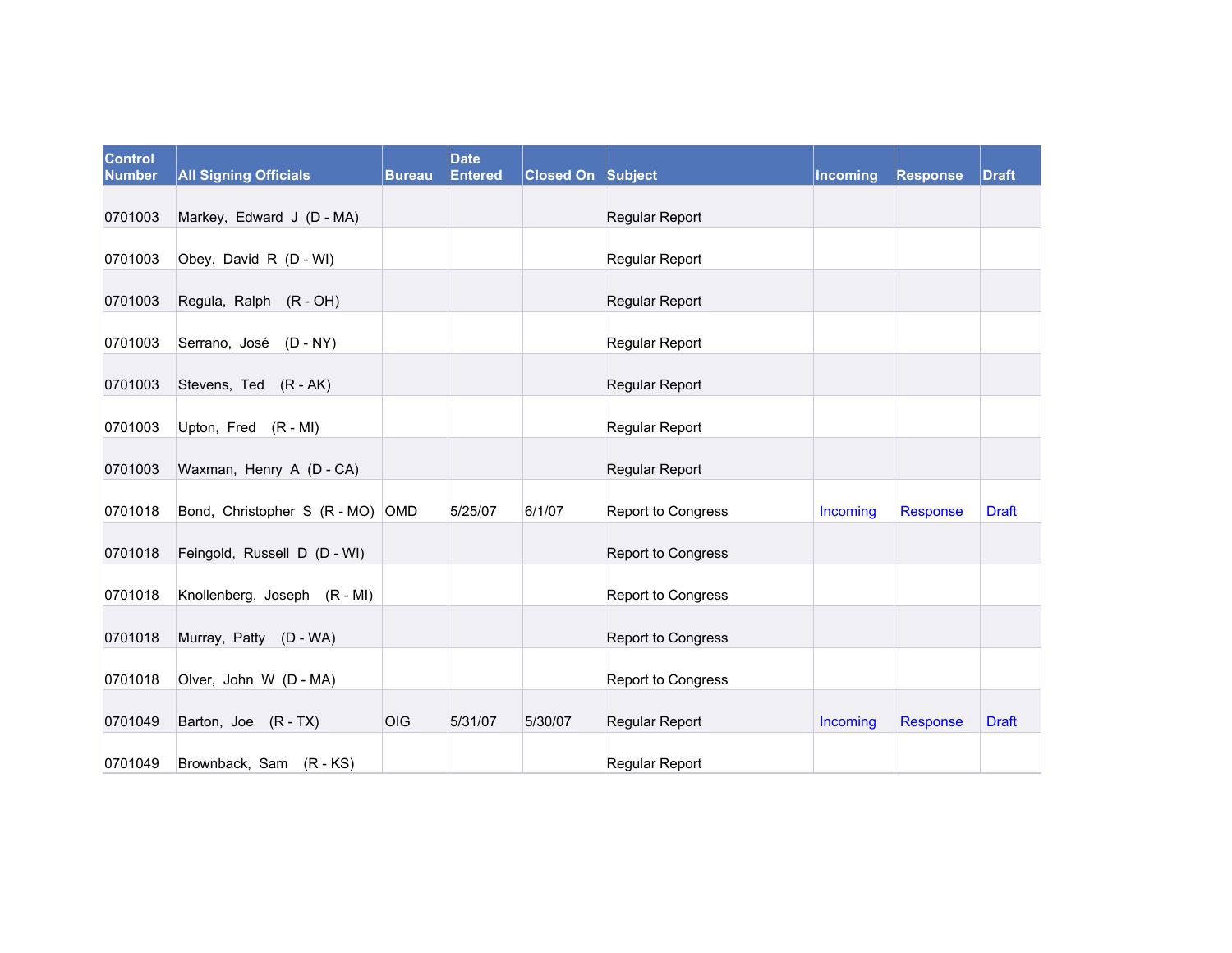| Control Number | All Signing Officials | Bureau | Date Entered | Closed On | Subject | Incoming | Response | Draft |
|---|---|---|---|---|---|---|---|---|
| 0701003 | Markey, Edward J (D - MA) | | | | Regular Report | | | |
| 0701003 | Obey, David R (D - WI) | | | | Regular Report | | | |
| 0701003 | Regula, Ralph (R - OH) | | | | Regular Report | | | |
| 0701003 | Serrano, José (D - NY) | | | | Regular Report | | | |
| 0701003 | Stevens, Ted (R - AK) | | | | Regular Report | | | |
| 0701003 | Upton, Fred (R - MI) | | | | Regular Report | | | |
| 0701003 | Waxman, Henry A (D - CA) | | | | Regular Report | | | |
| 0701018 | Bond, Christopher S (R - MO) | OMD | 5/25/07 | 6/1/07 | Report to Congress | Incoming | Response | Draft |
| 0701018 | Feingold, Russell D (D - WI) | | | | Report to Congress | | | |
| 0701018 | Knollenberg, Joseph (R - MI) | | | | Report to Congress | | | |
| 0701018 | Murray, Patty (D - WA) | | | | Report to Congress | | | |
| 0701018 | Olver, John W (D - MA) | | | | Report to Congress | | | |
| 0701049 | Barton, Joe (R - TX) | OIG | 5/31/07 | 5/30/07 | Regular Report | Incoming | Response | Draft |
| 0701049 | Brownback, Sam (R - KS) | | | | Regular Report | | | |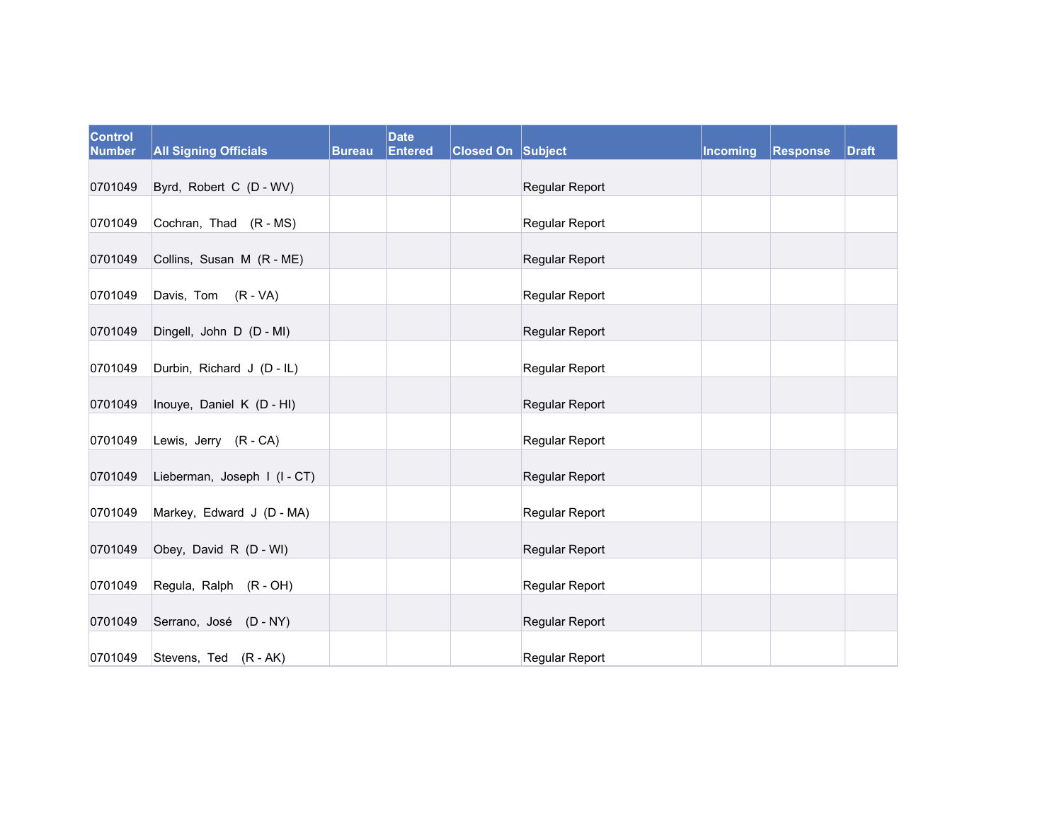| Control Number | All Signing Officials | Bureau | Date Entered | Closed On | Subject | Incoming | Response | Draft |
| --- | --- | --- | --- | --- | --- | --- | --- | --- |
| 0701049 | Byrd, Robert C (D - WV) | | | | Regular Report | | | |
| 0701049 | Cochran, Thad (R - MS) | | | | Regular Report | | | |
| 0701049 | Collins, Susan M (R - ME) | | | | Regular Report | | | |
| 0701049 | Davis, Tom (R - VA) | | | | Regular Report | | | |
| 0701049 | Dingell, John D (D - MI) | | | | Regular Report | | | |
| 0701049 | Durbin, Richard J (D - IL) | | | | Regular Report | | | |
| 0701049 | Inouye, Daniel K (D - HI) | | | | Regular Report | | | |
| 0701049 | Lewis, Jerry (R - CA) | | | | Regular Report | | | |
| 0701049 | Lieberman, Joseph I (I - CT) | | | | Regular Report | | | |
| 0701049 | Markey, Edward J (D - MA) | | | | Regular Report | | | |
| 0701049 | Obey, David R (D - WI) | | | | Regular Report | | | |
| 0701049 | Regula, Ralph (R - OH) | | | | Regular Report | | | |
| 0701049 | Serrano, José (D - NY) | | | | Regular Report | | | |
| 0701049 | Stevens, Ted (R - AK) | | | | Regular Report | | | |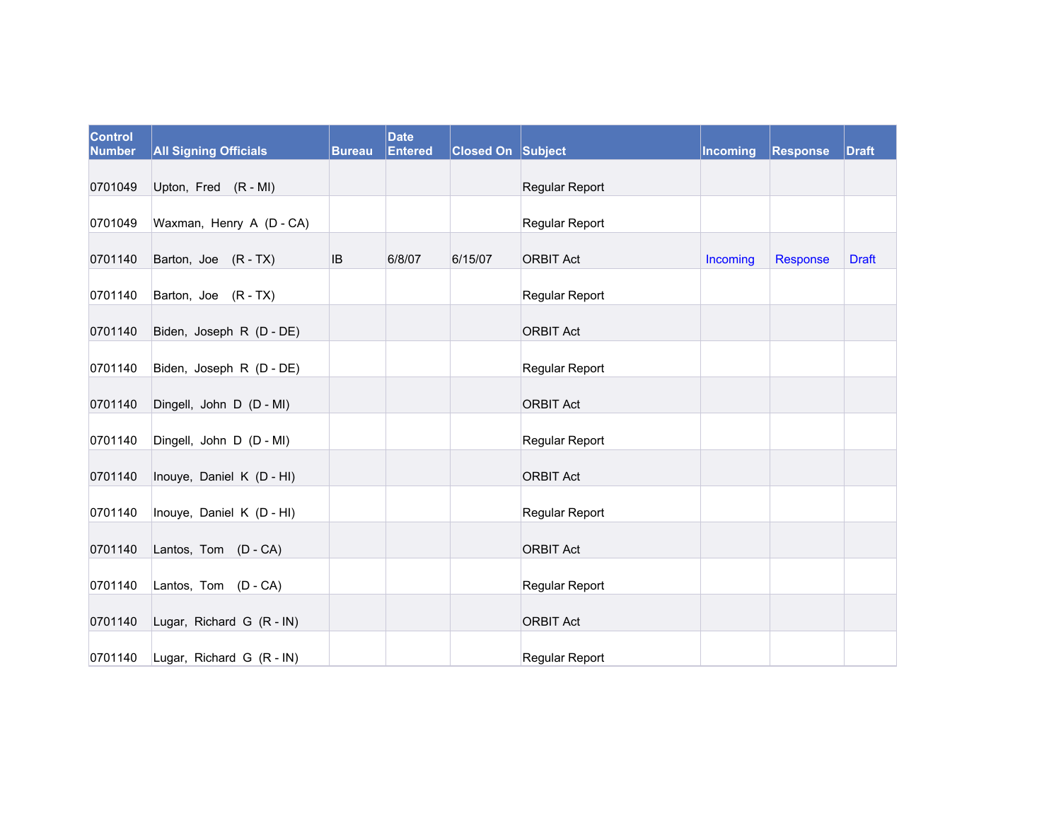| Control Number | All Signing Officials | Bureau | Date Entered | Closed On | Subject | Incoming | Response | Draft |
|---|---|---|---|---|---|---|---|---|
| 0701049 | Upton, Fred (R - MI) | | | | Regular Report | | | |
| 0701049 | Waxman, Henry A (D - CA) | | | | Regular Report | | | |
| 0701140 | Barton, Joe (R - TX) | IB | 6/8/07 | 6/15/07 | ORBIT Act | Incoming | Response | Draft |
| 0701140 | Barton, Joe (R - TX) | | | | Regular Report | | | |
| 0701140 | Biden, Joseph R (D - DE) | | | | ORBIT Act | | | |
| 0701140 | Biden, Joseph R (D - DE) | | | | Regular Report | | | |
| 0701140 | Dingell, John D (D - MI) | | | | ORBIT Act | | | |
| 0701140 | Dingell, John D (D - MI) | | | | Regular Report | | | |
| 0701140 | Inouye, Daniel K (D - HI) | | | | ORBIT Act | | | |
| 0701140 | Inouye, Daniel K (D - HI) | | | | Regular Report | | | |
| 0701140 | Lantos, Tom (D - CA) | | | | ORBIT Act | | | |
| 0701140 | Lantos, Tom (D - CA) | | | | Regular Report | | | |
| 0701140 | Lugar, Richard G (R - IN) | | | | ORBIT Act | | | |
| 0701140 | Lugar, Richard G (R - IN) | | | | Regular Report | | | |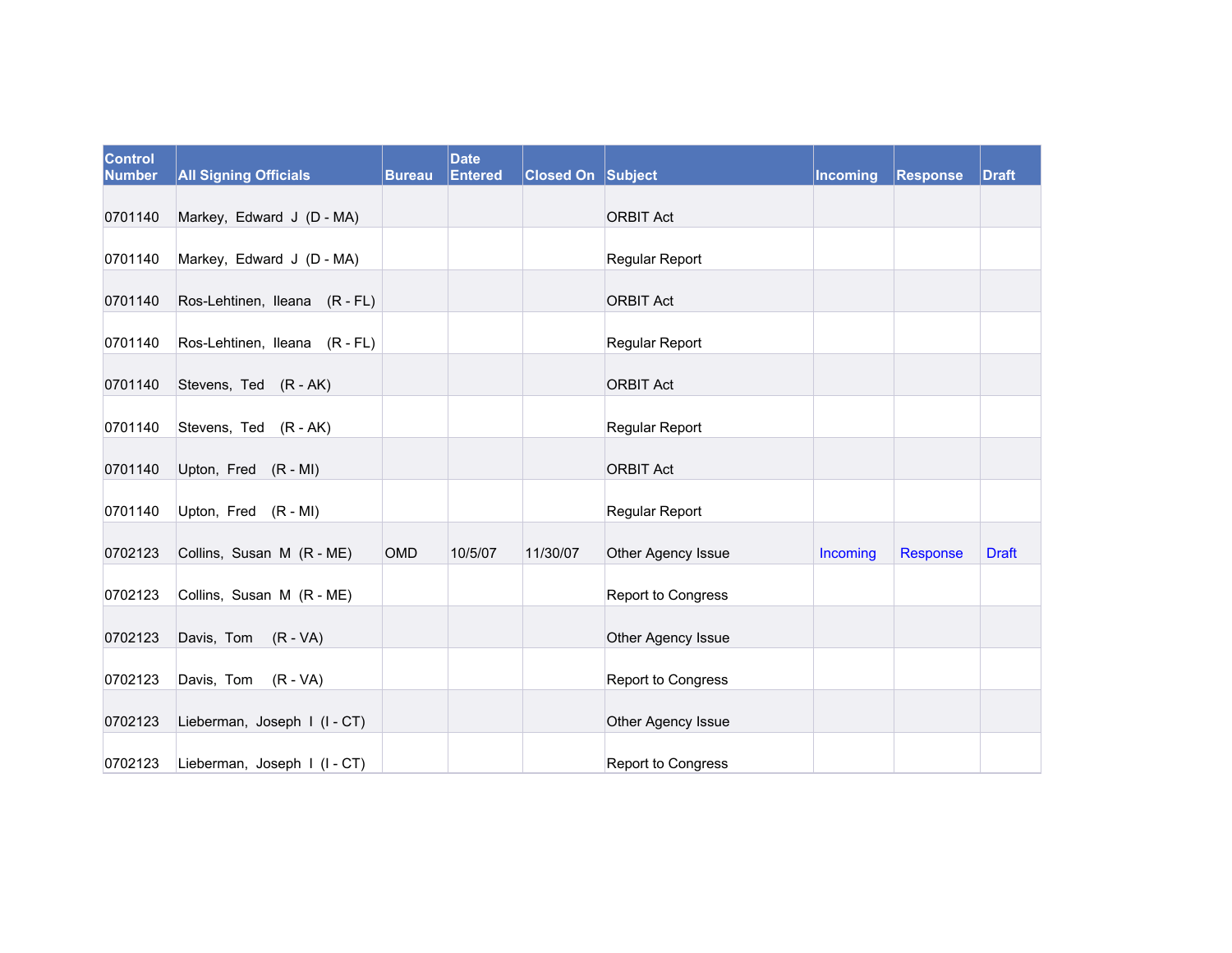| Control Number | All Signing Officials | Bureau | Date Entered | Closed On | Subject | Incoming | Response | Draft |
|---|---|---|---|---|---|---|---|---|
| 0701140 | Markey, Edward J (D - MA) | | | | ORBIT Act | | | |
| 0701140 | Markey, Edward J (D - MA) | | | | Regular Report | | | |
| 0701140 | Ros-Lehtinen, Ileana (R - FL) | | | | ORBIT Act | | | |
| 0701140 | Ros-Lehtinen, Ileana (R - FL) | | | | Regular Report | | | |
| 0701140 | Stevens, Ted (R - AK) | | | | ORBIT Act | | | |
| 0701140 | Stevens, Ted (R - AK) | | | | Regular Report | | | |
| 0701140 | Upton, Fred (R - MI) | | | | ORBIT Act | | | |
| 0701140 | Upton, Fred (R - MI) | | | | Regular Report | | | |
| 0702123 | Collins, Susan M (R - ME) | OMD | 10/5/07 | 11/30/07 | Other Agency Issue | Incoming | Response | Draft |
| 0702123 | Collins, Susan M (R - ME) | | | | Report to Congress | | | |
| 0702123 | Davis, Tom (R - VA) | | | | Other Agency Issue | | | |
| 0702123 | Davis, Tom (R - VA) | | | | Report to Congress | | | |
| 0702123 | Lieberman, Joseph I (I - CT) | | | | Other Agency Issue | | | |
| 0702123 | Lieberman, Joseph I (I - CT) | | | | Report to Congress | | | |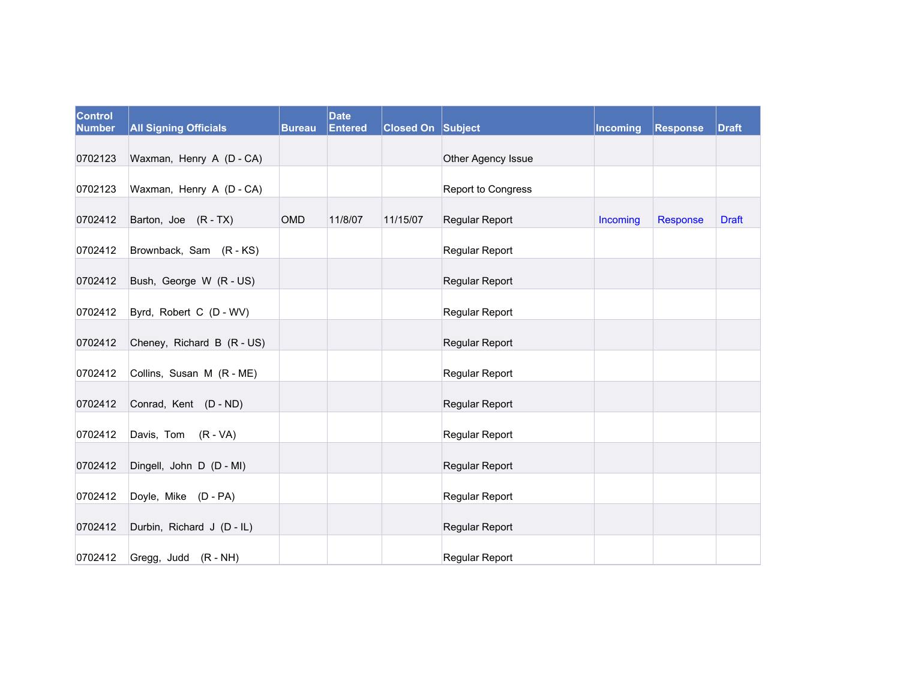| Control Number | All Signing Officials | Bureau | Date Entered | Closed On | Subject | Incoming | Response | Draft |
|---|---|---|---|---|---|---|---|---|
| 0702123 | Waxman, Henry A (D - CA) | | | | Other Agency Issue | | | |
| 0702123 | Waxman, Henry A (D - CA) | | | | Report to Congress | | | |
| 0702412 | Barton, Joe (R - TX) | OMD | 11/8/07 | 11/15/07 | Regular Report | Incoming | Response | Draft |
| 0702412 | Brownback, Sam (R - KS) | | | | Regular Report | | | |
| 0702412 | Bush, George W (R - US) | | | | Regular Report | | | |
| 0702412 | Byrd, Robert C (D - WV) | | | | Regular Report | | | |
| 0702412 | Cheney, Richard B (R - US) | | | | Regular Report | | | |
| 0702412 | Collins, Susan M (R - ME) | | | | Regular Report | | | |
| 0702412 | Conrad, Kent (D - ND) | | | | Regular Report | | | |
| 0702412 | Davis, Tom (R - VA) | | | | Regular Report | | | |
| 0702412 | Dingell, John D (D - MI) | | | | Regular Report | | | |
| 0702412 | Doyle, Mike (D - PA) | | | | Regular Report | | | |
| 0702412 | Durbin, Richard J (D - IL) | | | | Regular Report | | | |
| 0702412 | Gregg, Judd (R - NH) | | | | Regular Report | | | |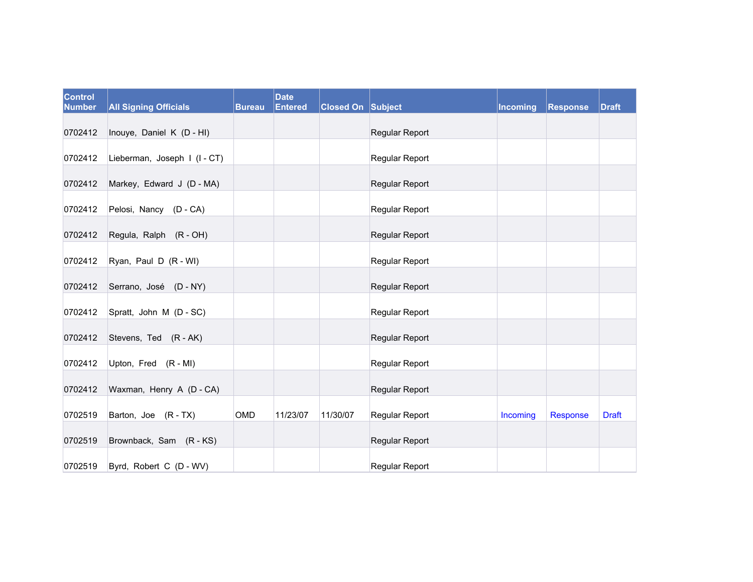| Control Number | All Signing Officials | Bureau | Date Entered | Closed On | Subject | Incoming | Response | Draft |
|---|---|---|---|---|---|---|---|---|
| 0702412 | Inouye, Daniel K (D - HI) | | | | Regular Report | | | |
| 0702412 | Lieberman, Joseph I (I - CT) | | | | Regular Report | | | |
| 0702412 | Markey, Edward J (D - MA) | | | | Regular Report | | | |
| 0702412 | Pelosi, Nancy (D - CA) | | | | Regular Report | | | |
| 0702412 | Regula, Ralph (R - OH) | | | | Regular Report | | | |
| 0702412 | Ryan, Paul D (R - WI) | | | | Regular Report | | | |
| 0702412 | Serrano, José (D - NY) | | | | Regular Report | | | |
| 0702412 | Spratt, John M (D - SC) | | | | Regular Report | | | |
| 0702412 | Stevens, Ted (R - AK) | | | | Regular Report | | | |
| 0702412 | Upton, Fred (R - MI) | | | | Regular Report | | | |
| 0702412 | Waxman, Henry A (D - CA) | | | | Regular Report | | | |
| 0702519 | Barton, Joe (R - TX) | OMD | 11/23/07 | 11/30/07 | Regular Report | Incoming | Response | Draft |
| 0702519 | Brownback, Sam (R - KS) | | | | Regular Report | | | |
| 0702519 | Byrd, Robert C (D - WV) | | | | Regular Report | | | |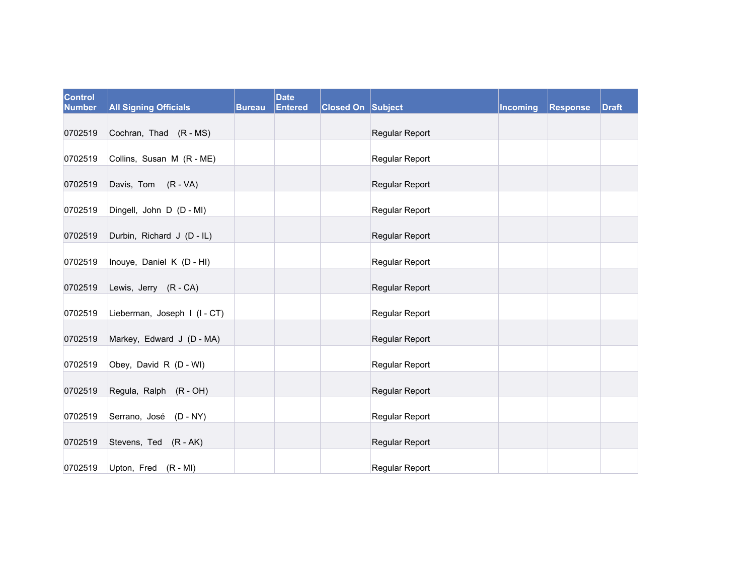| Control Number | All Signing Officials | Bureau | Date Entered | Closed On | Subject | Incoming | Response | Draft |
|---|---|---|---|---|---|---|---|---|
| 0702519 | Cochran, Thad (R - MS) | | | | Regular Report | | | |
| 0702519 | Collins, Susan M (R - ME) | | | | Regular Report | | | |
| 0702519 | Davis, Tom (R - VA) | | | | Regular Report | | | |
| 0702519 | Dingell, John D (D - MI) | | | | Regular Report | | | |
| 0702519 | Durbin, Richard J (D - IL) | | | | Regular Report | | | |
| 0702519 | Inouye, Daniel K (D - HI) | | | | Regular Report | | | |
| 0702519 | Lewis, Jerry (R - CA) | | | | Regular Report | | | |
| 0702519 | Lieberman, Joseph I (I - CT) | | | | Regular Report | | | |
| 0702519 | Markey, Edward J (D - MA) | | | | Regular Report | | | |
| 0702519 | Obey, David R (D - WI) | | | | Regular Report | | | |
| 0702519 | Regula, Ralph (R - OH) | | | | Regular Report | | | |
| 0702519 | Serrano, José (D - NY) | | | | Regular Report | | | |
| 0702519 | Stevens, Ted (R - AK) | | | | Regular Report | | | |
| 0702519 | Upton, Fred (R - MI) | | | | Regular Report | | | |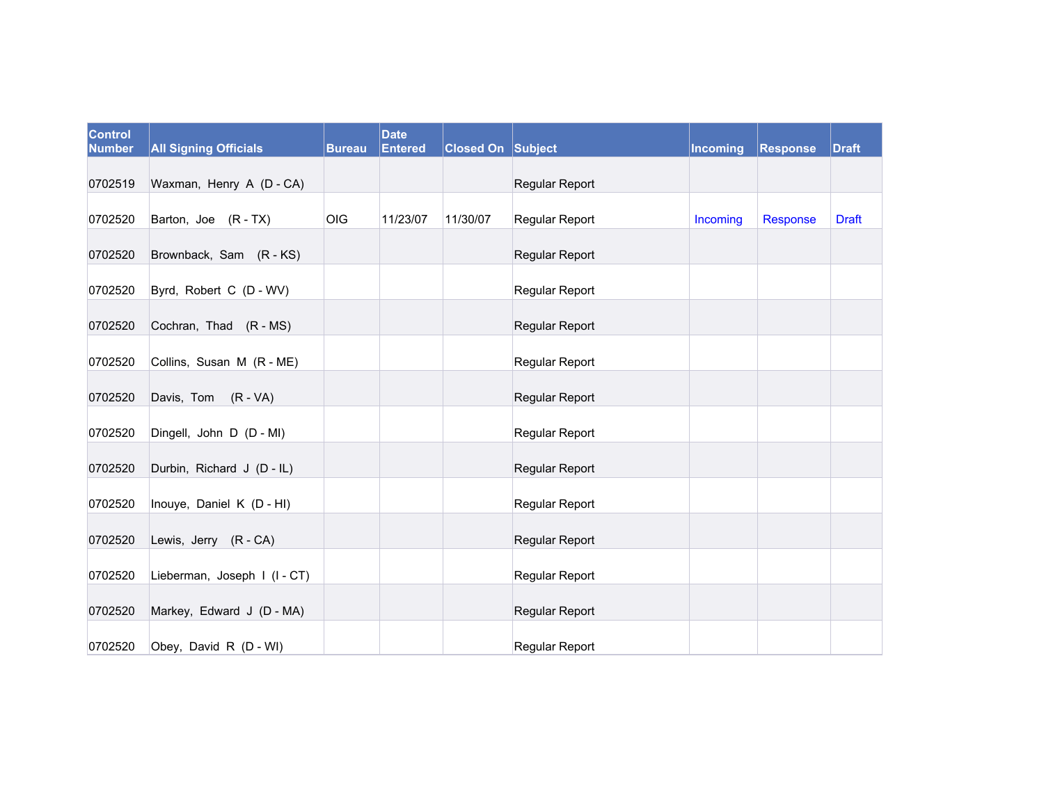| Control Number | All Signing Officials | Bureau | Date Entered | Closed On | Subject | Incoming | Response | Draft |
| --- | --- | --- | --- | --- | --- | --- | --- | --- |
| 0702519 | Waxman, Henry A (D - CA) | | | | Regular Report | | | |
| 0702520 | Barton, Joe (R - TX) | OIG | 11/23/07 | 11/30/07 | Regular Report | Incoming | Response | Draft |
| 0702520 | Brownback, Sam (R - KS) | | | | Regular Report | | | |
| 0702520 | Byrd, Robert C (D - WV) | | | | Regular Report | | | |
| 0702520 | Cochran, Thad (R - MS) | | | | Regular Report | | | |
| 0702520 | Collins, Susan M (R - ME) | | | | Regular Report | | | |
| 0702520 | Davis, Tom (R - VA) | | | | Regular Report | | | |
| 0702520 | Dingell, John D (D - MI) | | | | Regular Report | | | |
| 0702520 | Durbin, Richard J (D - IL) | | | | Regular Report | | | |
| 0702520 | Inouye, Daniel K (D - HI) | | | | Regular Report | | | |
| 0702520 | Lewis, Jerry (R - CA) | | | | Regular Report | | | |
| 0702520 | Lieberman, Joseph I (I - CT) | | | | Regular Report | | | |
| 0702520 | Markey, Edward J (D - MA) | | | | Regular Report | | | |
| 0702520 | Obey, David R (D - WI) | | | | Regular Report | | | |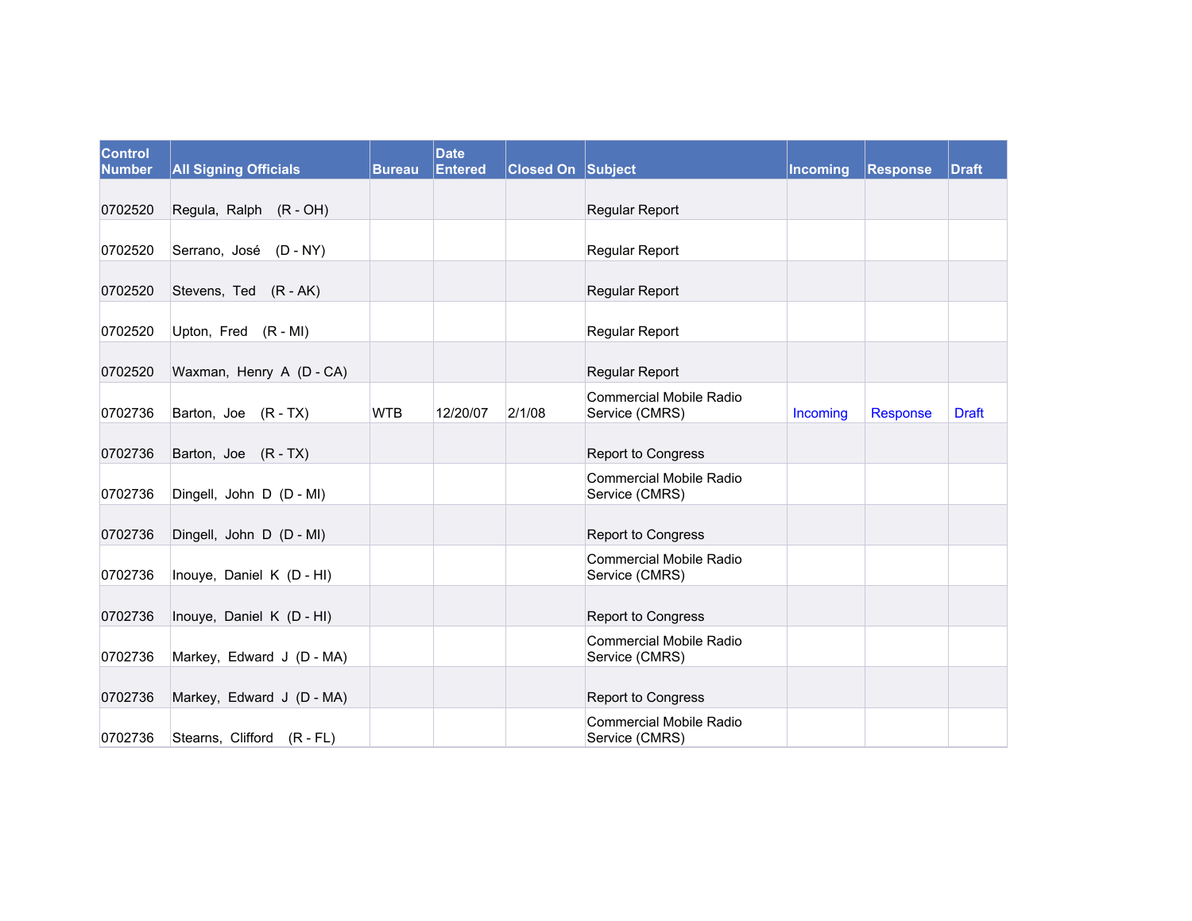| Control Number | All Signing Officials | Bureau | Date Entered | Closed On | Subject | Incoming | Response | Draft |
|---|---|---|---|---|---|---|---|---|
| 0702520 | Regula, Ralph (R - OH) | | | | Regular Report | | | |
| 0702520 | Serrano, José (D - NY) | | | | Regular Report | | | |
| 0702520 | Stevens, Ted (R - AK) | | | | Regular Report | | | |
| 0702520 | Upton, Fred (R - MI) | | | | Regular Report | | | |
| 0702520 | Waxman, Henry A (D - CA) | | | | Regular Report | | | |
| 0702736 | Barton, Joe (R - TX) | WTB | 12/20/07 | 2/1/08 | Commercial Mobile Radio Service (CMRS) | Incoming | Response | Draft |
| 0702736 | Barton, Joe (R - TX) | | | | Report to Congress | | | |
| 0702736 | Dingell, John D (D - MI) | | | | Commercial Mobile Radio Service (CMRS) | | | |
| 0702736 | Dingell, John D (D - MI) | | | | Report to Congress | | | |
| 0702736 | Inouye, Daniel K (D - HI) | | | | Commercial Mobile Radio Service (CMRS) | | | |
| 0702736 | Inouye, Daniel K (D - HI) | | | | Report to Congress | | | |
| 0702736 | Markey, Edward J (D - MA) | | | | Commercial Mobile Radio Service (CMRS) | | | |
| 0702736 | Markey, Edward J (D - MA) | | | | Report to Congress | | | |
| 0702736 | Stearns, Clifford (R - FL) | | | | Commercial Mobile Radio Service (CMRS) | | | |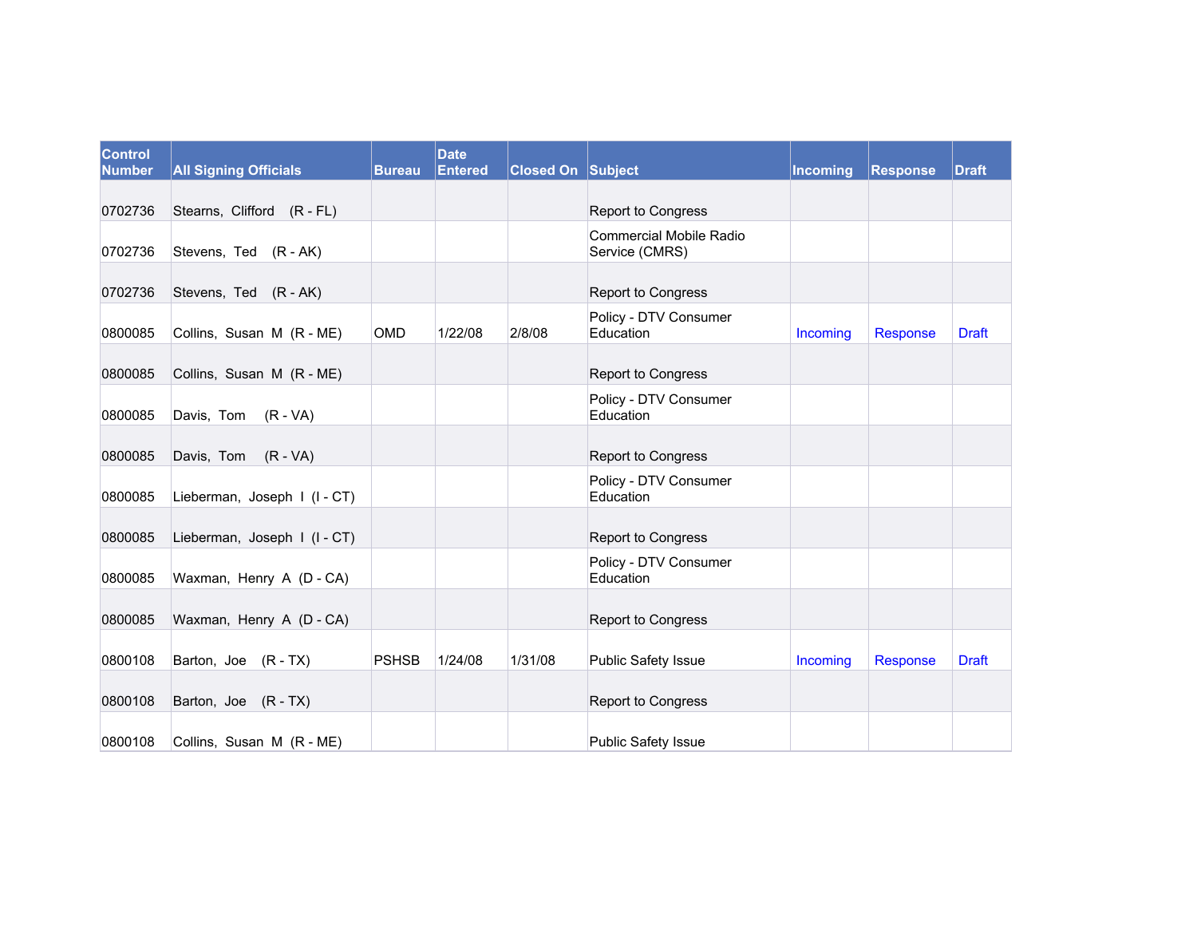| Control Number | All Signing Officials | Bureau | Date Entered | Closed On | Subject | Incoming | Response | Draft |
|---|---|---|---|---|---|---|---|---|
| 0702736 | Stearns, Clifford (R - FL) | | | | Report to Congress | | | |
| 0702736 | Stevens, Ted (R - AK) | | | | Commercial Mobile Radio Service (CMRS) | | | |
| 0702736 | Stevens, Ted (R - AK) | | | | Report to Congress | | | |
| 0800085 | Collins, Susan M (R - ME) | OMD | 1/22/08 | 2/8/08 | Policy - DTV Consumer Education | Incoming | Response | Draft |
| 0800085 | Collins, Susan M (R - ME) | | | | Report to Congress | | | |
| 0800085 | Davis, Tom (R - VA) | | | | Policy - DTV Consumer Education | | | |
| 0800085 | Davis, Tom (R - VA) | | | | Report to Congress | | | |
| 0800085 | Lieberman, Joseph I (I - CT) | | | | Policy - DTV Consumer Education | | | |
| 0800085 | Lieberman, Joseph I (I - CT) | | | | Report to Congress | | | |
| 0800085 | Waxman, Henry A (D - CA) | | | | Policy - DTV Consumer Education | | | |
| 0800085 | Waxman, Henry A (D - CA) | | | | Report to Congress | | | |
| 0800108 | Barton, Joe (R - TX) | PSHSB | 1/24/08 | 1/31/08 | Public Safety Issue | Incoming | Response | Draft |
| 0800108 | Barton, Joe (R - TX) | | | | Report to Congress | | | |
| 0800108 | Collins, Susan M (R - ME) | | | | Public Safety Issue | | | |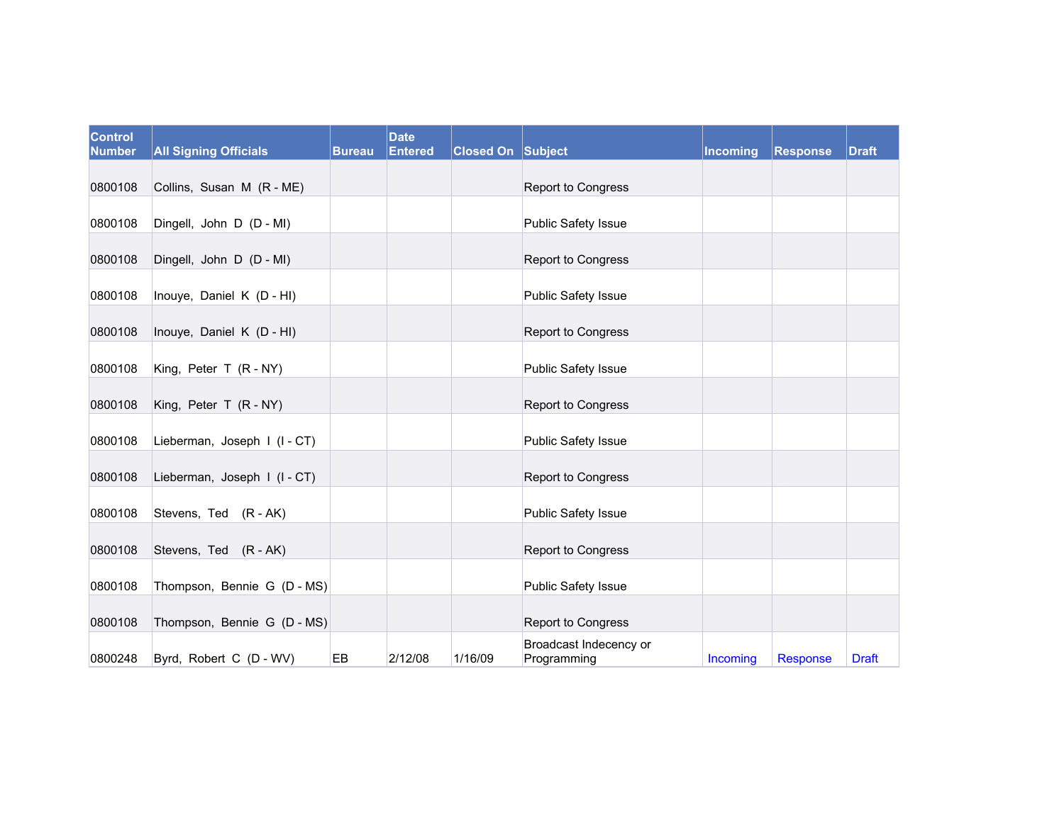| Control Number | All Signing Officials | Bureau | Date Entered | Closed On | Subject | Incoming | Response | Draft |
|---|---|---|---|---|---|---|---|---|
| 0800108 | Collins, Susan M (R - ME) | | | | Report to Congress | | | |
| 0800108 | Dingell, John D (D - MI) | | | | Public Safety Issue | | | |
| 0800108 | Dingell, John D (D - MI) | | | | Report to Congress | | | |
| 0800108 | Inouye, Daniel K (D - HI) | | | | Public Safety Issue | | | |
| 0800108 | Inouye, Daniel K (D - HI) | | | | Report to Congress | | | |
| 0800108 | King, Peter T (R - NY) | | | | Public Safety Issue | | | |
| 0800108 | King, Peter T (R - NY) | | | | Report to Congress | | | |
| 0800108 | Lieberman, Joseph I (I - CT) | | | | Public Safety Issue | | | |
| 0800108 | Lieberman, Joseph I (I - CT) | | | | Report to Congress | | | |
| 0800108 | Stevens, Ted (R - AK) | | | | Public Safety Issue | | | |
| 0800108 | Stevens, Ted (R - AK) | | | | Report to Congress | | | |
| 0800108 | Thompson, Bennie G (D - MS) | | | | Public Safety Issue | | | |
| 0800108 | Thompson, Bennie G (D - MS) | | | | Report to Congress | | | |
| 0800248 | Byrd, Robert C (D - WV) | EB | 2/12/08 | 1/16/09 | Broadcast Indecency or Programming | Incoming | Response | Draft |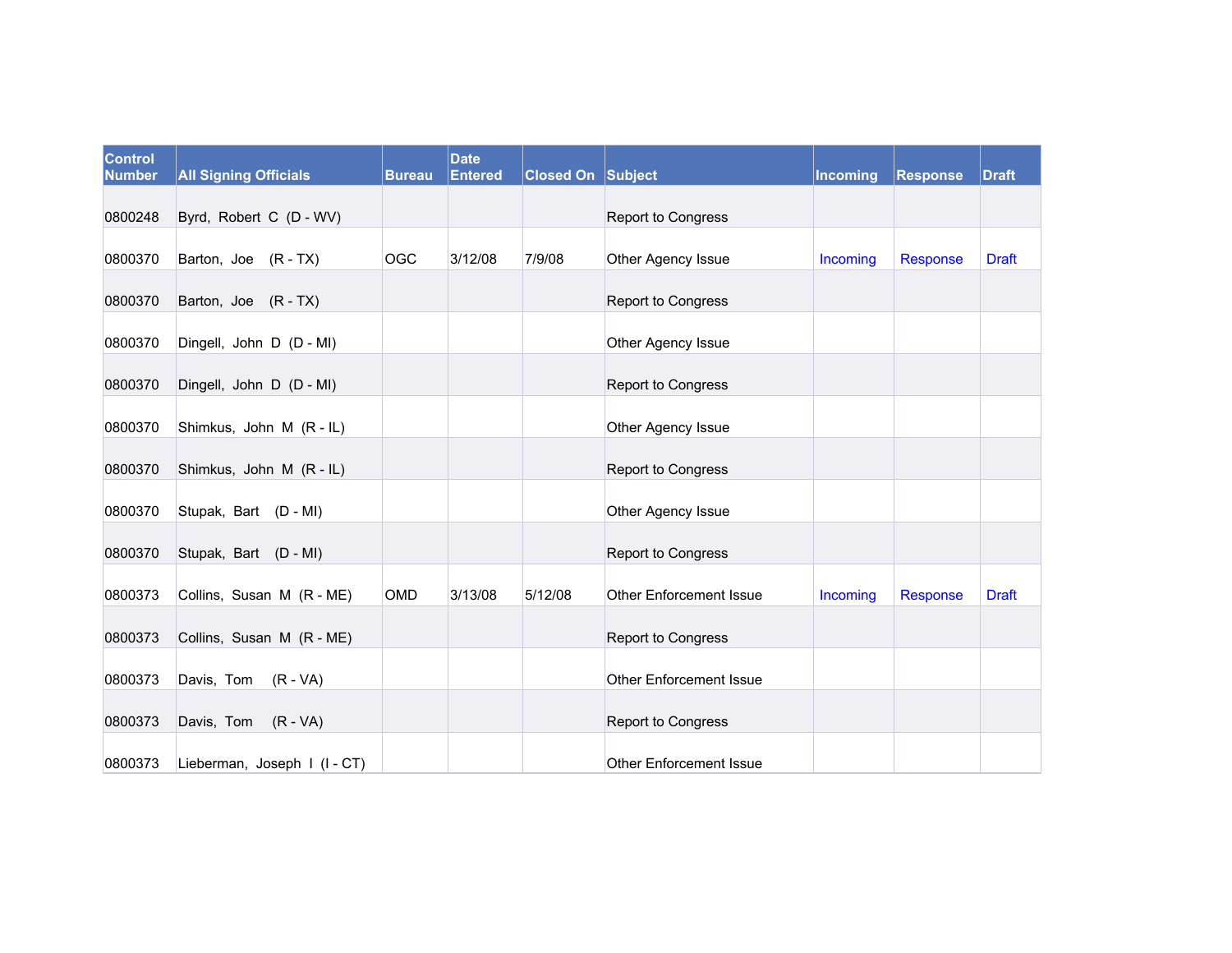| Control Number | All Signing Officials | Bureau | Date Entered | Closed On | Subject | Incoming | Response | Draft |
|---|---|---|---|---|---|---|---|---|
| 0800248 | Byrd, Robert C (D - WV) | | | | Report to Congress | | | |
| 0800370 | Barton, Joe (R - TX) | OGC | 3/12/08 | 7/9/08 | Other Agency Issue | Incoming | Response | Draft |
| 0800370 | Barton, Joe (R - TX) | | | | Report to Congress | | | |
| 0800370 | Dingell, John D (D - MI) | | | | Other Agency Issue | | | |
| 0800370 | Dingell, John D (D - MI) | | | | Report to Congress | | | |
| 0800370 | Shimkus, John M (R - IL) | | | | Other Agency Issue | | | |
| 0800370 | Shimkus, John M (R - IL) | | | | Report to Congress | | | |
| 0800370 | Stupak, Bart (D - MI) | | | | Other Agency Issue | | | |
| 0800370 | Stupak, Bart (D - MI) | | | | Report to Congress | | | |
| 0800373 | Collins, Susan M (R - ME) | OMD | 3/13/08 | 5/12/08 | Other Enforcement Issue | Incoming | Response | Draft |
| 0800373 | Collins, Susan M (R - ME) | | | | Report to Congress | | | |
| 0800373 | Davis, Tom (R - VA) | | | | Other Enforcement Issue | | | |
| 0800373 | Davis, Tom (R - VA) | | | | Report to Congress | | | |
| 0800373 | Lieberman, Joseph I (I - CT) | | | | Other Enforcement Issue | | | |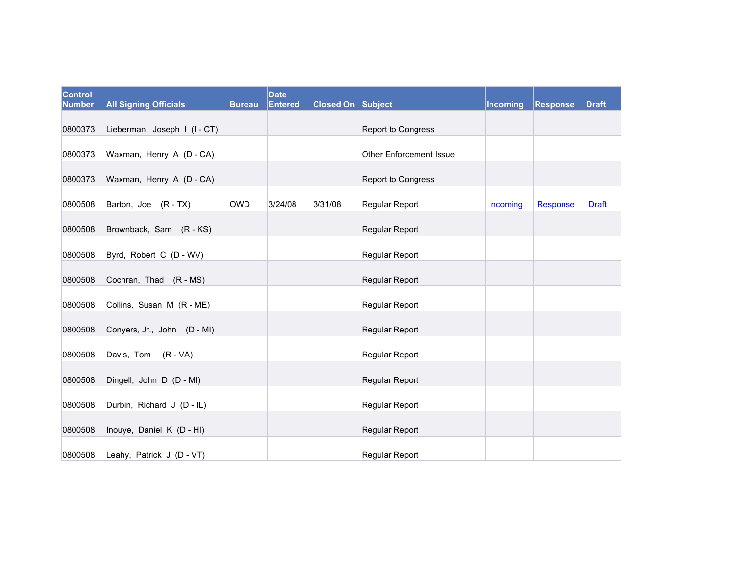| Control Number | All Signing Officials | Bureau | Date Entered | Closed On | Subject | Incoming | Response | Draft |
|---|---|---|---|---|---|---|---|---|
| 0800373 | Lieberman, Joseph I (I - CT) | | | | Report to Congress | | | |
| 0800373 | Waxman, Henry A (D - CA) | | | | Other Enforcement Issue | | | |
| 0800373 | Waxman, Henry A (D - CA) | | | | Report to Congress | | | |
| 0800508 | Barton, Joe (R - TX) | OWD | 3/24/08 | 3/31/08 | Regular Report | Incoming | Response | Draft |
| 0800508 | Brownback, Sam (R - KS) | | | | Regular Report | | | |
| 0800508 | Byrd, Robert C (D - WV) | | | | Regular Report | | | |
| 0800508 | Cochran, Thad (R - MS) | | | | Regular Report | | | |
| 0800508 | Collins, Susan M (R - ME) | | | | Regular Report | | | |
| 0800508 | Conyers, Jr., John (D - MI) | | | | Regular Report | | | |
| 0800508 | Davis, Tom (R - VA) | | | | Regular Report | | | |
| 0800508 | Dingell, John D (D - MI) | | | | Regular Report | | | |
| 0800508 | Durbin, Richard J (D - IL) | | | | Regular Report | | | |
| 0800508 | Inouye, Daniel K (D - HI) | | | | Regular Report | | | |
| 0800508 | Leahy, Patrick J (D - VT) | | | | Regular Report | | | |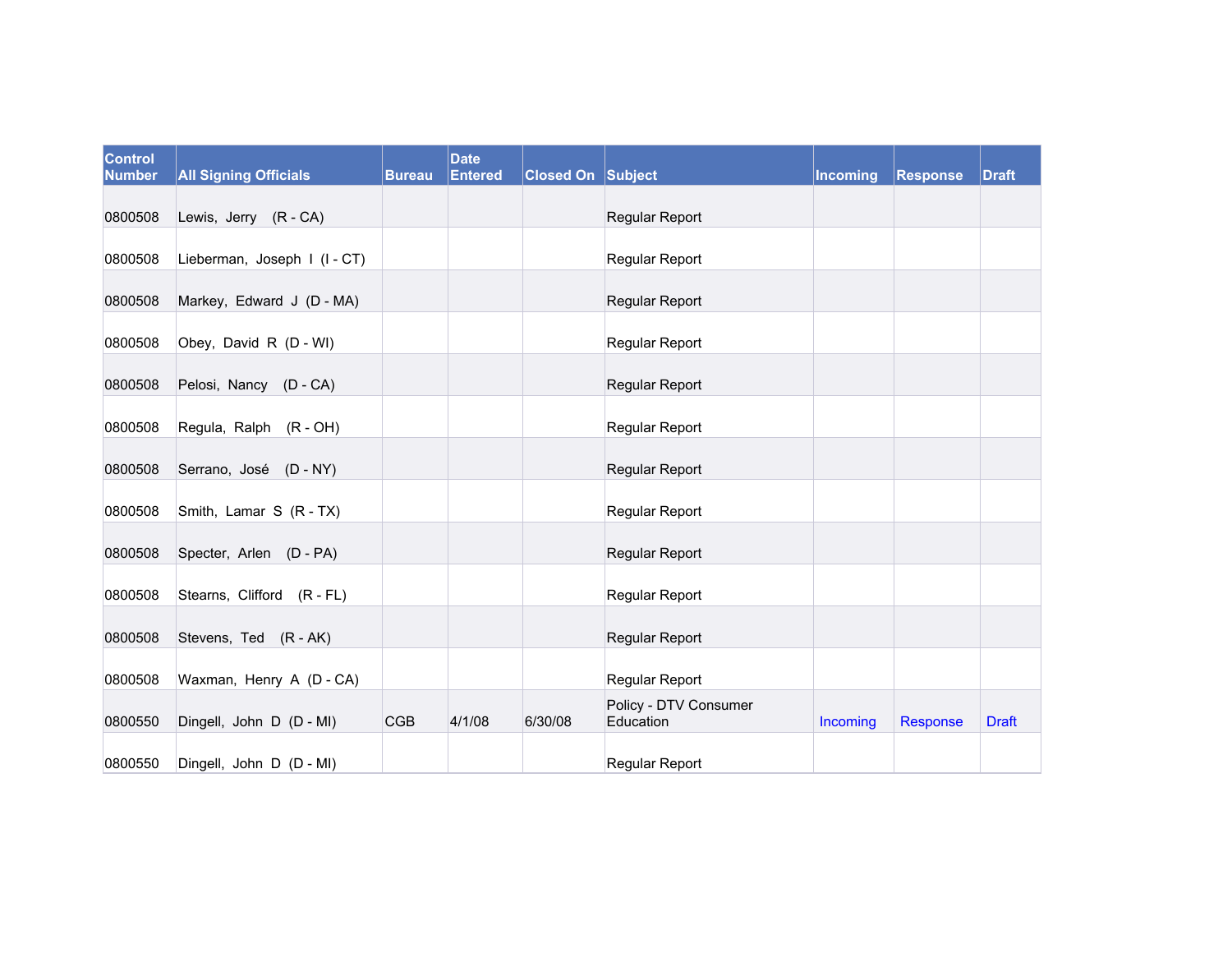| Control Number | All Signing Officials | Bureau | Date Entered | Closed On | Subject | Incoming | Response | Draft |
|---|---|---|---|---|---|---|---|---|
| 0800508 | Lewis, Jerry (R - CA) | | | | Regular Report | | | |
| 0800508 | Lieberman, Joseph I (I - CT) | | | | Regular Report | | | |
| 0800508 | Markey, Edward J (D - MA) | | | | Regular Report | | | |
| 0800508 | Obey, David R (D - WI) | | | | Regular Report | | | |
| 0800508 | Pelosi, Nancy (D - CA) | | | | Regular Report | | | |
| 0800508 | Regula, Ralph (R - OH) | | | | Regular Report | | | |
| 0800508 | Serrano, José (D - NY) | | | | Regular Report | | | |
| 0800508 | Smith, Lamar S (R - TX) | | | | Regular Report | | | |
| 0800508 | Specter, Arlen (D - PA) | | | | Regular Report | | | |
| 0800508 | Stearns, Clifford (R - FL) | | | | Regular Report | | | |
| 0800508 | Stevens, Ted (R - AK) | | | | Regular Report | | | |
| 0800508 | Waxman, Henry A (D - CA) | | | | Regular Report | | | |
| 0800550 | Dingell, John D (D - MI) | CGB | 4/1/08 | 6/30/08 | Policy - DTV Consumer Education | Incoming | Response | Draft |
| 0800550 | Dingell, John D (D - MI) | | | | Regular Report | | | |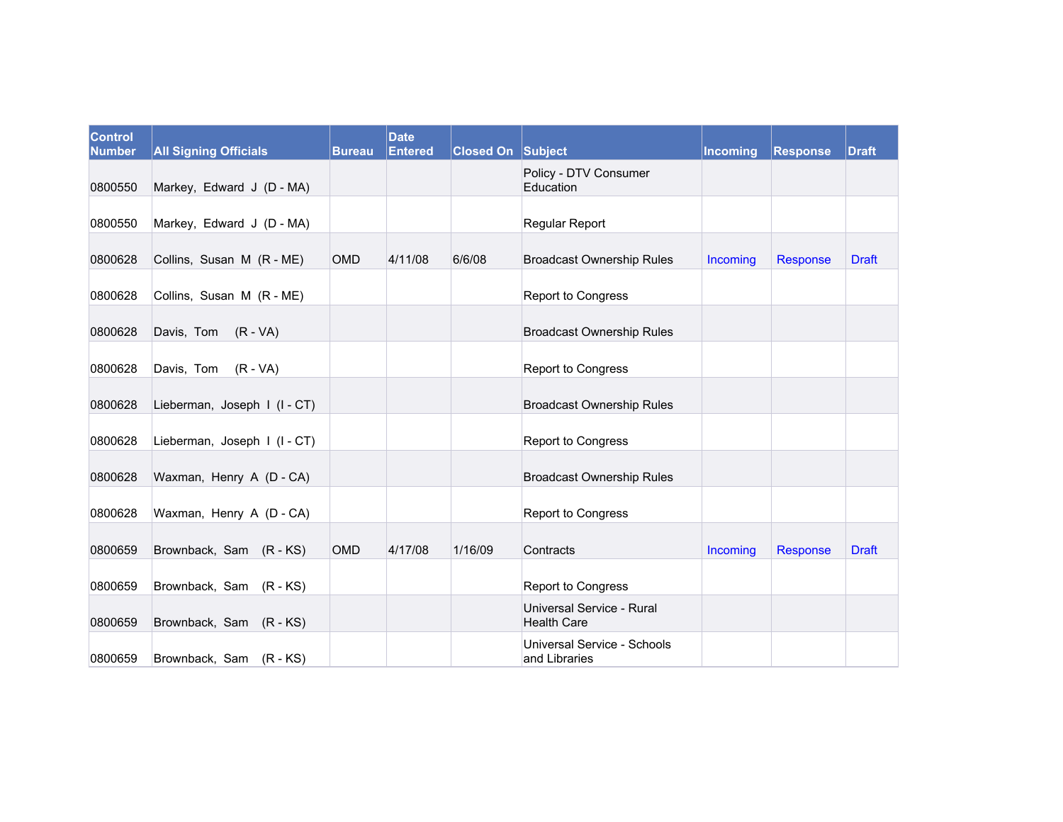| Control Number | All Signing Officials | Bureau | Date Entered | Closed On | Subject | Incoming | Response | Draft |
|---|---|---|---|---|---|---|---|---|
| 0800550 | Markey, Edward J (D - MA) | | | | Policy - DTV Consumer Education | | | |
| 0800550 | Markey, Edward J (D - MA) | | | | Regular Report | | | |
| 0800628 | Collins, Susan M (R - ME) | OMD | 4/11/08 | 6/6/08 | Broadcast Ownership Rules | Incoming | Response | Draft |
| 0800628 | Collins, Susan M (R - ME) | | | | Report to Congress | | | |
| 0800628 | Davis, Tom (R - VA) | | | | Broadcast Ownership Rules | | | |
| 0800628 | Davis, Tom (R - VA) | | | | Report to Congress | | | |
| 0800628 | Lieberman, Joseph I (I - CT) | | | | Broadcast Ownership Rules | | | |
| 0800628 | Lieberman, Joseph I (I - CT) | | | | Report to Congress | | | |
| 0800628 | Waxman, Henry A (D - CA) | | | | Broadcast Ownership Rules | | | |
| 0800628 | Waxman, Henry A (D - CA) | | | | Report to Congress | | | |
| 0800659 | Brownback, Sam (R - KS) | OMD | 4/17/08 | 1/16/09 | Contracts | Incoming | Response | Draft |
| 0800659 | Brownback, Sam (R - KS) | | | | Report to Congress | | | |
| 0800659 | Brownback, Sam (R - KS) | | | | Universal Service - Rural Health Care | | | |
| 0800659 | Brownback, Sam (R - KS) | | | | Universal Service - Schools and Libraries | | | |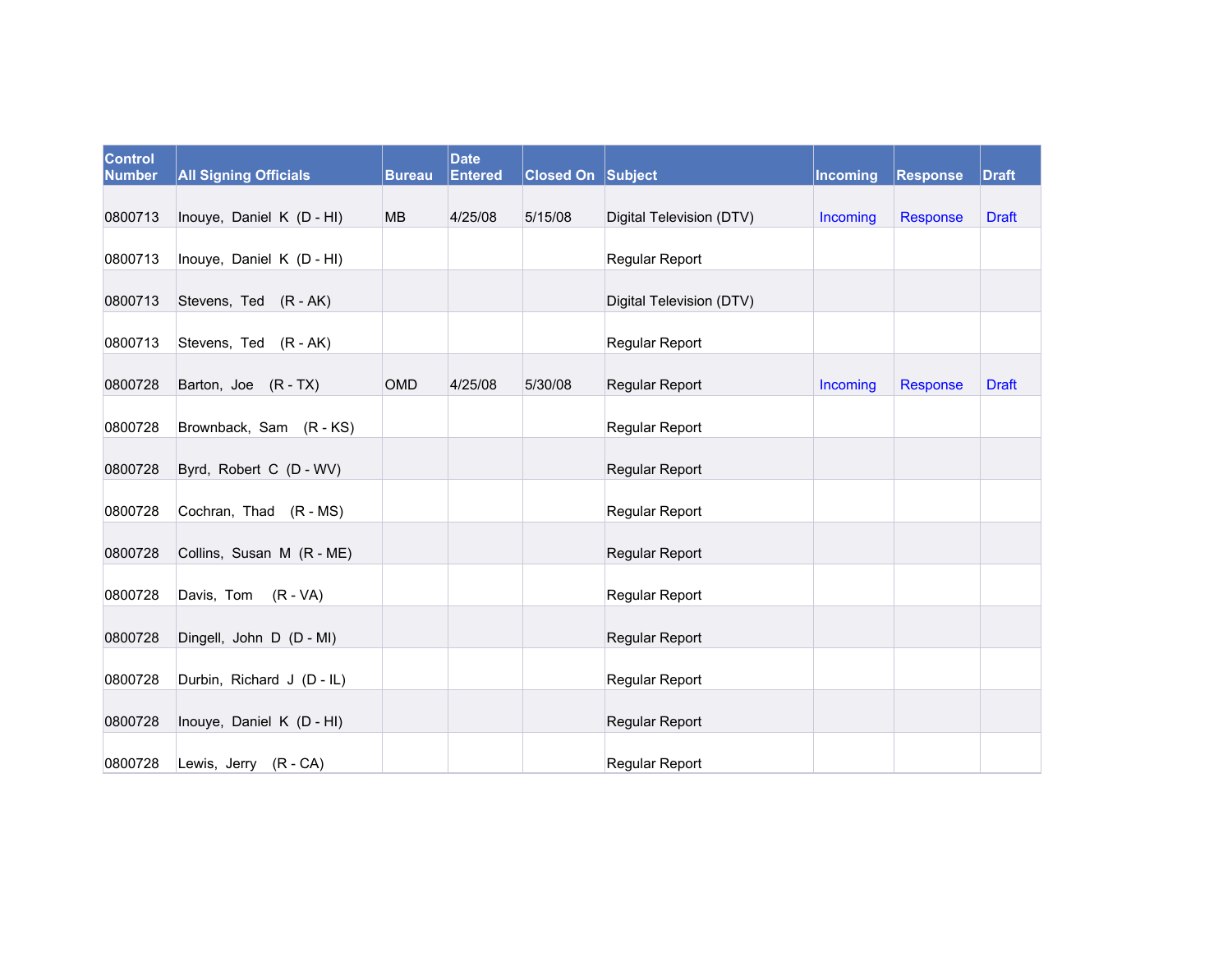| Control Number | All Signing Officials | Bureau | Date Entered | Closed On | Subject | Incoming | Response | Draft |
|---|---|---|---|---|---|---|---|---|
| 0800713 | Inouye, Daniel K (D - HI) | MB | 4/25/08 | 5/15/08 | Digital Television (DTV) | Incoming | Response | Draft |
| 0800713 | Inouye, Daniel K (D - HI) | | | | Regular Report | | | |
| 0800713 | Stevens, Ted (R - AK) | | | | Digital Television (DTV) | | | |
| 0800713 | Stevens, Ted (R - AK) | | | | Regular Report | | | |
| 0800728 | Barton, Joe (R - TX) | OMD | 4/25/08 | 5/30/08 | Regular Report | Incoming | Response | Draft |
| 0800728 | Brownback, Sam (R - KS) | | | | Regular Report | | | |
| 0800728 | Byrd, Robert C (D - WV) | | | | Regular Report | | | |
| 0800728 | Cochran, Thad (R - MS) | | | | Regular Report | | | |
| 0800728 | Collins, Susan M (R - ME) | | | | Regular Report | | | |
| 0800728 | Davis, Tom (R - VA) | | | | Regular Report | | | |
| 0800728 | Dingell, John D (D - MI) | | | | Regular Report | | | |
| 0800728 | Durbin, Richard J (D - IL) | | | | Regular Report | | | |
| 0800728 | Inouye, Daniel K (D - HI) | | | | Regular Report | | | |
| 0800728 | Lewis, Jerry (R - CA) | | | | Regular Report | | | |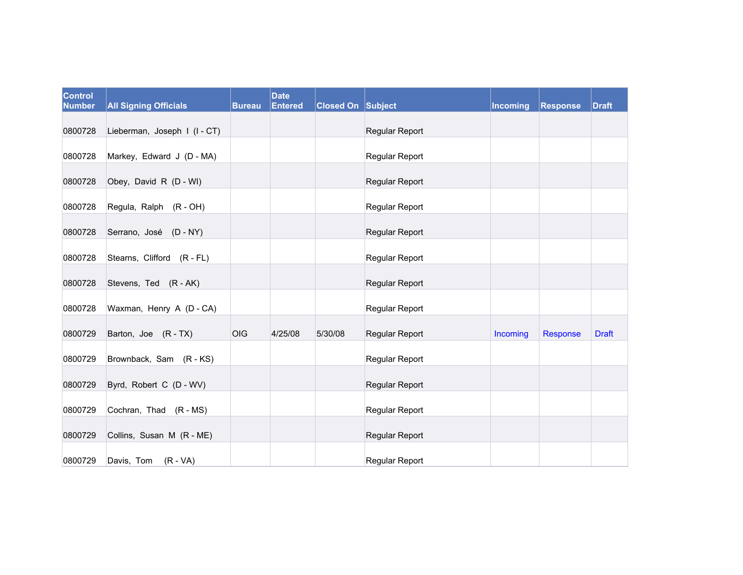| Control Number | All Signing Officials | Bureau | Date Entered | Closed On | Subject | Incoming | Response | Draft |
|---|---|---|---|---|---|---|---|---|
| 0800728 | Lieberman, Joseph I (I - CT) | | | | Regular Report | | | |
| 0800728 | Markey, Edward J (D - MA) | | | | Regular Report | | | |
| 0800728 | Obey, David R (D - WI) | | | | Regular Report | | | |
| 0800728 | Regula, Ralph (R - OH) | | | | Regular Report | | | |
| 0800728 | Serrano, José (D - NY) | | | | Regular Report | | | |
| 0800728 | Stearns, Clifford (R - FL) | | | | Regular Report | | | |
| 0800728 | Stevens, Ted (R - AK) | | | | Regular Report | | | |
| 0800728 | Waxman, Henry A (D - CA) | | | | Regular Report | | | |
| 0800729 | Barton, Joe (R - TX) | OIG | 4/25/08 | 5/30/08 | Regular Report | Incoming | Response | Draft |
| 0800729 | Brownback, Sam (R - KS) | | | | Regular Report | | | |
| 0800729 | Byrd, Robert C (D - WV) | | | | Regular Report | | | |
| 0800729 | Cochran, Thad (R - MS) | | | | Regular Report | | | |
| 0800729 | Collins, Susan M (R - ME) | | | | Regular Report | | | |
| 0800729 | Davis, Tom (R - VA) | | | | Regular Report | | | |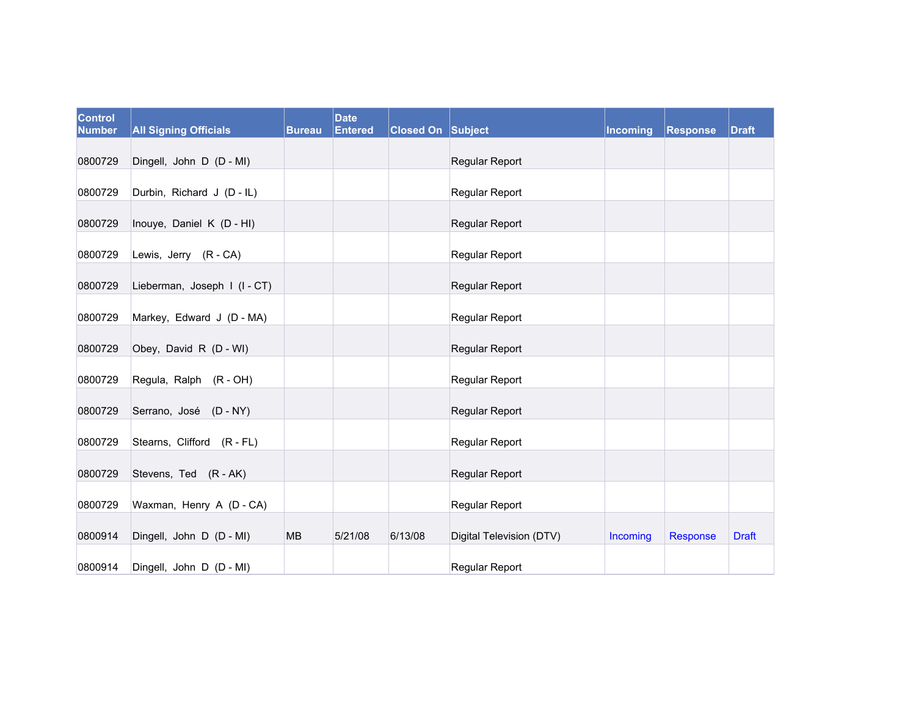| Control Number | All Signing Officials | Bureau | Date Entered | Closed On | Subject | Incoming | Response | Draft |
|---|---|---|---|---|---|---|---|---|
| 0800729 | Dingell, John D (D - MI) | | | | Regular Report | | | |
| 0800729 | Durbin, Richard J (D - IL) | | | | Regular Report | | | |
| 0800729 | Inouye, Daniel K (D - HI) | | | | Regular Report | | | |
| 0800729 | Lewis, Jerry (R - CA) | | | | Regular Report | | | |
| 0800729 | Lieberman, Joseph I (I - CT) | | | | Regular Report | | | |
| 0800729 | Markey, Edward J (D - MA) | | | | Regular Report | | | |
| 0800729 | Obey, David R (D - WI) | | | | Regular Report | | | |
| 0800729 | Regula, Ralph (R - OH) | | | | Regular Report | | | |
| 0800729 | Serrano, José (D - NY) | | | | Regular Report | | | |
| 0800729 | Stearns, Clifford (R - FL) | | | | Regular Report | | | |
| 0800729 | Stevens, Ted (R - AK) | | | | Regular Report | | | |
| 0800729 | Waxman, Henry A (D - CA) | | | | Regular Report | | | |
| 0800914 | Dingell, John D (D - MI) | MB | 5/21/08 | 6/13/08 | Digital Television (DTV) | Incoming | Response | Draft |
| 0800914 | Dingell, John D (D - MI) | | | | Regular Report | | | |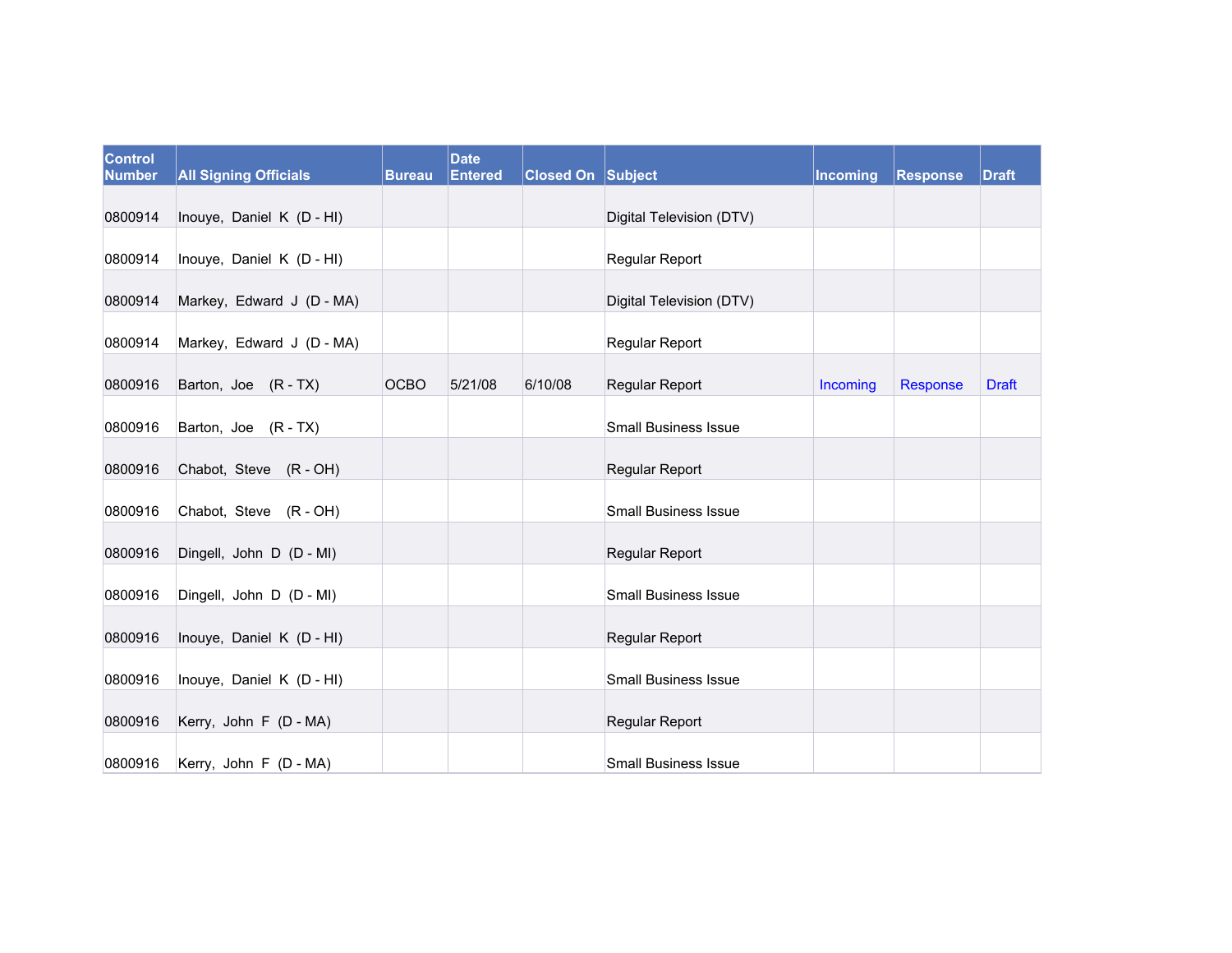| Control Number | All Signing Officials | Bureau | Date Entered | Closed On | Subject | Incoming | Response | Draft |
|---|---|---|---|---|---|---|---|---|
| 0800914 | Inouye, Daniel K (D - HI) | | | | Digital Television (DTV) | | | |
| 0800914 | Inouye, Daniel K (D - HI) | | | | Regular Report | | | |
| 0800914 | Markey, Edward J (D - MA) | | | | Digital Television (DTV) | | | |
| 0800914 | Markey, Edward J (D - MA) | | | | Regular Report | | | |
| 0800916 | Barton, Joe (R - TX) | OCBO | 5/21/08 | 6/10/08 | Regular Report | Incoming | Response | Draft |
| 0800916 | Barton, Joe (R - TX) | | | | Small Business Issue | | | |
| 0800916 | Chabot, Steve (R - OH) | | | | Regular Report | | | |
| 0800916 | Chabot, Steve (R - OH) | | | | Small Business Issue | | | |
| 0800916 | Dingell, John D (D - MI) | | | | Regular Report | | | |
| 0800916 | Dingell, John D (D - MI) | | | | Small Business Issue | | | |
| 0800916 | Inouye, Daniel K (D - HI) | | | | Regular Report | | | |
| 0800916 | Inouye, Daniel K (D - HI) | | | | Small Business Issue | | | |
| 0800916 | Kerry, John F (D - MA) | | | | Regular Report | | | |
| 0800916 | Kerry, John F (D - MA) | | | | Small Business Issue | | | |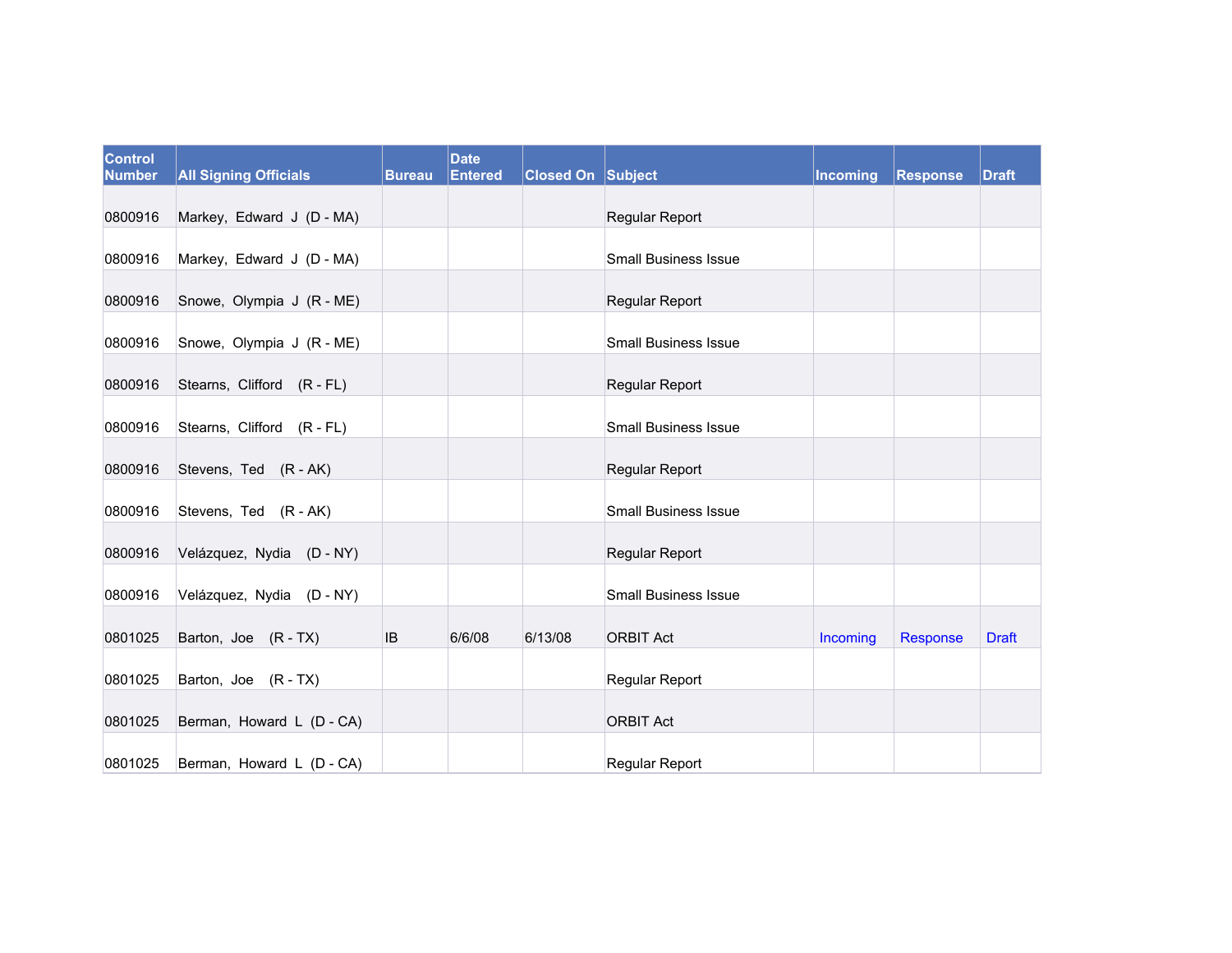| Control Number | All Signing Officials | Bureau | Date Entered | Closed On | Subject | Incoming | Response | Draft |
|---|---|---|---|---|---|---|---|---|
| 0800916 | Markey, Edward J (D - MA) | | | | Regular Report | | | |
| 0800916 | Markey, Edward J (D - MA) | | | | Small Business Issue | | | |
| 0800916 | Snowe, Olympia J (R - ME) | | | | Regular Report | | | |
| 0800916 | Snowe, Olympia J (R - ME) | | | | Small Business Issue | | | |
| 0800916 | Stearns, Clifford (R - FL) | | | | Regular Report | | | |
| 0800916 | Stearns, Clifford (R - FL) | | | | Small Business Issue | | | |
| 0800916 | Stevens, Ted (R - AK) | | | | Regular Report | | | |
| 0800916 | Stevens, Ted (R - AK) | | | | Small Business Issue | | | |
| 0800916 | Velázquez, Nydia (D - NY) | | | | Regular Report | | | |
| 0800916 | Velázquez, Nydia (D - NY) | | | | Small Business Issue | | | |
| 0801025 | Barton, Joe (R - TX) | IB | 6/6/08 | 6/13/08 | ORBIT Act | Incoming | Response | Draft |
| 0801025 | Barton, Joe (R - TX) | | | | Regular Report | | | |
| 0801025 | Berman, Howard L (D - CA) | | | | ORBIT Act | | | |
| 0801025 | Berman, Howard L (D - CA) | | | | Regular Report | | | |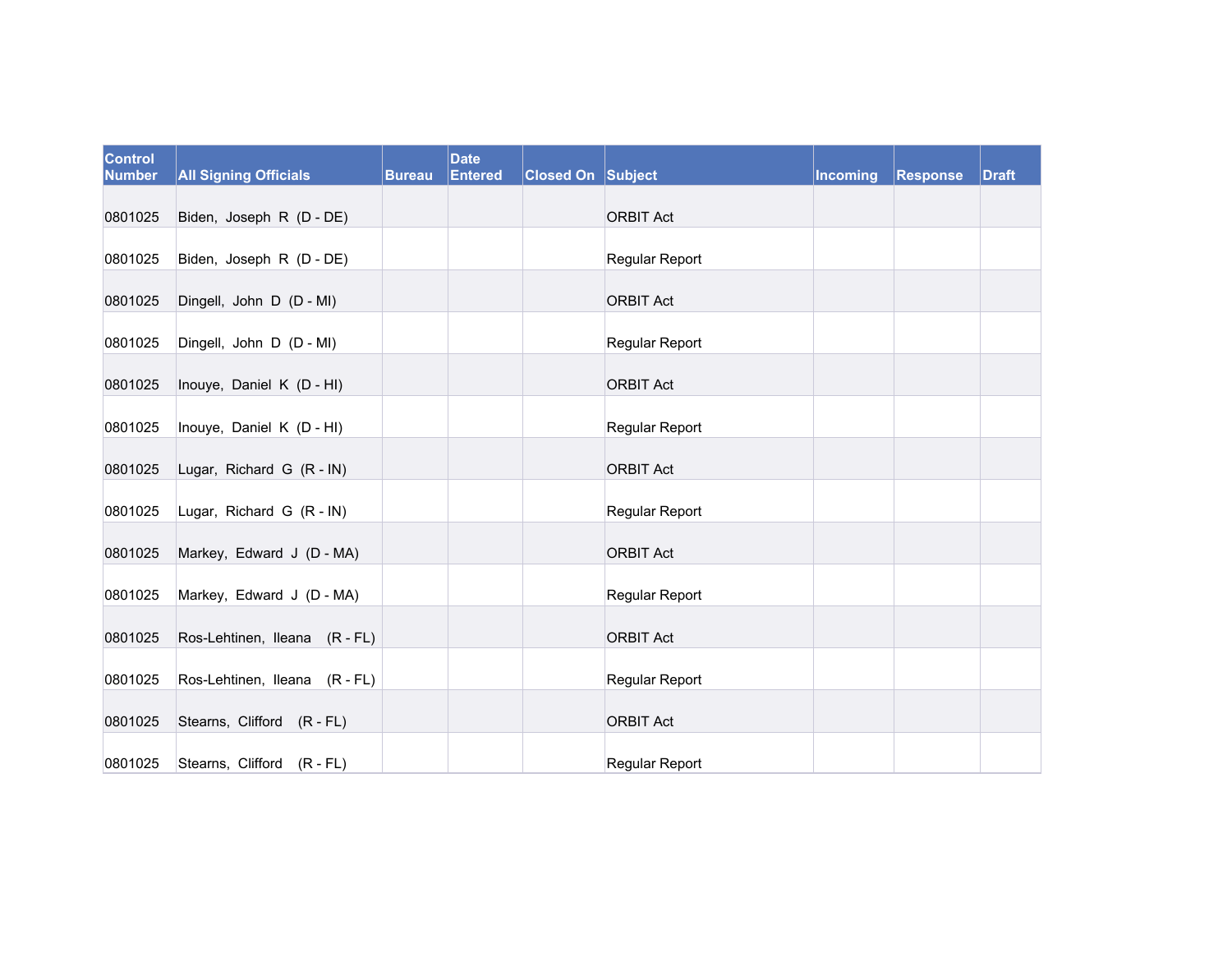| Control Number | All Signing Officials | Bureau | Date Entered | Closed On | Subject | Incoming | Response | Draft |
|---|---|---|---|---|---|---|---|---|
| 0801025 | Biden, Joseph R (D - DE) | | | | ORBIT Act | | | |
| 0801025 | Biden, Joseph R (D - DE) | | | | Regular Report | | | |
| 0801025 | Dingell, John D (D - MI) | | | | ORBIT Act | | | |
| 0801025 | Dingell, John D (D - MI) | | | | Regular Report | | | |
| 0801025 | Inouye, Daniel K (D - HI) | | | | ORBIT Act | | | |
| 0801025 | Inouye, Daniel K (D - HI) | | | | Regular Report | | | |
| 0801025 | Lugar, Richard G (R - IN) | | | | ORBIT Act | | | |
| 0801025 | Lugar, Richard G (R - IN) | | | | Regular Report | | | |
| 0801025 | Markey, Edward J (D - MA) | | | | ORBIT Act | | | |
| 0801025 | Markey, Edward J (D - MA) | | | | Regular Report | | | |
| 0801025 | Ros-Lehtinen, Ileana (R - FL) | | | | ORBIT Act | | | |
| 0801025 | Ros-Lehtinen, Ileana (R - FL) | | | | Regular Report | | | |
| 0801025 | Stearns, Clifford (R - FL) | | | | ORBIT Act | | | |
| 0801025 | Stearns, Clifford (R - FL) | | | | Regular Report | | | |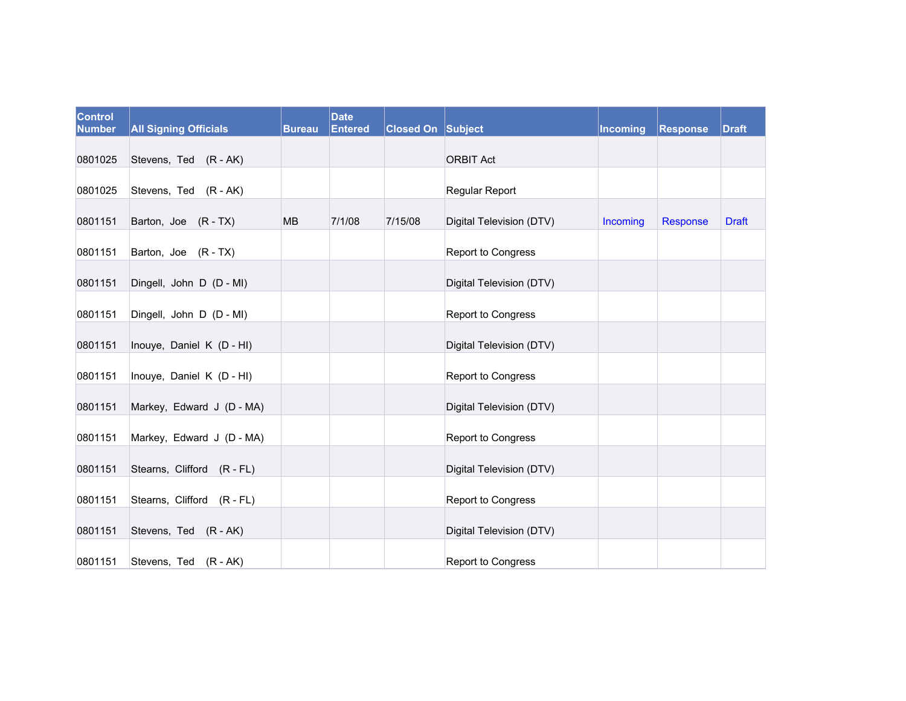| Control Number | All Signing Officials | Bureau | Date Entered | Closed On | Subject | Incoming | Response | Draft |
|---|---|---|---|---|---|---|---|---|
| 0801025 | Stevens, Ted (R - AK) | | | | ORBIT Act | | | |
| 0801025 | Stevens, Ted (R - AK) | | | | Regular Report | | | |
| 0801151 | Barton, Joe (R - TX) | MB | 7/1/08 | 7/15/08 | Digital Television (DTV) | Incoming | Response | Draft |
| 0801151 | Barton, Joe (R - TX) | | | | Report to Congress | | | |
| 0801151 | Dingell, John D (D - MI) | | | | Digital Television (DTV) | | | |
| 0801151 | Dingell, John D (D - MI) | | | | Report to Congress | | | |
| 0801151 | Inouye, Daniel K (D - HI) | | | | Digital Television (DTV) | | | |
| 0801151 | Inouye, Daniel K (D - HI) | | | | Report to Congress | | | |
| 0801151 | Markey, Edward J (D - MA) | | | | Digital Television (DTV) | | | |
| 0801151 | Markey, Edward J (D - MA) | | | | Report to Congress | | | |
| 0801151 | Stearns, Clifford (R - FL) | | | | Digital Television (DTV) | | | |
| 0801151 | Stearns, Clifford (R - FL) | | | | Report to Congress | | | |
| 0801151 | Stevens, Ted (R - AK) | | | | Digital Television (DTV) | | | |
| 0801151 | Stevens, Ted (R - AK) | | | | Report to Congress | | | |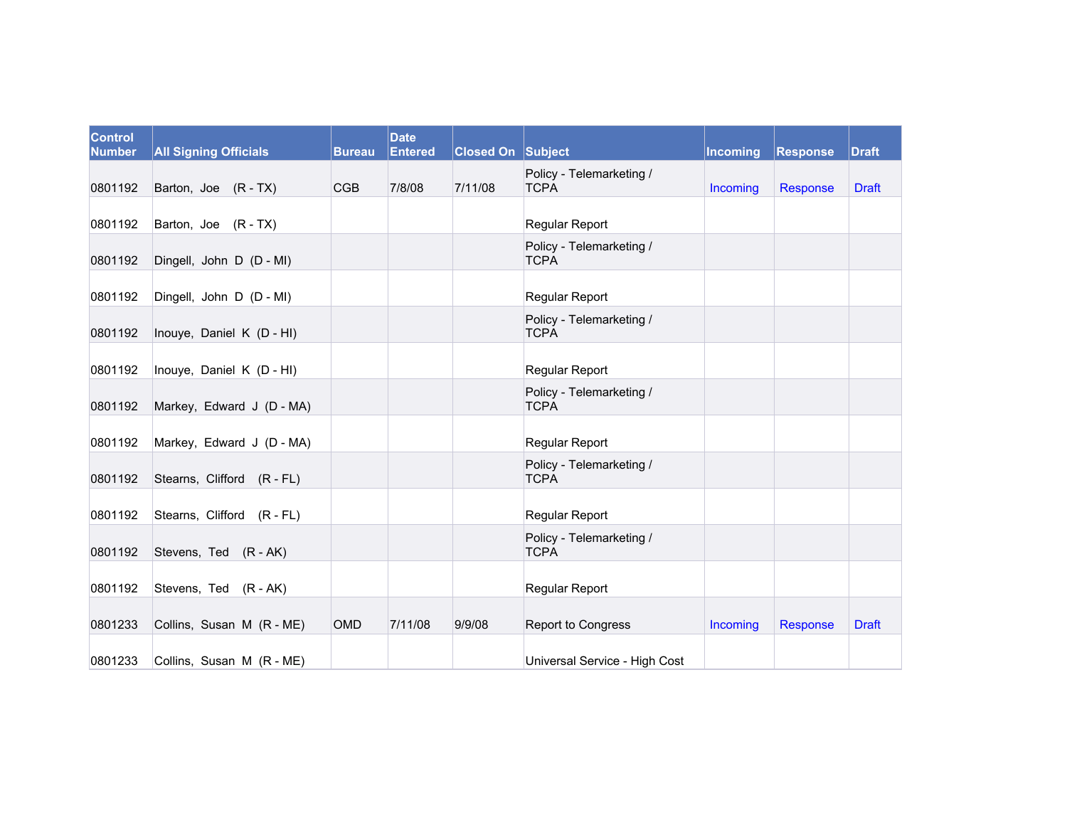| Control Number | All Signing Officials | Bureau | Date Entered | Closed On | Subject | Incoming | Response | Draft |
|---|---|---|---|---|---|---|---|---|
| 0801192 | Barton, Joe (R - TX) | CGB | 7/8/08 | 7/11/08 | Policy - Telemarketing / TCPA | Incoming | Response | Draft |
| 0801192 | Barton, Joe (R - TX) | | | | Regular Report | | | |
| 0801192 | Dingell, John D (D - MI) | | | | Policy - Telemarketing / TCPA | | | |
| 0801192 | Dingell, John D (D - MI) | | | | Regular Report | | | |
| 0801192 | Inouye, Daniel K (D - HI) | | | | Policy - Telemarketing / TCPA | | | |
| 0801192 | Inouye, Daniel K (D - HI) | | | | Regular Report | | | |
| 0801192 | Markey, Edward J (D - MA) | | | | Policy - Telemarketing / TCPA | | | |
| 0801192 | Markey, Edward J (D - MA) | | | | Regular Report | | | |
| 0801192 | Stearns, Clifford (R - FL) | | | | Policy - Telemarketing / TCPA | | | |
| 0801192 | Stearns, Clifford (R - FL) | | | | Regular Report | | | |
| 0801192 | Stevens, Ted (R - AK) | | | | Policy - Telemarketing / TCPA | | | |
| 0801192 | Stevens, Ted (R - AK) | | | | Regular Report | | | |
| 0801233 | Collins, Susan M (R - ME) | OMD | 7/11/08 | 9/9/08 | Report to Congress | Incoming | Response | Draft |
| 0801233 | Collins, Susan M (R - ME) | | | | Universal Service - High Cost | | | |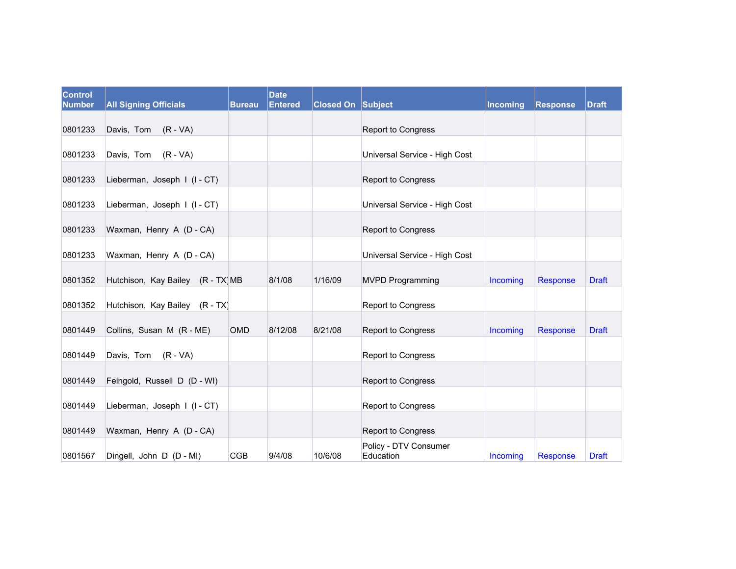| Control Number | All Signing Officials | Bureau | Date Entered | Closed On | Subject | Incoming | Response | Draft |
|---|---|---|---|---|---|---|---|---|
| 0801233 | Davis, Tom (R - VA) | | | | Report to Congress | | | |
| 0801233 | Davis, Tom (R - VA) | | | | Universal Service - High Cost | | | |
| 0801233 | Lieberman, Joseph I (I - CT) | | | | Report to Congress | | | |
| 0801233 | Lieberman, Joseph I (I - CT) | | | | Universal Service - High Cost | | | |
| 0801233 | Waxman, Henry A (D - CA) | | | | Report to Congress | | | |
| 0801233 | Waxman, Henry A (D - CA) | | | | Universal Service - High Cost | | | |
| 0801352 | Hutchison, Kay Bailey (R - TX) | MB | 8/1/08 | 1/16/09 | MVPD Programming | Incoming | Response | Draft |
| 0801352 | Hutchison, Kay Bailey (R - TX) | | | | Report to Congress | | | |
| 0801449 | Collins, Susan M (R - ME) | OMD | 8/12/08 | 8/21/08 | Report to Congress | Incoming | Response | Draft |
| 0801449 | Davis, Tom (R - VA) | | | | Report to Congress | | | |
| 0801449 | Feingold, Russell D (D - WI) | | | | Report to Congress | | | |
| 0801449 | Lieberman, Joseph I (I - CT) | | | | Report to Congress | | | |
| 0801449 | Waxman, Henry A (D - CA) | | | | Report to Congress | | | |
| 0801567 | Dingell, John D (D - MI) | CGB | 9/4/08 | 10/6/08 | Policy - DTV Consumer Education | Incoming | Response | Draft |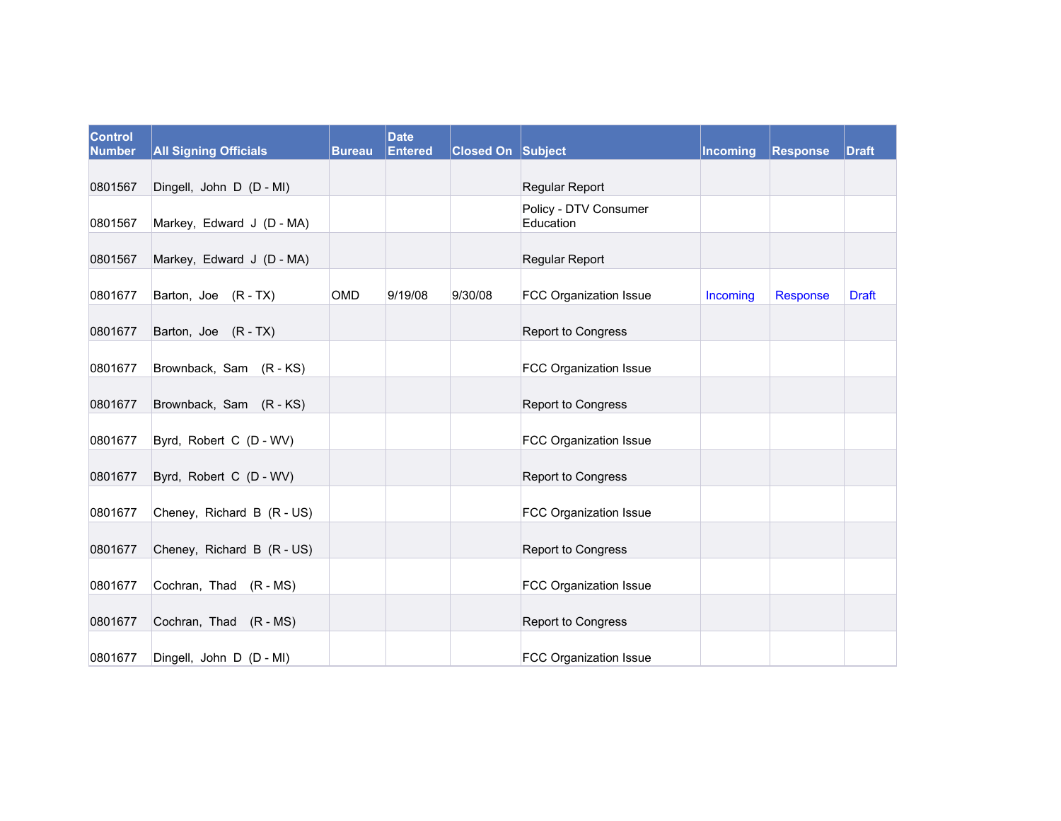| Control Number | All Signing Officials | Bureau | Date Entered | Closed On | Subject | Incoming | Response | Draft |
|---|---|---|---|---|---|---|---|---|
| 0801567 | Dingell, John D (D - MI) | | | | Regular Report | | | |
| 0801567 | Markey, Edward J (D - MA) | | | | Policy - DTV Consumer Education | | | |
| 0801567 | Markey, Edward J (D - MA) | | | | Regular Report | | | |
| 0801677 | Barton, Joe (R - TX) | OMD | 9/19/08 | 9/30/08 | FCC Organization Issue | Incoming | Response | Draft |
| 0801677 | Barton, Joe (R - TX) | | | | Report to Congress | | | |
| 0801677 | Brownback, Sam (R - KS) | | | | FCC Organization Issue | | | |
| 0801677 | Brownback, Sam (R - KS) | | | | Report to Congress | | | |
| 0801677 | Byrd, Robert C (D - WV) | | | | FCC Organization Issue | | | |
| 0801677 | Byrd, Robert C (D - WV) | | | | Report to Congress | | | |
| 0801677 | Cheney, Richard B (R - US) | | | | FCC Organization Issue | | | |
| 0801677 | Cheney, Richard B (R - US) | | | | Report to Congress | | | |
| 0801677 | Cochran, Thad (R - MS) | | | | FCC Organization Issue | | | |
| 0801677 | Cochran, Thad (R - MS) | | | | Report to Congress | | | |
| 0801677 | Dingell, John D (D - MI) | | | | FCC Organization Issue | | | |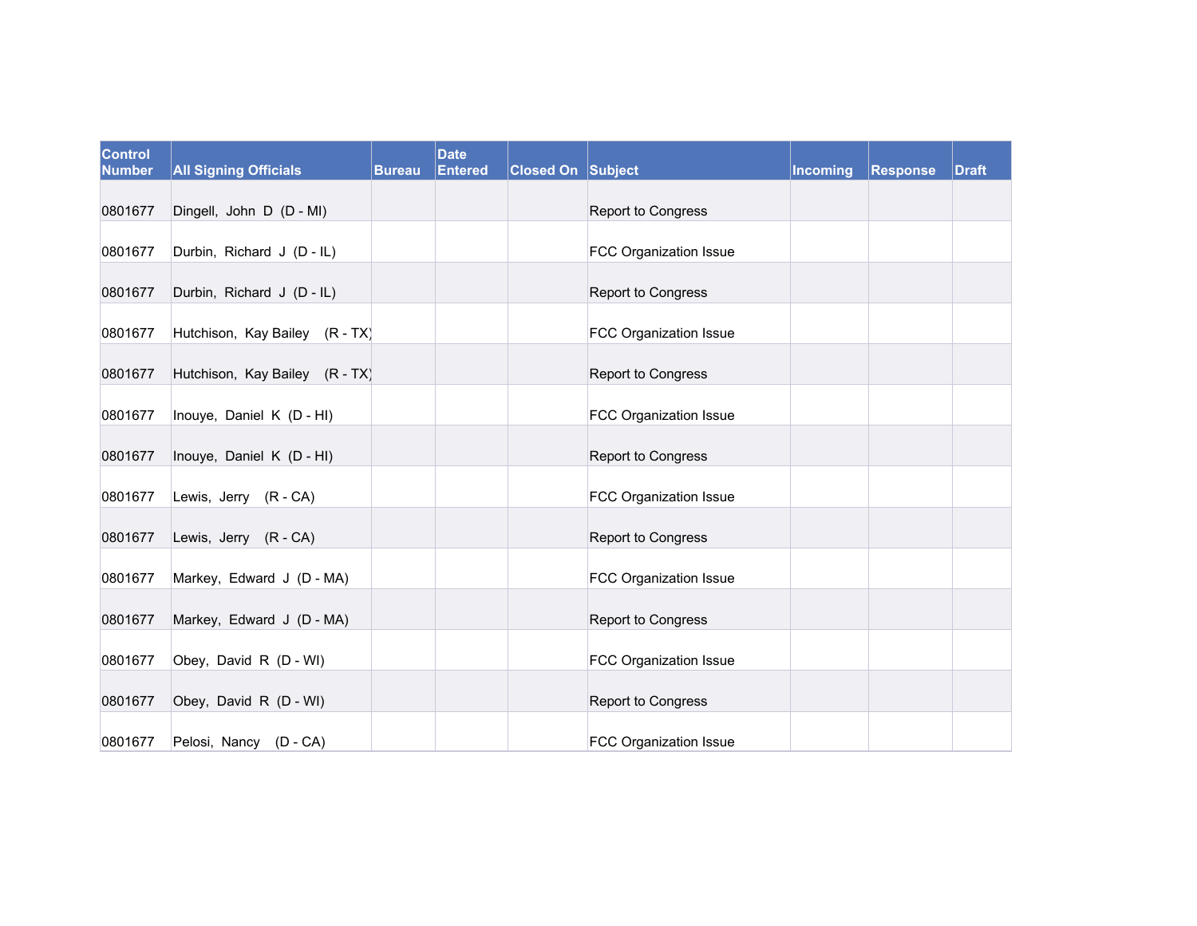| Control Number | All Signing Officials | Bureau | Date Entered | Closed On | Subject | Incoming | Response | Draft |
|---|---|---|---|---|---|---|---|---|
| 0801677 | Dingell, John D (D - MI) | | | | Report to Congress | | | |
| 0801677 | Durbin, Richard J (D - IL) | | | | FCC Organization Issue | | | |
| 0801677 | Durbin, Richard J (D - IL) | | | | Report to Congress | | | |
| 0801677 | Hutchison, Kay Bailey (R - TX) | | | | FCC Organization Issue | | | |
| 0801677 | Hutchison, Kay Bailey (R - TX) | | | | Report to Congress | | | |
| 0801677 | Inouye, Daniel K (D - HI) | | | | FCC Organization Issue | | | |
| 0801677 | Inouye, Daniel K (D - HI) | | | | Report to Congress | | | |
| 0801677 | Lewis, Jerry (R - CA) | | | | FCC Organization Issue | | | |
| 0801677 | Lewis, Jerry (R - CA) | | | | Report to Congress | | | |
| 0801677 | Markey, Edward J (D - MA) | | | | FCC Organization Issue | | | |
| 0801677 | Markey, Edward J (D - MA) | | | | Report to Congress | | | |
| 0801677 | Obey, David R (D - WI) | | | | FCC Organization Issue | | | |
| 0801677 | Obey, David R (D - WI) | | | | Report to Congress | | | |
| 0801677 | Pelosi, Nancy (D - CA) | | | | FCC Organization Issue | | | |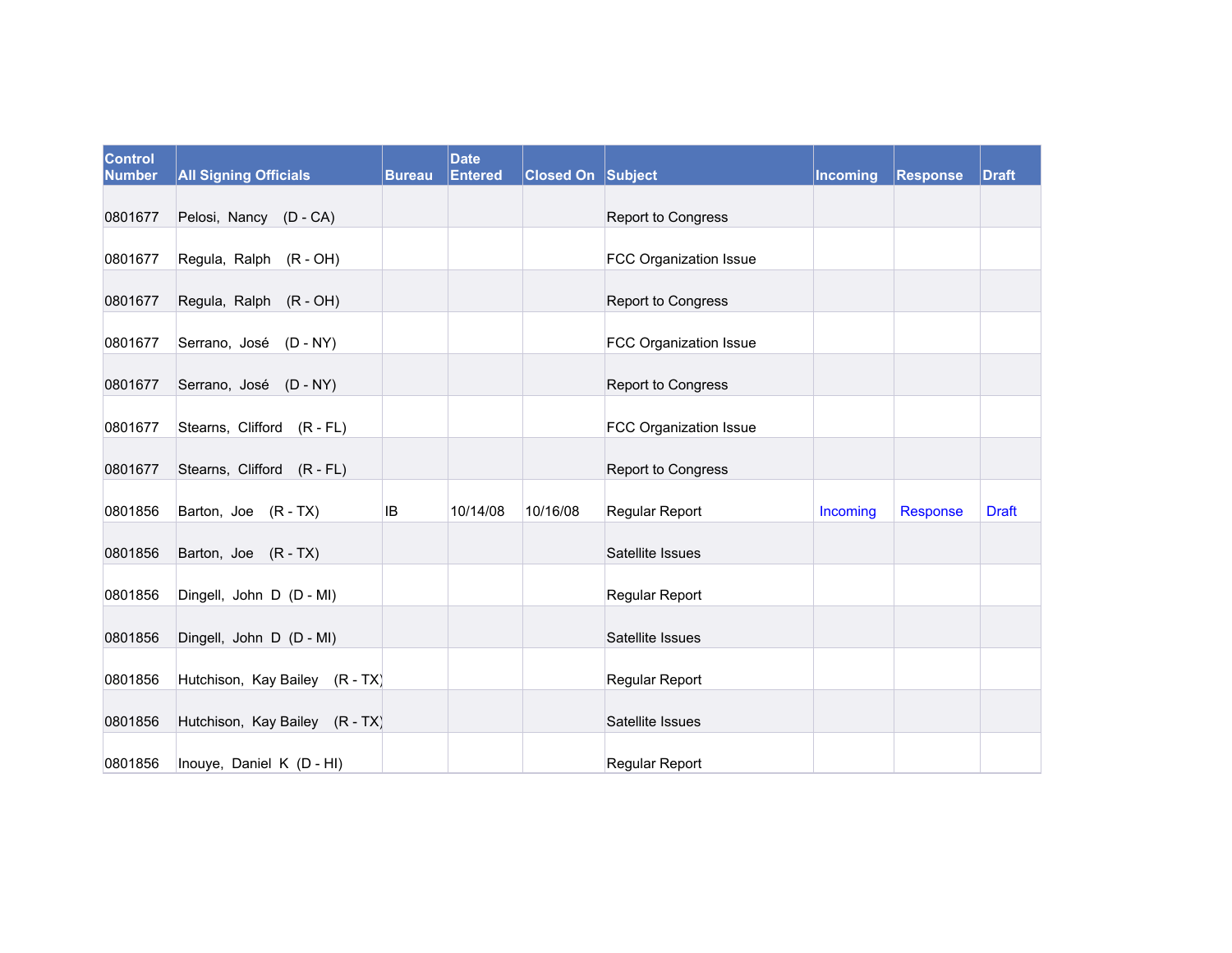| Control Number | All Signing Officials | Bureau | Date Entered | Closed On | Subject | Incoming | Response | Draft |
|---|---|---|---|---|---|---|---|---|
| 0801677 | Pelosi, Nancy (D - CA) | | | | Report to Congress | | | |
| 0801677 | Regula, Ralph (R - OH) | | | | FCC Organization Issue | | | |
| 0801677 | Regula, Ralph (R - OH) | | | | Report to Congress | | | |
| 0801677 | Serrano, José (D - NY) | | | | FCC Organization Issue | | | |
| 0801677 | Serrano, José (D - NY) | | | | Report to Congress | | | |
| 0801677 | Stearns, Clifford (R - FL) | | | | FCC Organization Issue | | | |
| 0801677 | Stearns, Clifford (R - FL) | | | | Report to Congress | | | |
| 0801856 | Barton, Joe (R - TX) | IB | 10/14/08 | 10/16/08 | Regular Report | Incoming | Response | Draft |
| 0801856 | Barton, Joe (R - TX) | | | | Satellite Issues | | | |
| 0801856 | Dingell, John D (D - MI) | | | | Regular Report | | | |
| 0801856 | Dingell, John D (D - MI) | | | | Satellite Issues | | | |
| 0801856 | Hutchison, Kay Bailey (R - TX) | | | | Regular Report | | | |
| 0801856 | Hutchison, Kay Bailey (R - TX) | | | | Satellite Issues | | | |
| 0801856 | Inouye, Daniel K (D - HI) | | | | Regular Report | | | |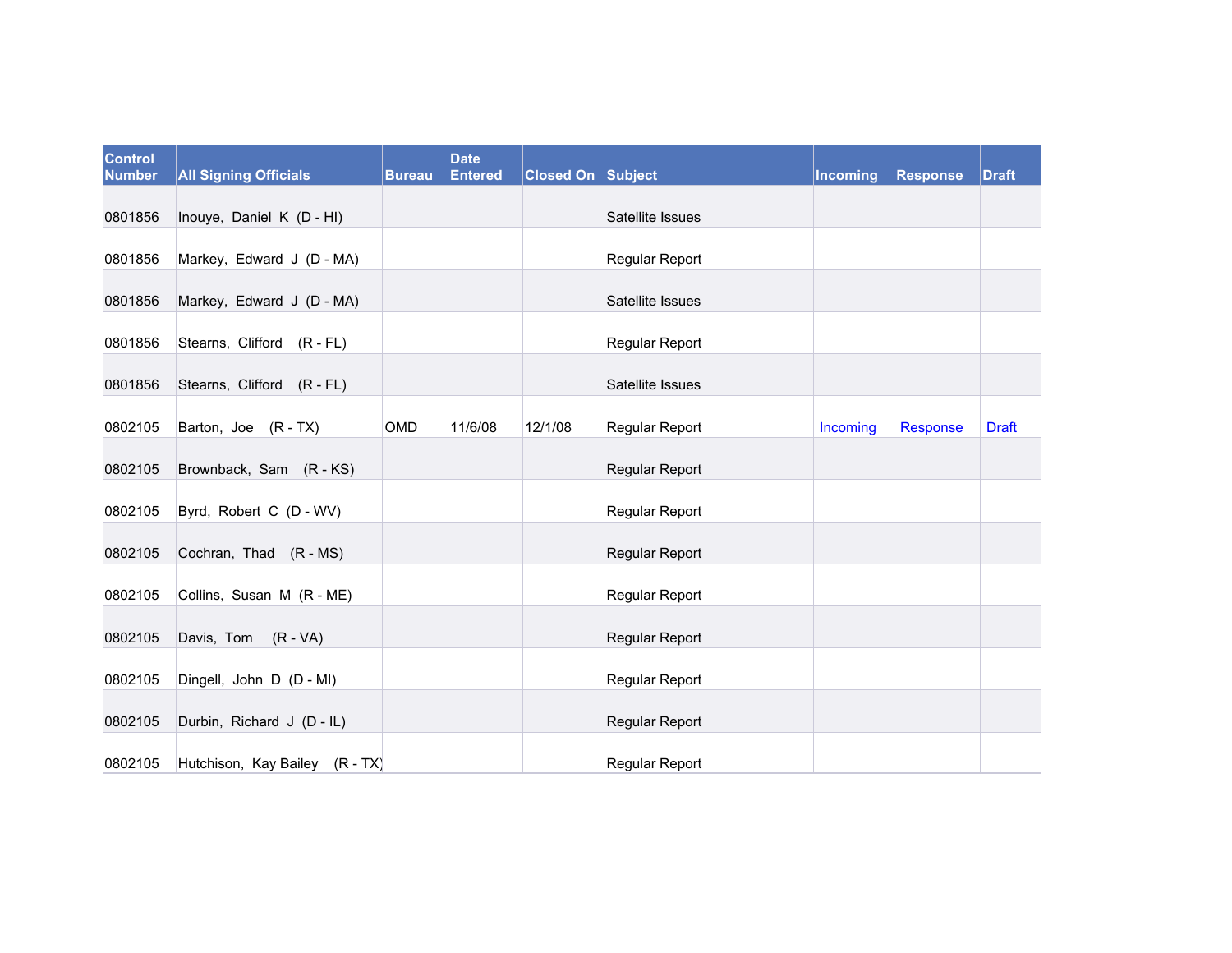| Control Number | All Signing Officials | Bureau | Date Entered | Closed On | Subject | Incoming | Response | Draft |
| --- | --- | --- | --- | --- | --- | --- | --- | --- |
| 0801856 | Inouye, Daniel K (D - HI) | | | | Satellite Issues | | | |
| 0801856 | Markey, Edward J (D - MA) | | | | Regular Report | | | |
| 0801856 | Markey, Edward J (D - MA) | | | | Satellite Issues | | | |
| 0801856 | Stearns, Clifford (R - FL) | | | | Regular Report | | | |
| 0801856 | Stearns, Clifford (R - FL) | | | | Satellite Issues | | | |
| 0802105 | Barton, Joe (R - TX) | OMD | 11/6/08 | 12/1/08 | Regular Report | Incoming | Response | Draft |
| 0802105 | Brownback, Sam (R - KS) | | | | Regular Report | | | |
| 0802105 | Byrd, Robert C (D - WV) | | | | Regular Report | | | |
| 0802105 | Cochran, Thad (R - MS) | | | | Regular Report | | | |
| 0802105 | Collins, Susan M (R - ME) | | | | Regular Report | | | |
| 0802105 | Davis, Tom (R - VA) | | | | Regular Report | | | |
| 0802105 | Dingell, John D (D - MI) | | | | Regular Report | | | |
| 0802105 | Durbin, Richard J (D - IL) | | | | Regular Report | | | |
| 0802105 | Hutchison, Kay Bailey (R - TX) | | | | Regular Report | | | |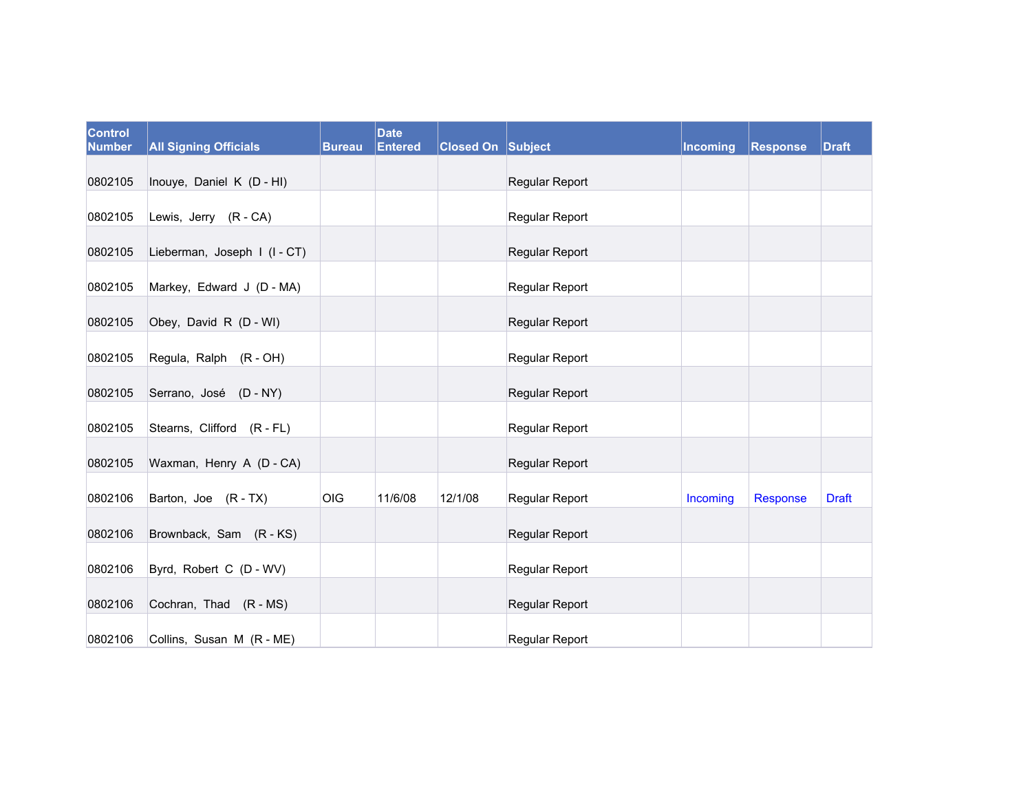| Control Number | All Signing Officials | Bureau | Date Entered | Closed On | Subject | Incoming | Response | Draft |
|---|---|---|---|---|---|---|---|---|
| 0802105 | Inouye, Daniel K (D - HI) | | | | Regular Report | | | |
| 0802105 | Lewis, Jerry (R - CA) | | | | Regular Report | | | |
| 0802105 | Lieberman, Joseph I (I - CT) | | | | Regular Report | | | |
| 0802105 | Markey, Edward J (D - MA) | | | | Regular Report | | | |
| 0802105 | Obey, David R (D - WI) | | | | Regular Report | | | |
| 0802105 | Regula, Ralph (R - OH) | | | | Regular Report | | | |
| 0802105 | Serrano, José (D - NY) | | | | Regular Report | | | |
| 0802105 | Stearns, Clifford (R - FL) | | | | Regular Report | | | |
| 0802105 | Waxman, Henry A (D - CA) | | | | Regular Report | | | |
| 0802106 | Barton, Joe (R - TX) | OIG | 11/6/08 | 12/1/08 | Regular Report | Incoming | Response | Draft |
| 0802106 | Brownback, Sam (R - KS) | | | | Regular Report | | | |
| 0802106 | Byrd, Robert C (D - WV) | | | | Regular Report | | | |
| 0802106 | Cochran, Thad (R - MS) | | | | Regular Report | | | |
| 0802106 | Collins, Susan M (R - ME) | | | | Regular Report | | | |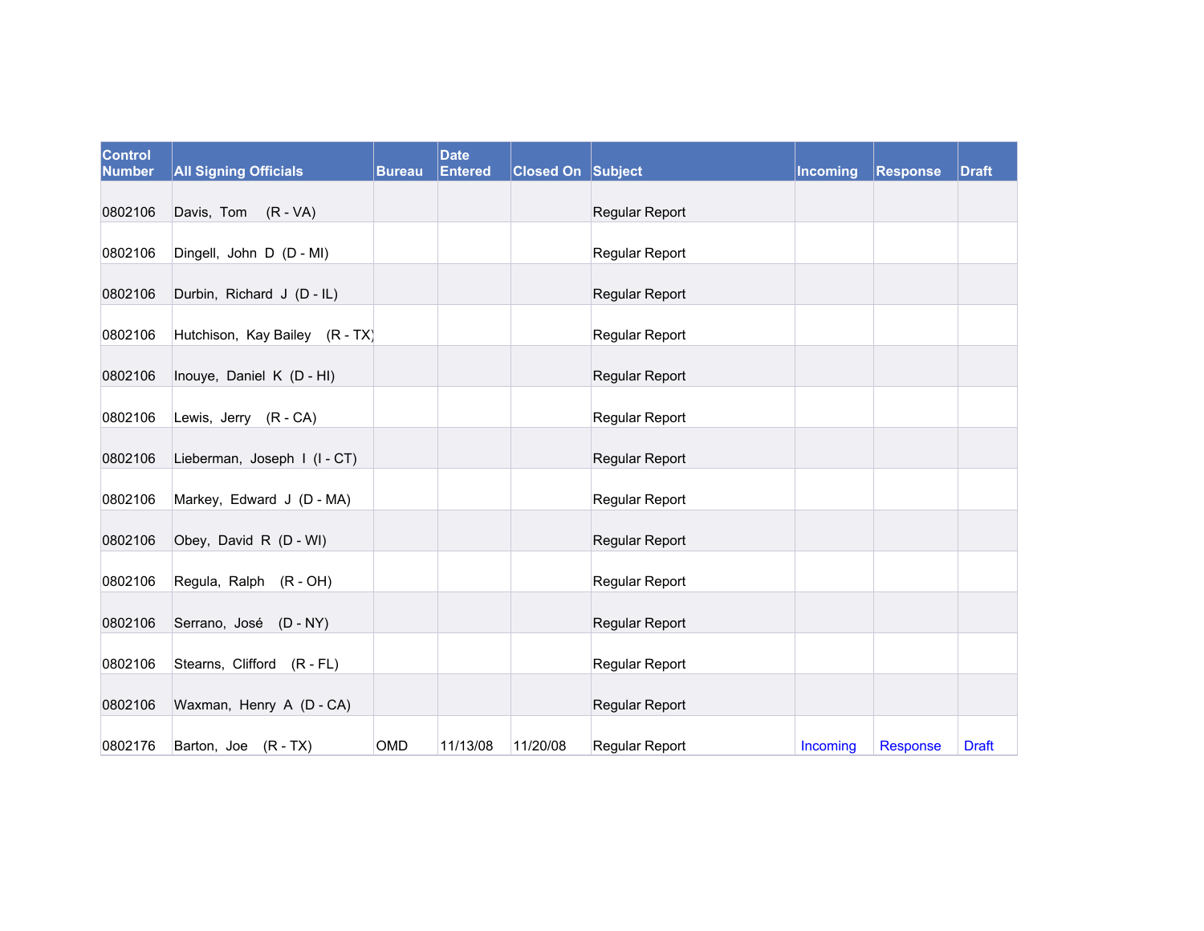| Control Number | All Signing Officials | Bureau | Date Entered | Closed On | Subject | Incoming | Response | Draft |
|---|---|---|---|---|---|---|---|---|
| 0802106 | Davis, Tom (R - VA) | | | | Regular Report | | | |
| 0802106 | Dingell, John D (D - MI) | | | | Regular Report | | | |
| 0802106 | Durbin, Richard J (D - IL) | | | | Regular Report | | | |
| 0802106 | Hutchison, Kay Bailey (R - TX) | | | | Regular Report | | | |
| 0802106 | Inouye, Daniel K (D - HI) | | | | Regular Report | | | |
| 0802106 | Lewis, Jerry (R - CA) | | | | Regular Report | | | |
| 0802106 | Lieberman, Joseph I (I - CT) | | | | Regular Report | | | |
| 0802106 | Markey, Edward J (D - MA) | | | | Regular Report | | | |
| 0802106 | Obey, David R (D - WI) | | | | Regular Report | | | |
| 0802106 | Regula, Ralph (R - OH) | | | | Regular Report | | | |
| 0802106 | Serrano, José (D - NY) | | | | Regular Report | | | |
| 0802106 | Stearns, Clifford (R - FL) | | | | Regular Report | | | |
| 0802106 | Waxman, Henry A (D - CA) | | | | Regular Report | | | |
| 0802176 | Barton, Joe (R - TX) | OMD | 11/13/08 | 11/20/08 | Regular Report | Incoming | Response | Draft |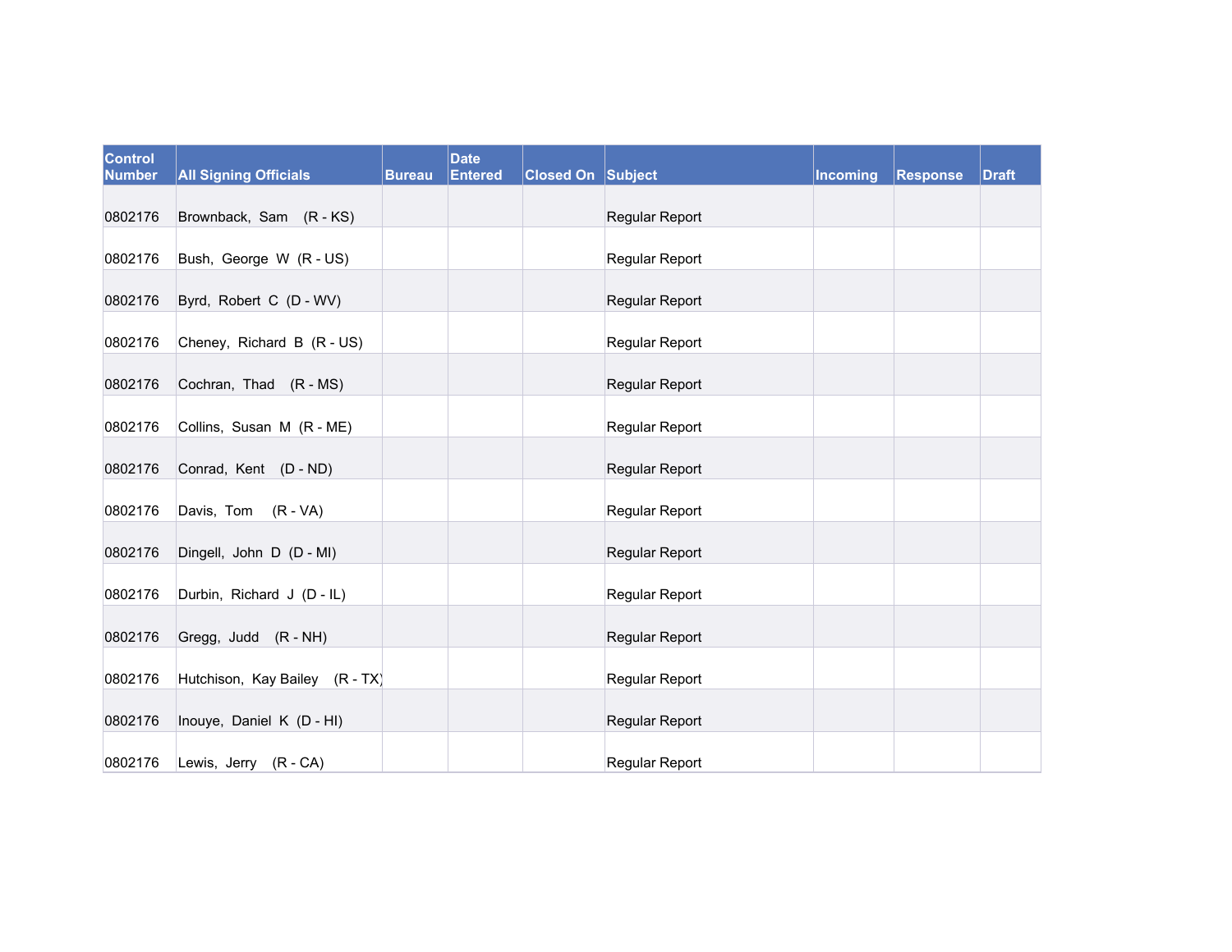| Control Number | All Signing Officials | Bureau | Date Entered | Closed On | Subject | Incoming | Response | Draft |
|---|---|---|---|---|---|---|---|---|
| 0802176 | Brownback, Sam (R - KS) | | | | Regular Report | | | |
| 0802176 | Bush, George W (R - US) | | | | Regular Report | | | |
| 0802176 | Byrd, Robert C (D - WV) | | | | Regular Report | | | |
| 0802176 | Cheney, Richard B (R - US) | | | | Regular Report | | | |
| 0802176 | Cochran, Thad (R - MS) | | | | Regular Report | | | |
| 0802176 | Collins, Susan M (R - ME) | | | | Regular Report | | | |
| 0802176 | Conrad, Kent (D - ND) | | | | Regular Report | | | |
| 0802176 | Davis, Tom (R - VA) | | | | Regular Report | | | |
| 0802176 | Dingell, John D (D - MI) | | | | Regular Report | | | |
| 0802176 | Durbin, Richard J (D - IL) | | | | Regular Report | | | |
| 0802176 | Gregg, Judd (R - NH) | | | | Regular Report | | | |
| 0802176 | Hutchison, Kay Bailey (R - TX) | | | | Regular Report | | | |
| 0802176 | Inouye, Daniel K (D - HI) | | | | Regular Report | | | |
| 0802176 | Lewis, Jerry (R - CA) | | | | Regular Report | | | |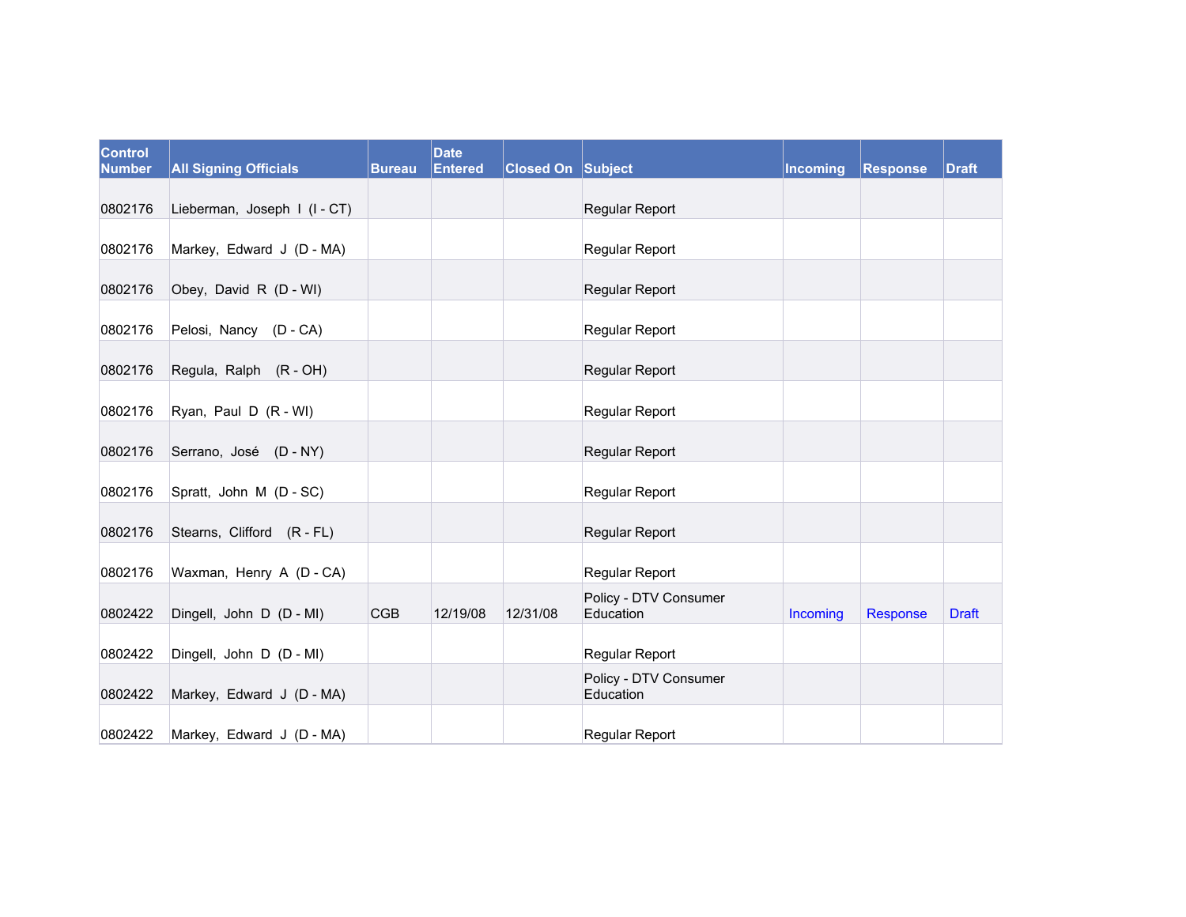| Control Number | All Signing Officials | Bureau | Date Entered | Closed On | Subject | Incoming | Response | Draft |
|---|---|---|---|---|---|---|---|---|
| 0802176 | Lieberman, Joseph I (I - CT) | | | | Regular Report | | | |
| 0802176 | Markey, Edward J (D - MA) | | | | Regular Report | | | |
| 0802176 | Obey, David R (D - WI) | | | | Regular Report | | | |
| 0802176 | Pelosi, Nancy (D - CA) | | | | Regular Report | | | |
| 0802176 | Regula, Ralph (R - OH) | | | | Regular Report | | | |
| 0802176 | Ryan, Paul D (R - WI) | | | | Regular Report | | | |
| 0802176 | Serrano, José (D - NY) | | | | Regular Report | | | |
| 0802176 | Spratt, John M (D - SC) | | | | Regular Report | | | |
| 0802176 | Stearns, Clifford (R - FL) | | | | Regular Report | | | |
| 0802176 | Waxman, Henry A (D - CA) | | | | Regular Report | | | |
| 0802422 | Dingell, John D (D - MI) | CGB | 12/19/08 | 12/31/08 | Policy - DTV Consumer Education | Incoming | Response | Draft |
| 0802422 | Dingell, John D (D - MI) | | | | Regular Report | | | |
| 0802422 | Markey, Edward J (D - MA) | | | | Policy - DTV Consumer Education | | | |
| 0802422 | Markey, Edward J (D - MA) | | | | Regular Report | | | |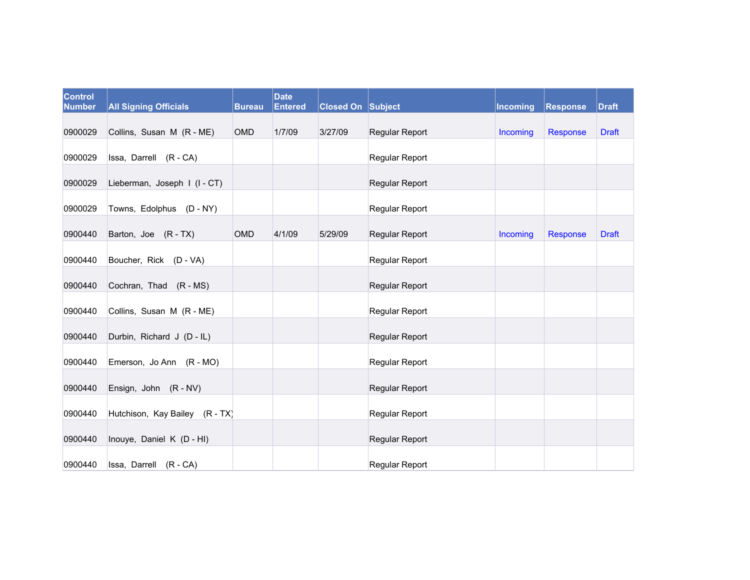| Control Number | All Signing Officials | Bureau | Date Entered | Closed On | Subject | Incoming | Response | Draft |
|---|---|---|---|---|---|---|---|---|
| 0900029 | Collins, Susan M (R - ME) | OMD | 1/7/09 | 3/27/09 | Regular Report | Incoming | Response | Draft |
| 0900029 | Issa, Darrell (R - CA) | | | | Regular Report | | | |
| 0900029 | Lieberman, Joseph I (I - CT) | | | | Regular Report | | | |
| 0900029 | Towns, Edolphus (D - NY) | | | | Regular Report | | | |
| 0900440 | Barton, Joe (R - TX) | OMD | 4/1/09 | 5/29/09 | Regular Report | Incoming | Response | Draft |
| 0900440 | Boucher, Rick (D - VA) | | | | Regular Report | | | |
| 0900440 | Cochran, Thad (R - MS) | | | | Regular Report | | | |
| 0900440 | Collins, Susan M (R - ME) | | | | Regular Report | | | |
| 0900440 | Durbin, Richard J (D - IL) | | | | Regular Report | | | |
| 0900440 | Emerson, Jo Ann (R - MO) | | | | Regular Report | | | |
| 0900440 | Ensign, John (R - NV) | | | | Regular Report | | | |
| 0900440 | Hutchison, Kay Bailey (R - TX) | | | | Regular Report | | | |
| 0900440 | Inouye, Daniel K (D - HI) | | | | Regular Report | | | |
| 0900440 | Issa, Darrell (R - CA) | | | | Regular Report | | | |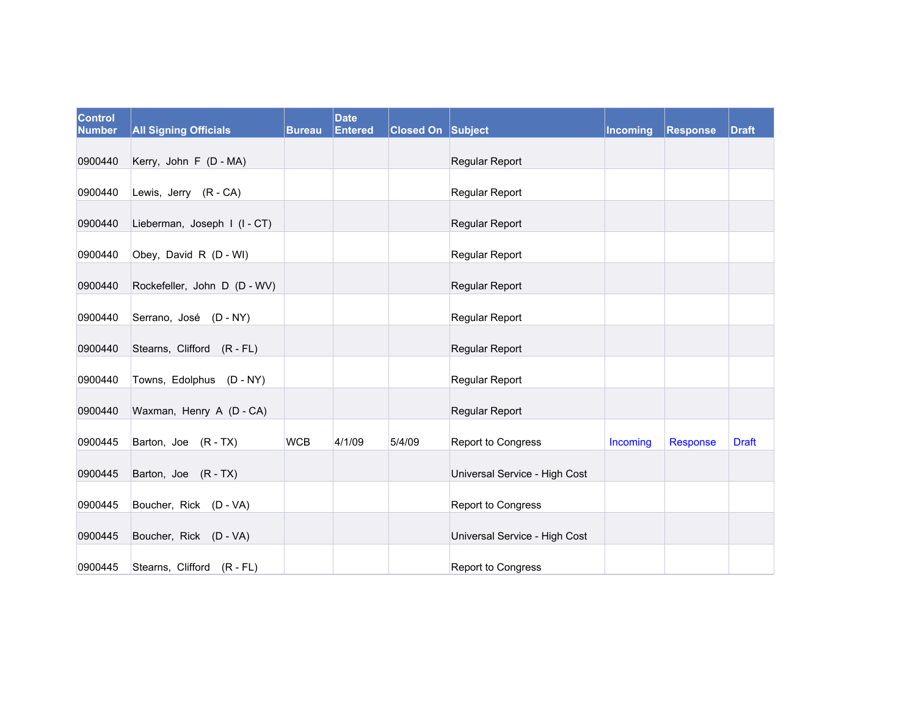| Control Number | All Signing Officials | Bureau | Date Entered | Closed On | Subject | Incoming | Response | Draft |
|---|---|---|---|---|---|---|---|---|
| 0900440 | Kerry, John F (D - MA) | | | | Regular Report | | | |
| 0900440 | Lewis, Jerry (R - CA) | | | | Regular Report | | | |
| 0900440 | Lieberman, Joseph I (I - CT) | | | | Regular Report | | | |
| 0900440 | Obey, David R (D - WI) | | | | Regular Report | | | |
| 0900440 | Rockefeller, John D (D - WV) | | | | Regular Report | | | |
| 0900440 | Serrano, José (D - NY) | | | | Regular Report | | | |
| 0900440 | Stearns, Clifford (R - FL) | | | | Regular Report | | | |
| 0900440 | Towns, Edolphus (D - NY) | | | | Regular Report | | | |
| 0900440 | Waxman, Henry A (D - CA) | | | | Regular Report | | | |
| 0900445 | Barton, Joe (R - TX) | WCB | 4/1/09 | 5/4/09 | Report to Congress | Incoming | Response | Draft |
| 0900445 | Barton, Joe (R - TX) | | | | Universal Service - High Cost | | | |
| 0900445 | Boucher, Rick (D - VA) | | | | Report to Congress | | | |
| 0900445 | Boucher, Rick (D - VA) | | | | Universal Service - High Cost | | | |
| 0900445 | Stearns, Clifford (R - FL) | | | | Report to Congress | | | |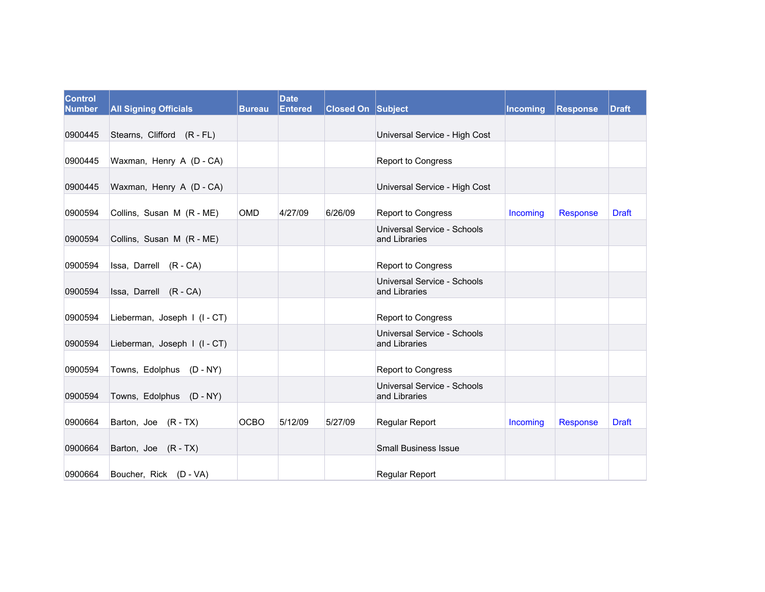| Control Number | All Signing Officials | Bureau | Date Entered | Closed On | Subject | Incoming | Response | Draft |
|---|---|---|---|---|---|---|---|---|
| 0900445 | Stearns, Clifford (R - FL) | | | | Universal Service - High Cost | | | |
| 0900445 | Waxman, Henry A (D - CA) | | | | Report to Congress | | | |
| 0900445 | Waxman, Henry A (D - CA) | | | | Universal Service - High Cost | | | |
| 0900594 | Collins, Susan M (R - ME) | OMD | 4/27/09 | 6/26/09 | Report to Congress | Incoming | Response | Draft |
| 0900594 | Collins, Susan M (R - ME) | | | | Universal Service - Schools and Libraries | | | |
| 0900594 | Issa, Darrell (R - CA) | | | | Report to Congress | | | |
| 0900594 | Issa, Darrell (R - CA) | | | | Universal Service - Schools and Libraries | | | |
| 0900594 | Lieberman, Joseph I (I - CT) | | | | Report to Congress | | | |
| 0900594 | Lieberman, Joseph I (I - CT) | | | | Universal Service - Schools and Libraries | | | |
| 0900594 | Towns, Edolphus (D - NY) | | | | Report to Congress | | | |
| 0900594 | Towns, Edolphus (D - NY) | | | | Universal Service - Schools and Libraries | | | |
| 0900664 | Barton, Joe (R - TX) | OCBO | 5/12/09 | 5/27/09 | Regular Report | Incoming | Response | Draft |
| 0900664 | Barton, Joe (R - TX) | | | | Small Business Issue | | | |
| 0900664 | Boucher, Rick (D - VA) | | | | Regular Report | | | |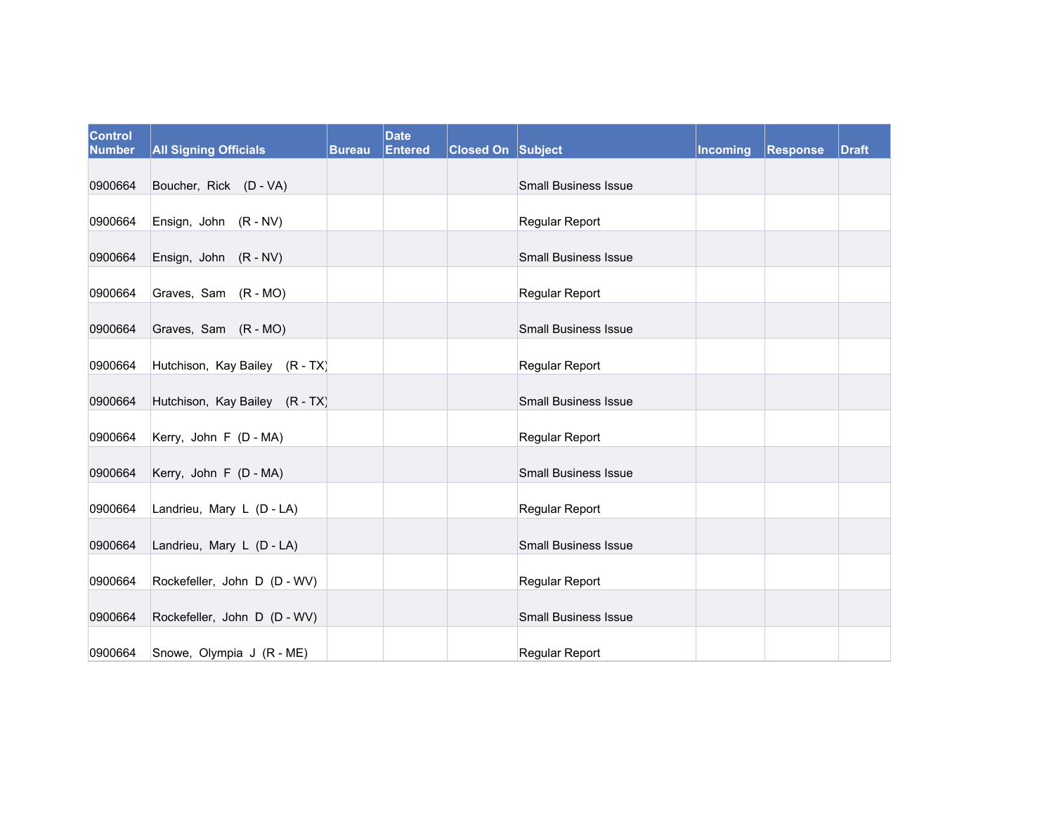| Control Number | All Signing Officials | Bureau | Date Entered | Closed On | Subject | Incoming | Response | Draft |
|---|---|---|---|---|---|---|---|---|
| 0900664 | Boucher, Rick (D - VA) | | | | Small Business Issue | | | |
| 0900664 | Ensign, John (R - NV) | | | | Regular Report | | | |
| 0900664 | Ensign, John (R - NV) | | | | Small Business Issue | | | |
| 0900664 | Graves, Sam (R - MO) | | | | Regular Report | | | |
| 0900664 | Graves, Sam (R - MO) | | | | Small Business Issue | | | |
| 0900664 | Hutchison, Kay Bailey (R - TX) | | | | Regular Report | | | |
| 0900664 | Hutchison, Kay Bailey (R - TX) | | | | Small Business Issue | | | |
| 0900664 | Kerry, John F (D - MA) | | | | Regular Report | | | |
| 0900664 | Kerry, John F (D - MA) | | | | Small Business Issue | | | |
| 0900664 | Landrieu, Mary L (D - LA) | | | | Regular Report | | | |
| 0900664 | Landrieu, Mary L (D - LA) | | | | Small Business Issue | | | |
| 0900664 | Rockefeller, John D (D - WV) | | | | Regular Report | | | |
| 0900664 | Rockefeller, John D (D - WV) | | | | Small Business Issue | | | |
| 0900664 | Snowe, Olympia J (R - ME) | | | | Regular Report | | | |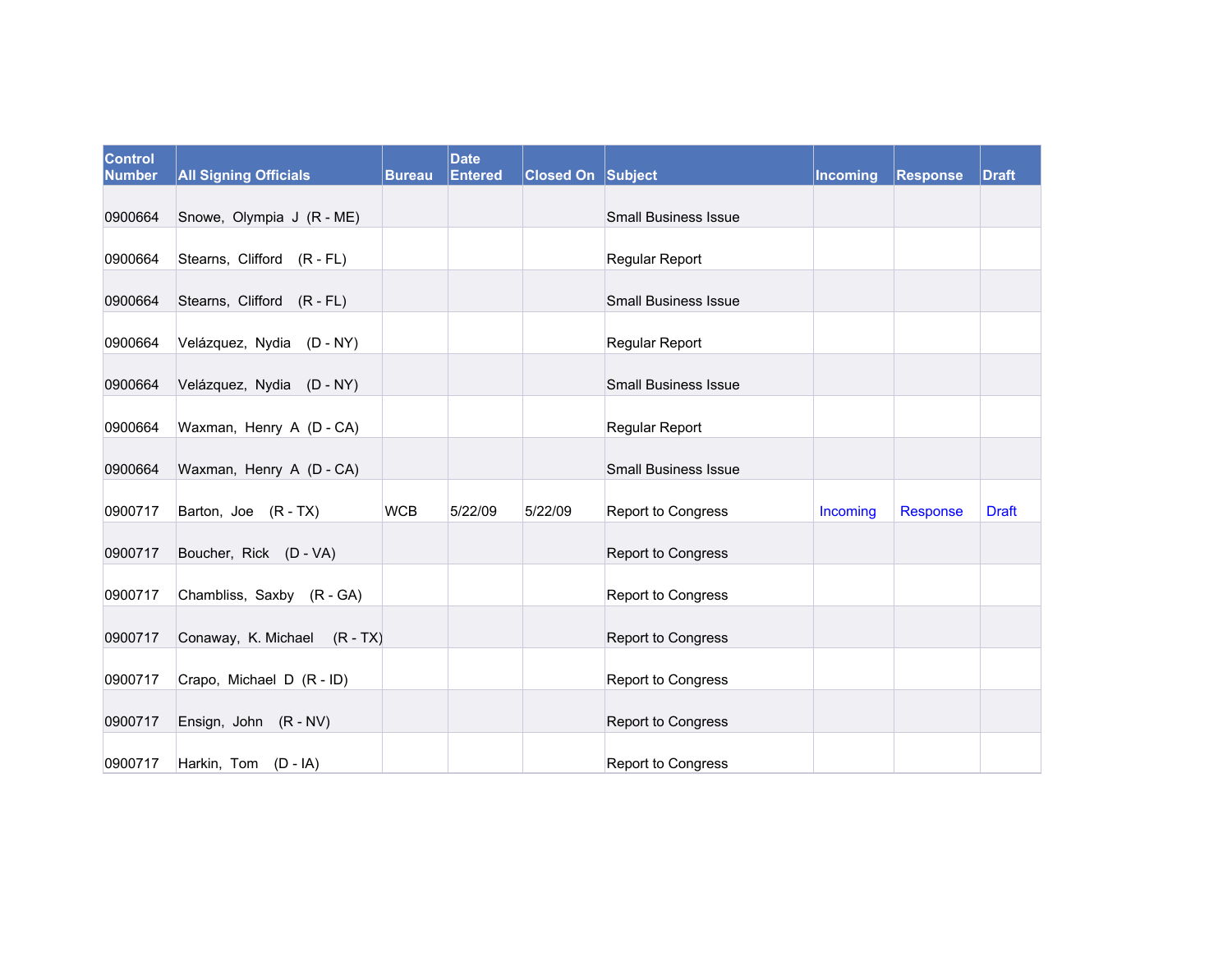| Control Number | All Signing Officials | Bureau | Date Entered | Closed On | Subject | Incoming | Response | Draft |
|---|---|---|---|---|---|---|---|---|
| 0900664 | Snowe, Olympia J (R - ME) | | | | Small Business Issue | | | |
| 0900664 | Stearns, Clifford (R - FL) | | | | Regular Report | | | |
| 0900664 | Stearns, Clifford (R - FL) | | | | Small Business Issue | | | |
| 0900664 | Velázquez, Nydia (D - NY) | | | | Regular Report | | | |
| 0900664 | Velázquez, Nydia (D - NY) | | | | Small Business Issue | | | |
| 0900664 | Waxman, Henry A (D - CA) | | | | Regular Report | | | |
| 0900664 | Waxman, Henry A (D - CA) | | | | Small Business Issue | | | |
| 0900717 | Barton, Joe (R - TX) | WCB | 5/22/09 | 5/22/09 | Report to Congress | Incoming | Response | Draft |
| 0900717 | Boucher, Rick (D - VA) | | | | Report to Congress | | | |
| 0900717 | Chambliss, Saxby (R - GA) | | | | Report to Congress | | | |
| 0900717 | Conaway, K. Michael (R - TX) | | | | Report to Congress | | | |
| 0900717 | Crapo, Michael D (R - ID) | | | | Report to Congress | | | |
| 0900717 | Ensign, John (R - NV) | | | | Report to Congress | | | |
| 0900717 | Harkin, Tom (D - IA) | | | | Report to Congress | | | |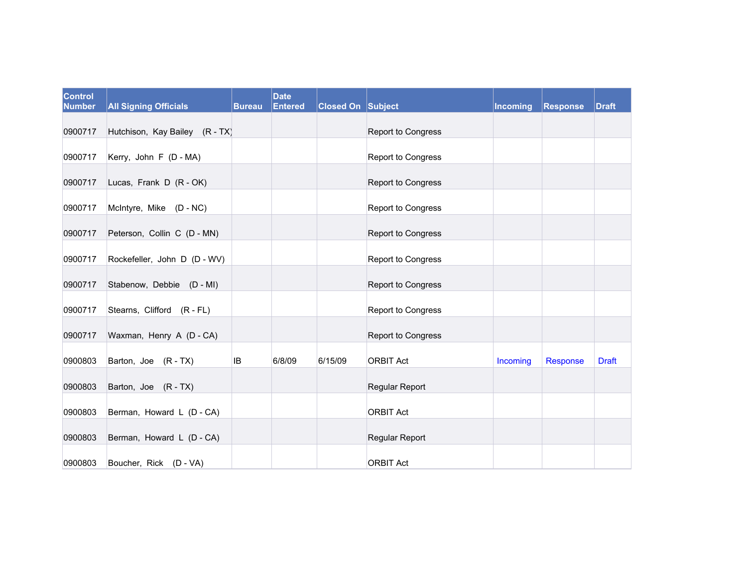| Control Number | All Signing Officials | Bureau | Date Entered | Closed On | Subject | Incoming | Response | Draft |
|---|---|---|---|---|---|---|---|---|
| 0900717 | Hutchison, Kay Bailey (R - TX) | | | | Report to Congress | | | |
| 0900717 | Kerry, John F (D - MA) | | | | Report to Congress | | | |
| 0900717 | Lucas, Frank D (R - OK) | | | | Report to Congress | | | |
| 0900717 | McIntyre, Mike (D - NC) | | | | Report to Congress | | | |
| 0900717 | Peterson, Collin C (D - MN) | | | | Report to Congress | | | |
| 0900717 | Rockefeller, John D (D - WV) | | | | Report to Congress | | | |
| 0900717 | Stabenow, Debbie (D - MI) | | | | Report to Congress | | | |
| 0900717 | Stearns, Clifford (R - FL) | | | | Report to Congress | | | |
| 0900717 | Waxman, Henry A (D - CA) | | | | Report to Congress | | | |
| 0900803 | Barton, Joe (R - TX) | IB | 6/8/09 | 6/15/09 | ORBIT Act | Incoming | Response | Draft |
| 0900803 | Barton, Joe (R - TX) | | | | Regular Report | | | |
| 0900803 | Berman, Howard L (D - CA) | | | | ORBIT Act | | | |
| 0900803 | Berman, Howard L (D - CA) | | | | Regular Report | | | |
| 0900803 | Boucher, Rick (D - VA) | | | | ORBIT Act | | | |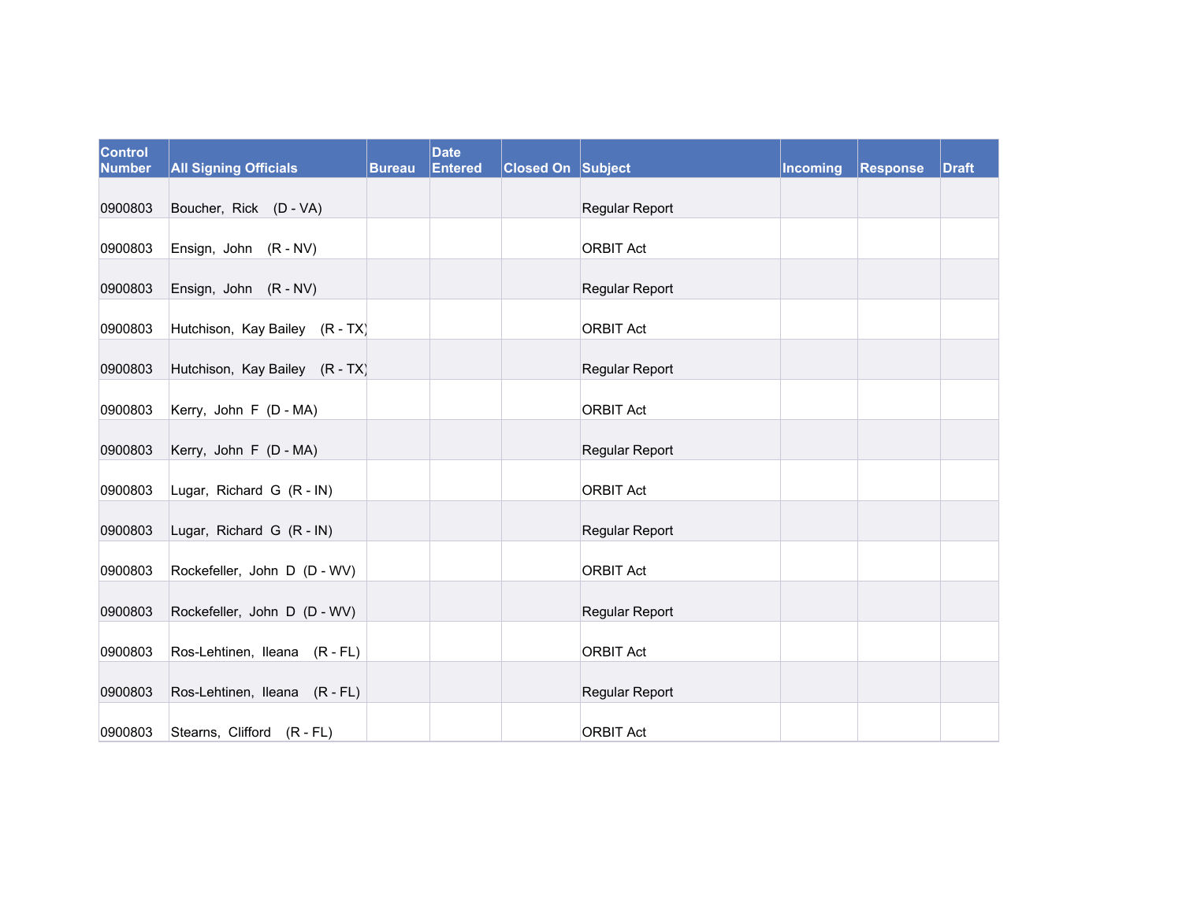| Control Number | All Signing Officials | Bureau | Date Entered | Closed On | Subject | Incoming | Response | Draft |
|---|---|---|---|---|---|---|---|---|
| 0900803 | Boucher, Rick (D - VA) | | | | Regular Report | | | |
| 0900803 | Ensign, John (R - NV) | | | | ORBIT Act | | | |
| 0900803 | Ensign, John (R - NV) | | | | Regular Report | | | |
| 0900803 | Hutchison, Kay Bailey (R - TX) | | | | ORBIT Act | | | |
| 0900803 | Hutchison, Kay Bailey (R - TX) | | | | Regular Report | | | |
| 0900803 | Kerry, John F (D - MA) | | | | ORBIT Act | | | |
| 0900803 | Kerry, John F (D - MA) | | | | Regular Report | | | |
| 0900803 | Lugar, Richard G (R - IN) | | | | ORBIT Act | | | |
| 0900803 | Lugar, Richard G (R - IN) | | | | Regular Report | | | |
| 0900803 | Rockefeller, John D (D - WV) | | | | ORBIT Act | | | |
| 0900803 | Rockefeller, John D (D - WV) | | | | Regular Report | | | |
| 0900803 | Ros-Lehtinen, Ileana (R - FL) | | | | ORBIT Act | | | |
| 0900803 | Ros-Lehtinen, Ileana (R - FL) | | | | Regular Report | | | |
| 0900803 | Stearns, Clifford (R - FL) | | | | ORBIT Act | | | |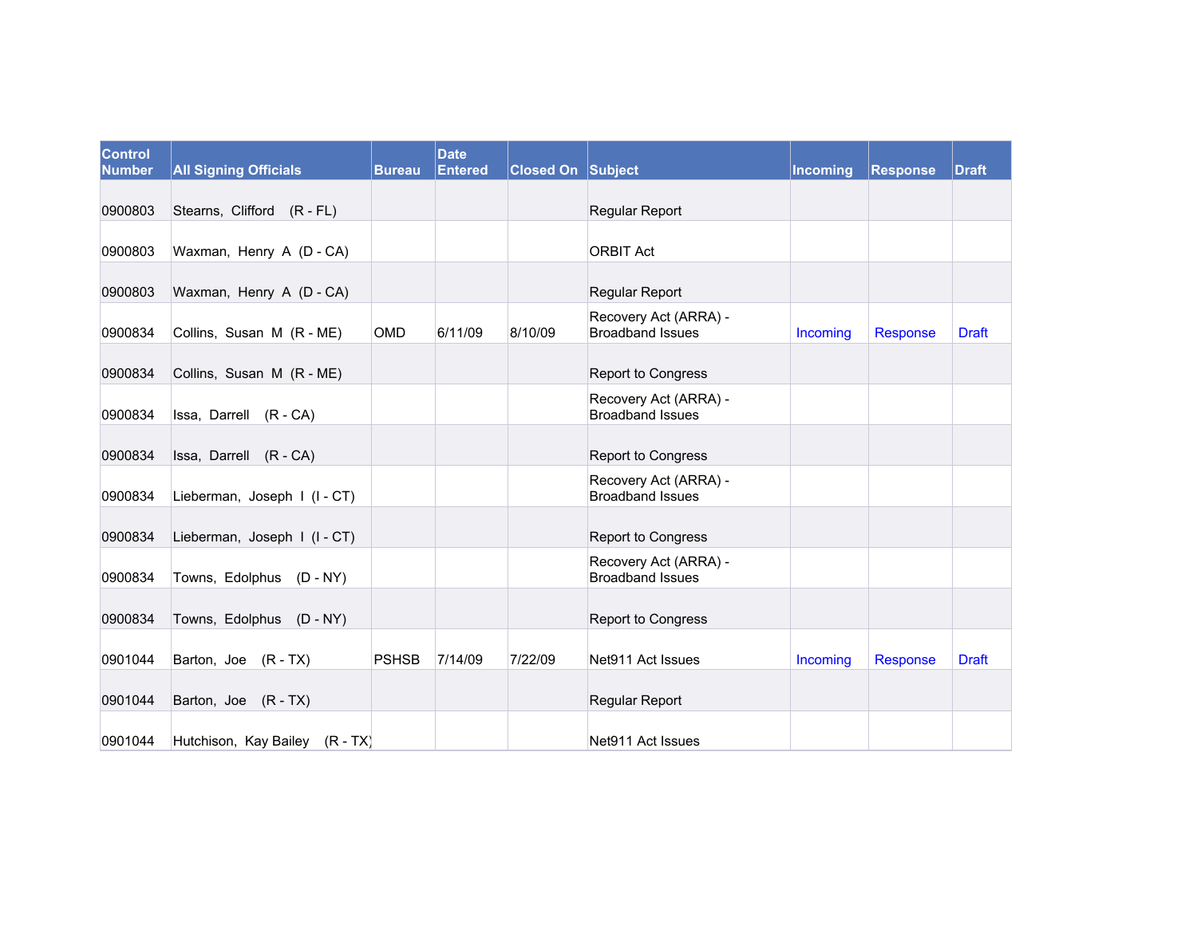| Control Number | All Signing Officials | Bureau | Date Entered | Closed On | Subject | Incoming | Response | Draft |
|---|---|---|---|---|---|---|---|---|
| 0900803 | Stearns, Clifford (R - FL) | | | | Regular Report | | | |
| 0900803 | Waxman, Henry A (D - CA) | | | | ORBIT Act | | | |
| 0900803 | Waxman, Henry A (D - CA) | | | | Regular Report | | | |
| 0900834 | Collins, Susan M (R - ME) | OMD | 6/11/09 | 8/10/09 | Recovery Act (ARRA) - Broadband Issues | Incoming | Response | Draft |
| 0900834 | Collins, Susan M (R - ME) | | | | Report to Congress | | | |
| 0900834 | Issa, Darrell (R - CA) | | | | Recovery Act (ARRA) - Broadband Issues | | | |
| 0900834 | Issa, Darrell (R - CA) | | | | Report to Congress | | | |
| 0900834 | Lieberman, Joseph I (I - CT) | | | | Recovery Act (ARRA) - Broadband Issues | | | |
| 0900834 | Lieberman, Joseph I (I - CT) | | | | Report to Congress | | | |
| 0900834 | Towns, Edolphus (D - NY) | | | | Recovery Act (ARRA) - Broadband Issues | | | |
| 0900834 | Towns, Edolphus (D - NY) | | | | Report to Congress | | | |
| 0901044 | Barton, Joe (R - TX) | PSHSB | 7/14/09 | 7/22/09 | Net911 Act Issues | Incoming | Response | Draft |
| 0901044 | Barton, Joe (R - TX) | | | | Regular Report | | | |
| 0901044 | Hutchison, Kay Bailey (R - TX) | | | | Net911 Act Issues | | | |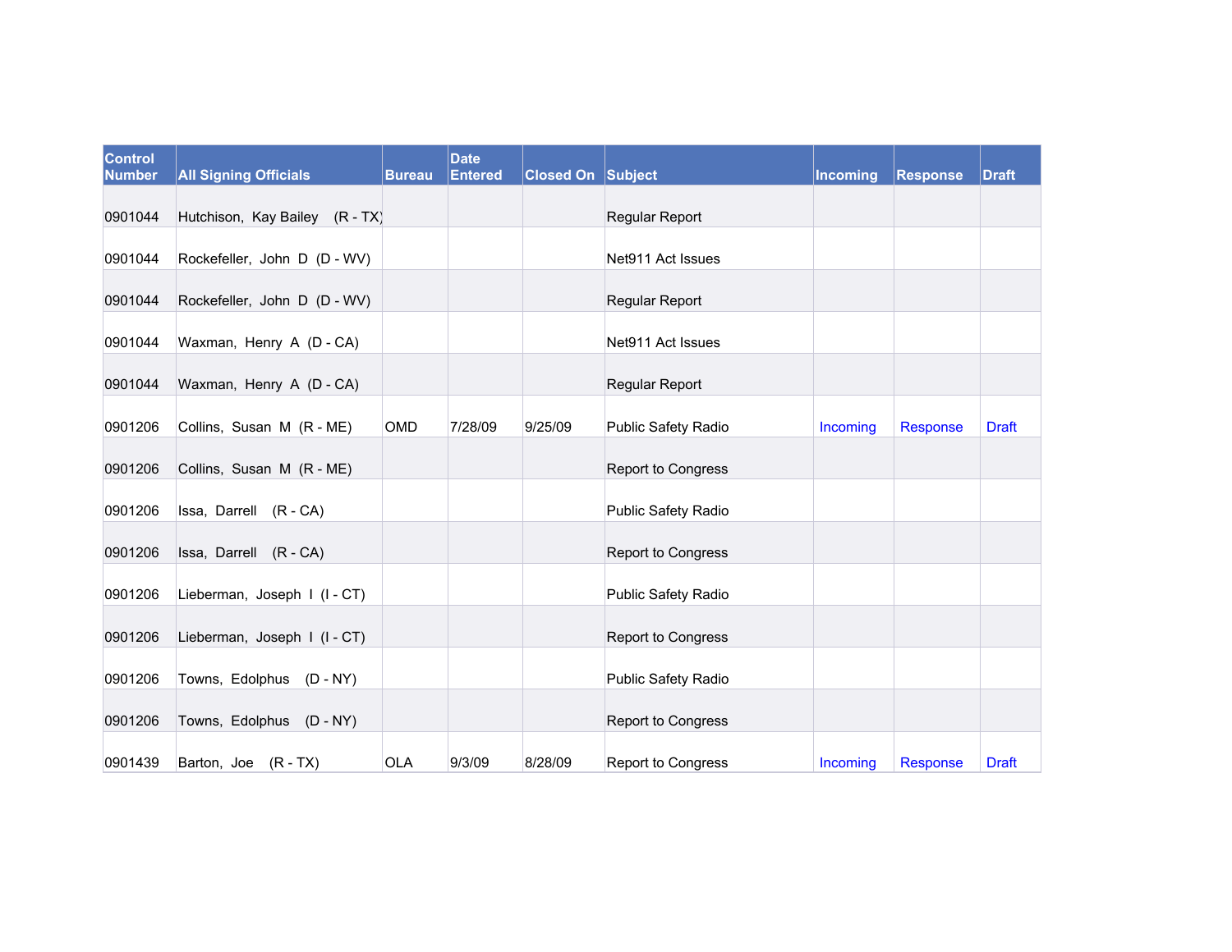| Control Number | All Signing Officials | Bureau | Date Entered | Closed On | Subject | Incoming | Response | Draft |
|---|---|---|---|---|---|---|---|---|
| 0901044 | Hutchison, Kay Bailey (R - TX) | | | | Regular Report | | | |
| 0901044 | Rockefeller, John D (D - WV) | | | | Net911 Act Issues | | | |
| 0901044 | Rockefeller, John D (D - WV) | | | | Regular Report | | | |
| 0901044 | Waxman, Henry A (D - CA) | | | | Net911 Act Issues | | | |
| 0901044 | Waxman, Henry A (D - CA) | | | | Regular Report | | | |
| 0901206 | Collins, Susan M (R - ME) | OMD | 7/28/09 | 9/25/09 | Public Safety Radio | Incoming | Response | Draft |
| 0901206 | Collins, Susan M (R - ME) | | | | Report to Congress | | | |
| 0901206 | Issa, Darrell (R - CA) | | | | Public Safety Radio | | | |
| 0901206 | Issa, Darrell (R - CA) | | | | Report to Congress | | | |
| 0901206 | Lieberman, Joseph I (I - CT) | | | | Public Safety Radio | | | |
| 0901206 | Lieberman, Joseph I (I - CT) | | | | Report to Congress | | | |
| 0901206 | Towns, Edolphus (D - NY) | | | | Public Safety Radio | | | |
| 0901206 | Towns, Edolphus (D - NY) | | | | Report to Congress | | | |
| 0901439 | Barton, Joe (R - TX) | OLA | 9/3/09 | 8/28/09 | Report to Congress | Incoming | Response | Draft |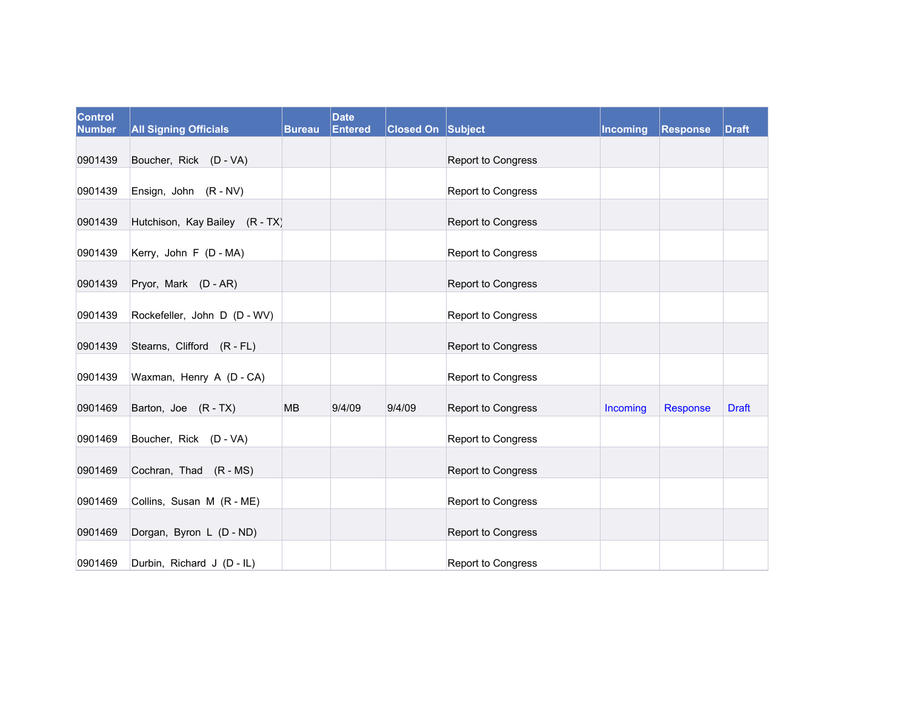| Control Number | All Signing Officials | Bureau | Date Entered | Closed On | Subject | Incoming | Response | Draft |
|---|---|---|---|---|---|---|---|---|
| 0901439 | Boucher, Rick (D - VA) | | | | Report to Congress | | | |
| 0901439 | Ensign, John (R - NV) | | | | Report to Congress | | | |
| 0901439 | Hutchison, Kay Bailey (R - TX) | | | | Report to Congress | | | |
| 0901439 | Kerry, John F (D - MA) | | | | Report to Congress | | | |
| 0901439 | Pryor, Mark (D - AR) | | | | Report to Congress | | | |
| 0901439 | Rockefeller, John D (D - WV) | | | | Report to Congress | | | |
| 0901439 | Stearns, Clifford (R - FL) | | | | Report to Congress | | | |
| 0901439 | Waxman, Henry A (D - CA) | | | | Report to Congress | | | |
| 0901469 | Barton, Joe (R - TX) | MB | 9/4/09 | 9/4/09 | Report to Congress | Incoming | Response | Draft |
| 0901469 | Boucher, Rick (D - VA) | | | | Report to Congress | | | |
| 0901469 | Cochran, Thad (R - MS) | | | | Report to Congress | | | |
| 0901469 | Collins, Susan M (R - ME) | | | | Report to Congress | | | |
| 0901469 | Dorgan, Byron L (D - ND) | | | | Report to Congress | | | |
| 0901469 | Durbin, Richard J (D - IL) | | | | Report to Congress | | | |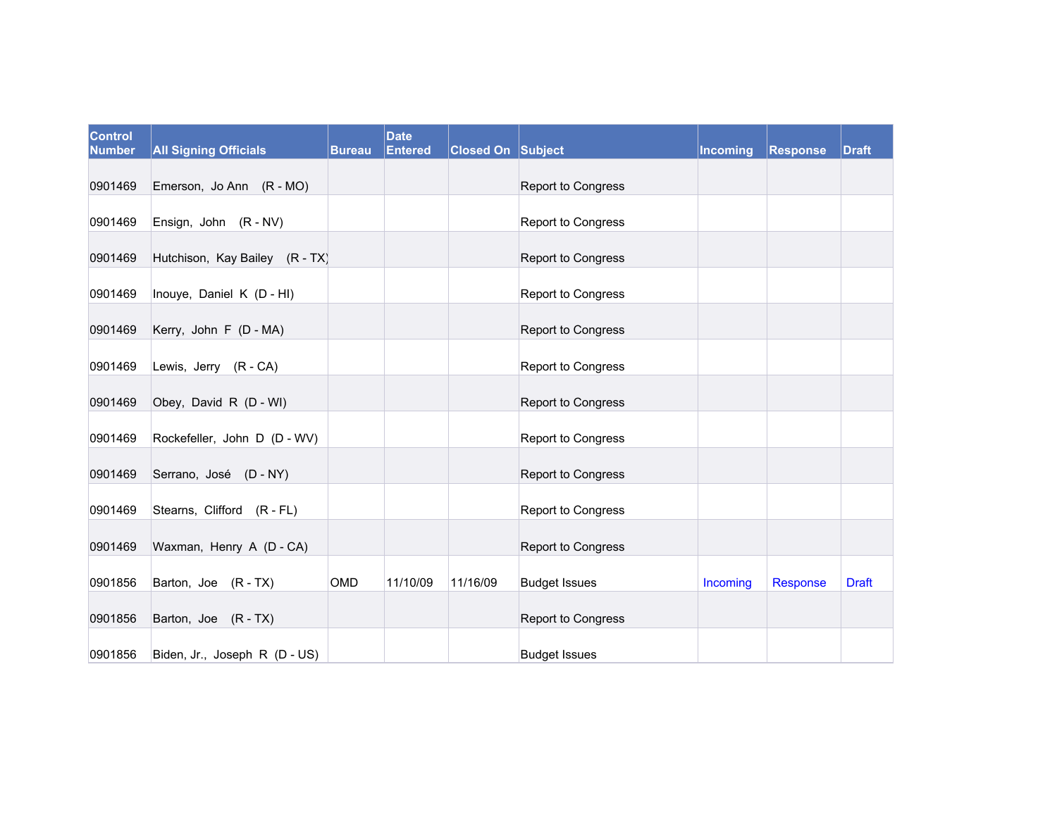| Control Number | All Signing Officials | Bureau | Date Entered | Closed On | Subject | Incoming | Response | Draft |
|---|---|---|---|---|---|---|---|---|
| 0901469 | Emerson, Jo Ann (R - MO) | | | | Report to Congress | | | |
| 0901469 | Ensign, John (R - NV) | | | | Report to Congress | | | |
| 0901469 | Hutchison, Kay Bailey (R - TX) | | | | Report to Congress | | | |
| 0901469 | Inouye, Daniel K (D - HI) | | | | Report to Congress | | | |
| 0901469 | Kerry, John F (D - MA) | | | | Report to Congress | | | |
| 0901469 | Lewis, Jerry (R - CA) | | | | Report to Congress | | | |
| 0901469 | Obey, David R (D - WI) | | | | Report to Congress | | | |
| 0901469 | Rockefeller, John D (D - WV) | | | | Report to Congress | | | |
| 0901469 | Serrano, José (D - NY) | | | | Report to Congress | | | |
| 0901469 | Stearns, Clifford (R - FL) | | | | Report to Congress | | | |
| 0901469 | Waxman, Henry A (D - CA) | | | | Report to Congress | | | |
| 0901856 | Barton, Joe (R - TX) | OMD | 11/10/09 | 11/16/09 | Budget Issues | Incoming | Response | Draft |
| 0901856 | Barton, Joe (R - TX) | | | | Report to Congress | | | |
| 0901856 | Biden, Jr., Joseph R (D - US) | | | | Budget Issues | | | |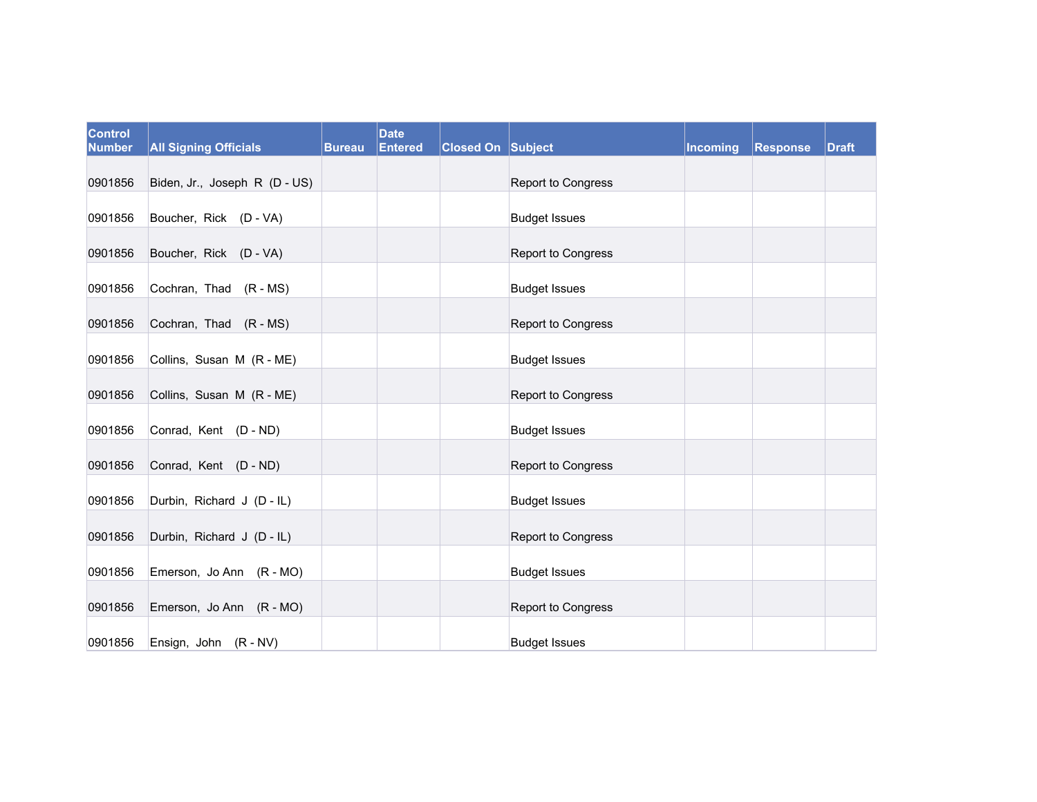| Control Number | All Signing Officials | Bureau | Date Entered | Closed On | Subject | Incoming | Response | Draft |
|---|---|---|---|---|---|---|---|---|
| 0901856 | Biden, Jr., Joseph R (D - US) | | | | Report to Congress | | | |
| 0901856 | Boucher, Rick (D - VA) | | | | Budget Issues | | | |
| 0901856 | Boucher, Rick (D - VA) | | | | Report to Congress | | | |
| 0901856 | Cochran, Thad (R - MS) | | | | Budget Issues | | | |
| 0901856 | Cochran, Thad (R - MS) | | | | Report to Congress | | | |
| 0901856 | Collins, Susan M (R - ME) | | | | Budget Issues | | | |
| 0901856 | Collins, Susan M (R - ME) | | | | Report to Congress | | | |
| 0901856 | Conrad, Kent (D - ND) | | | | Budget Issues | | | |
| 0901856 | Conrad, Kent (D - ND) | | | | Report to Congress | | | |
| 0901856 | Durbin, Richard J (D - IL) | | | | Budget Issues | | | |
| 0901856 | Durbin, Richard J (D - IL) | | | | Report to Congress | | | |
| 0901856 | Emerson, Jo Ann (R - MO) | | | | Budget Issues | | | |
| 0901856 | Emerson, Jo Ann (R - MO) | | | | Report to Congress | | | |
| 0901856 | Ensign, John (R - NV) | | | | Budget Issues | | | |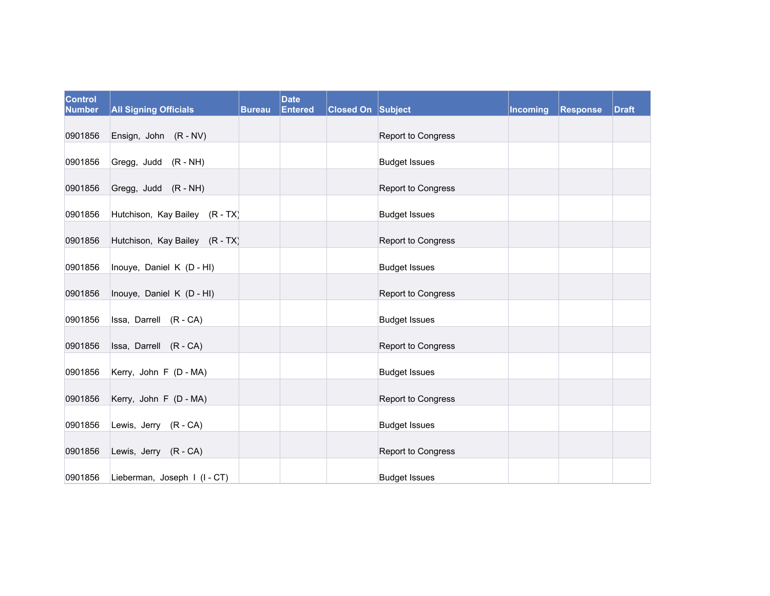| Control Number | All Signing Officials | Bureau | Date Entered | Closed On | Subject | Incoming | Response | Draft |
|---|---|---|---|---|---|---|---|---|
| 0901856 | Ensign, John (R - NV) | | | | Report to Congress | | | |
| 0901856 | Gregg, Judd (R - NH) | | | | Budget Issues | | | |
| 0901856 | Gregg, Judd (R - NH) | | | | Report to Congress | | | |
| 0901856 | Hutchison, Kay Bailey (R - TX) | | | | Budget Issues | | | |
| 0901856 | Hutchison, Kay Bailey (R - TX) | | | | Report to Congress | | | |
| 0901856 | Inouye, Daniel K (D - HI) | | | | Budget Issues | | | |
| 0901856 | Inouye, Daniel K (D - HI) | | | | Report to Congress | | | |
| 0901856 | Issa, Darrell (R - CA) | | | | Budget Issues | | | |
| 0901856 | Issa, Darrell (R - CA) | | | | Report to Congress | | | |
| 0901856 | Kerry, John F (D - MA) | | | | Budget Issues | | | |
| 0901856 | Kerry, John F (D - MA) | | | | Report to Congress | | | |
| 0901856 | Lewis, Jerry (R - CA) | | | | Budget Issues | | | |
| 0901856 | Lewis, Jerry (R - CA) | | | | Report to Congress | | | |
| 0901856 | Lieberman, Joseph I (I - CT) | | | | Budget Issues | | | |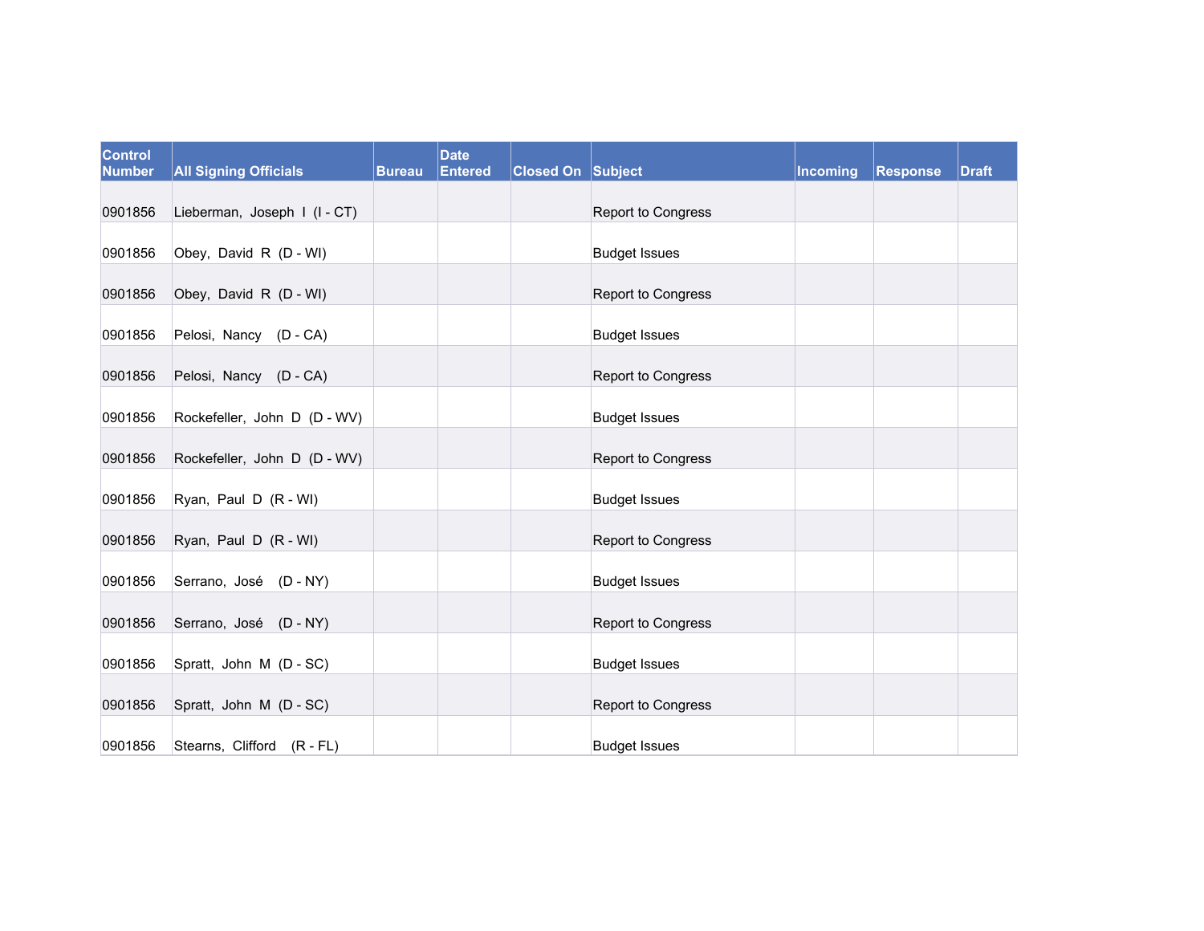| Control Number | All Signing Officials | Bureau | Date Entered | Closed On | Subject | Incoming | Response | Draft |
|---|---|---|---|---|---|---|---|---|
| 0901856 | Lieberman, Joseph I (I - CT) | | | | Report to Congress | | | |
| 0901856 | Obey, David R (D - WI) | | | | Budget Issues | | | |
| 0901856 | Obey, David R (D - WI) | | | | Report to Congress | | | |
| 0901856 | Pelosi, Nancy (D - CA) | | | | Budget Issues | | | |
| 0901856 | Pelosi, Nancy (D - CA) | | | | Report to Congress | | | |
| 0901856 | Rockefeller, John D (D - WV) | | | | Budget Issues | | | |
| 0901856 | Rockefeller, John D (D - WV) | | | | Report to Congress | | | |
| 0901856 | Ryan, Paul D (R - WI) | | | | Budget Issues | | | |
| 0901856 | Ryan, Paul D (R - WI) | | | | Report to Congress | | | |
| 0901856 | Serrano, José (D - NY) | | | | Budget Issues | | | |
| 0901856 | Serrano, José (D - NY) | | | | Report to Congress | | | |
| 0901856 | Spratt, John M (D - SC) | | | | Budget Issues | | | |
| 0901856 | Spratt, John M (D - SC) | | | | Report to Congress | | | |
| 0901856 | Stearns, Clifford (R - FL) | | | | Budget Issues | | | |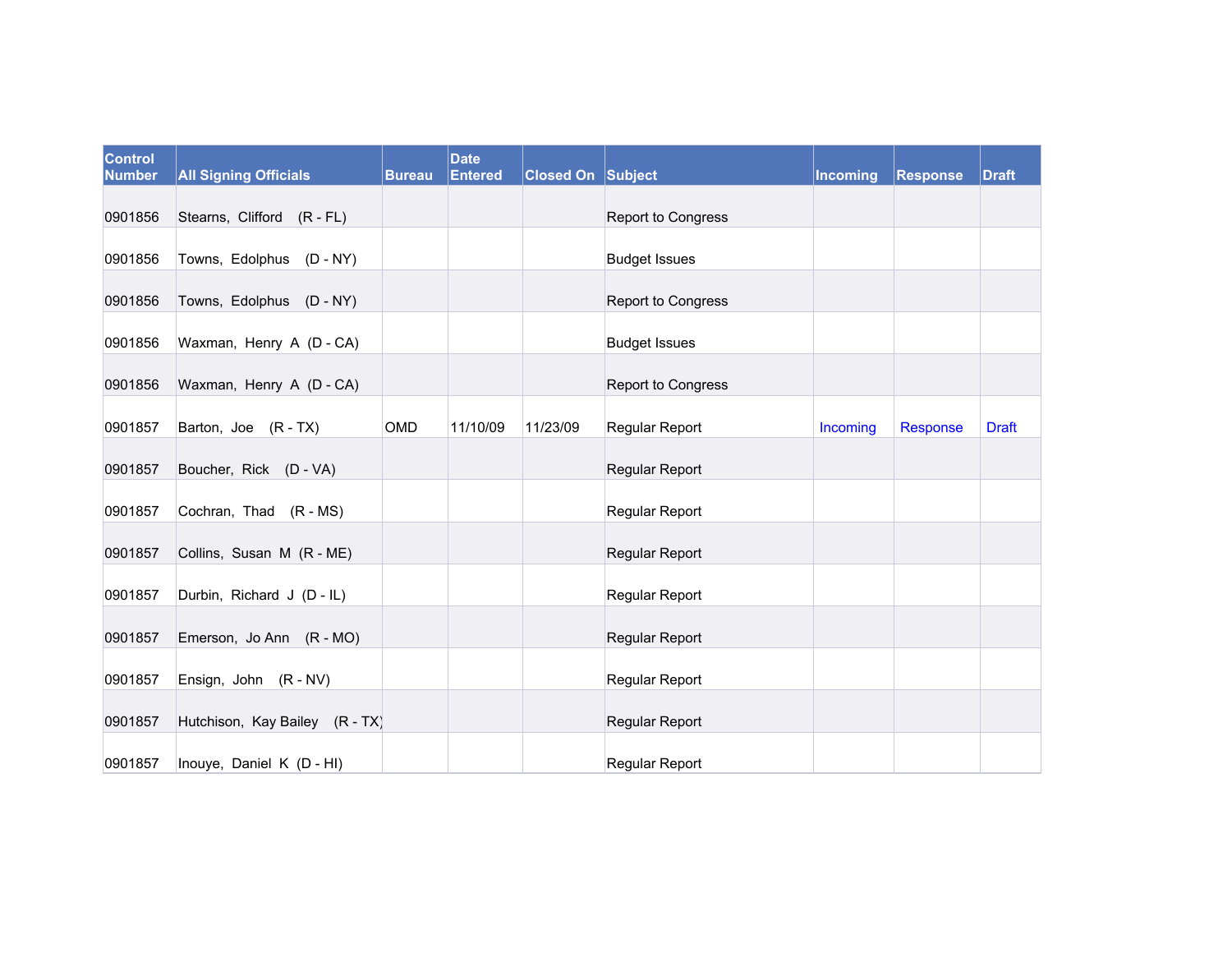| Control Number | All Signing Officials | Bureau | Date Entered | Closed On | Subject | Incoming | Response | Draft |
|---|---|---|---|---|---|---|---|---|
| 0901856 | Stearns, Clifford (R - FL) | | | | Report to Congress | | | |
| 0901856 | Towns, Edolphus (D - NY) | | | | Budget Issues | | | |
| 0901856 | Towns, Edolphus (D - NY) | | | | Report to Congress | | | |
| 0901856 | Waxman, Henry A (D - CA) | | | | Budget Issues | | | |
| 0901856 | Waxman, Henry A (D - CA) | | | | Report to Congress | | | |
| 0901857 | Barton, Joe (R - TX) | OMD | 11/10/09 | 11/23/09 | Regular Report | Incoming | Response | Draft |
| 0901857 | Boucher, Rick (D - VA) | | | | Regular Report | | | |
| 0901857 | Cochran, Thad (R - MS) | | | | Regular Report | | | |
| 0901857 | Collins, Susan M (R - ME) | | | | Regular Report | | | |
| 0901857 | Durbin, Richard J (D - IL) | | | | Regular Report | | | |
| 0901857 | Emerson, Jo Ann (R - MO) | | | | Regular Report | | | |
| 0901857 | Ensign, John (R - NV) | | | | Regular Report | | | |
| 0901857 | Hutchison, Kay Bailey (R - TX) | | | | Regular Report | | | |
| 0901857 | Inouye, Daniel K (D - HI) | | | | Regular Report | | | |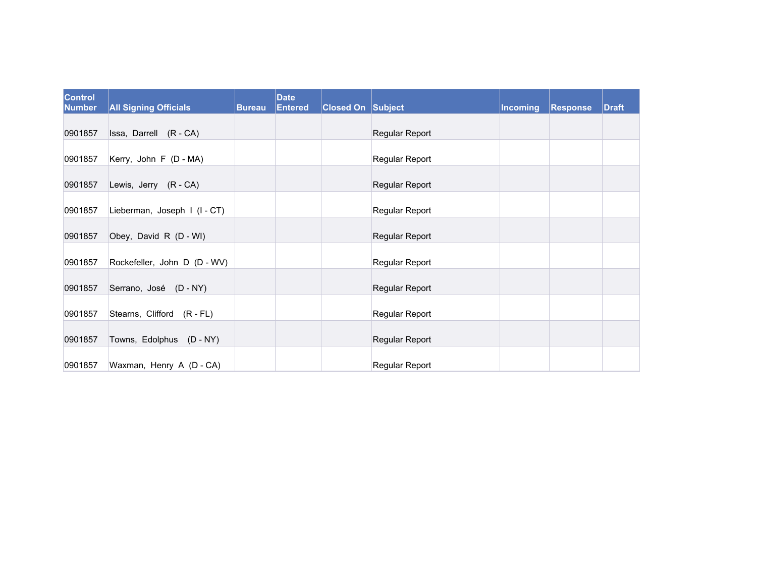| Control Number | All Signing Officials | Bureau | Date Entered | Closed On | Subject | Incoming | Response | Draft |
|---|---|---|---|---|---|---|---|---|
| 0901857 | Issa, Darrell (R - CA) | | | | Regular Report | | | |
| 0901857 | Kerry, John F (D - MA) | | | | Regular Report | | | |
| 0901857 | Lewis, Jerry (R - CA) | | | | Regular Report | | | |
| 0901857 | Lieberman, Joseph I (I - CT) | | | | Regular Report | | | |
| 0901857 | Obey, David R (D - WI) | | | | Regular Report | | | |
| 0901857 | Rockefeller, John D (D - WV) | | | | Regular Report | | | |
| 0901857 | Serrano, José (D - NY) | | | | Regular Report | | | |
| 0901857 | Stearns, Clifford (R - FL) | | | | Regular Report | | | |
| 0901857 | Towns, Edolphus (D - NY) | | | | Regular Report | | | |
| 0901857 | Waxman, Henry A (D - CA) | | | | Regular Report | | | |